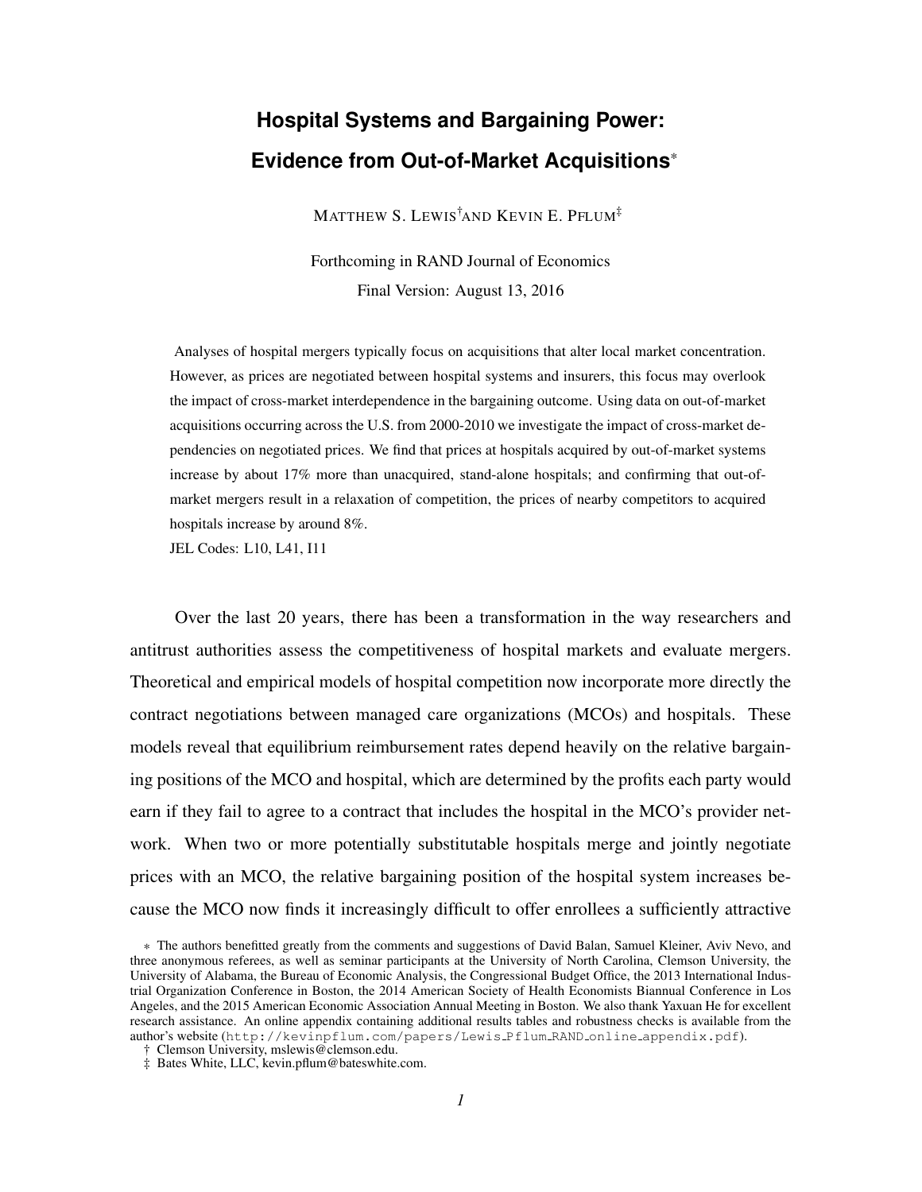# Hospital Systems and Bargaining Power: Evidence from Out-of-Market Acquisitions*

MATTHEW S. LEWIS† AND KEVIN E. PFLUM‡

Forthcoming in RAND Journal of Economics

Final Version: August 13, 2016

Analyses of hospital mergers typically focus on acquisitions that alter local market concentration. However, as prices are negotiated between hospital systems and insurers, this focus may overlook the impact of cross-market interdependence in the bargaining outcome. Using data on out-of-market acquisitions occurring across the U.S. from 2000-2010 we investigate the impact of cross-market dependencies on negotiated prices. We find that prices at hospitals acquired by out-of-market systems increase by about 17% more than unacquired, stand-alone hospitals; and confirming that out-of-market mergers result in a relaxation of competition, the prices of nearby competitors to acquired hospitals increase by around 8%.

JEL Codes: L10, L41, I11

Over the last 20 years, there has been a transformation in the way researchers and antitrust authorities assess the competitiveness of hospital markets and evaluate mergers. Theoretical and empirical models of hospital competition now incorporate more directly the contract negotiations between managed care organizations (MCOs) and hospitals. These models reveal that equilibrium reimbursement rates depend heavily on the relative bargaining positions of the MCO and hospital, which are determined by the profits each party would earn if they fail to agree to a contract that includes the hospital in the MCO's provider network. When two or more potentially substitutable hospitals merge and jointly negotiate prices with an MCO, the relative bargaining position of the hospital system increases because the MCO now finds it increasingly difficult to offer enrollees a sufficiently attractive

---

* The authors benefitted greatly from the comments and suggestions of David Balan, Samuel Kleiner, Aviv Nevo, and three anonymous referees, as well as seminar participants at the University of North Carolina, Clemson University, the University of Alabama, the Bureau of Economic Analysis, the Congressional Budget Office, the 2013 International Industrial Organization Conference in Boston, the 2014 American Society of Health Economists Biannual Conference in Los Angeles, and the 2015 American Economic Association Annual Meeting in Boston. We also thank Yaxuan He for excellent research assistance. An online appendix containing additional results tables and robustness checks is available from the author's website (`http://kevinpflum.com/papers/Lewis_Pflum_RAND_online_appendix.pdf`).

† Clemson University, mslewis@clemson.edu.

‡ Bates White, LLC, kevin.pflum@bateswhite.com.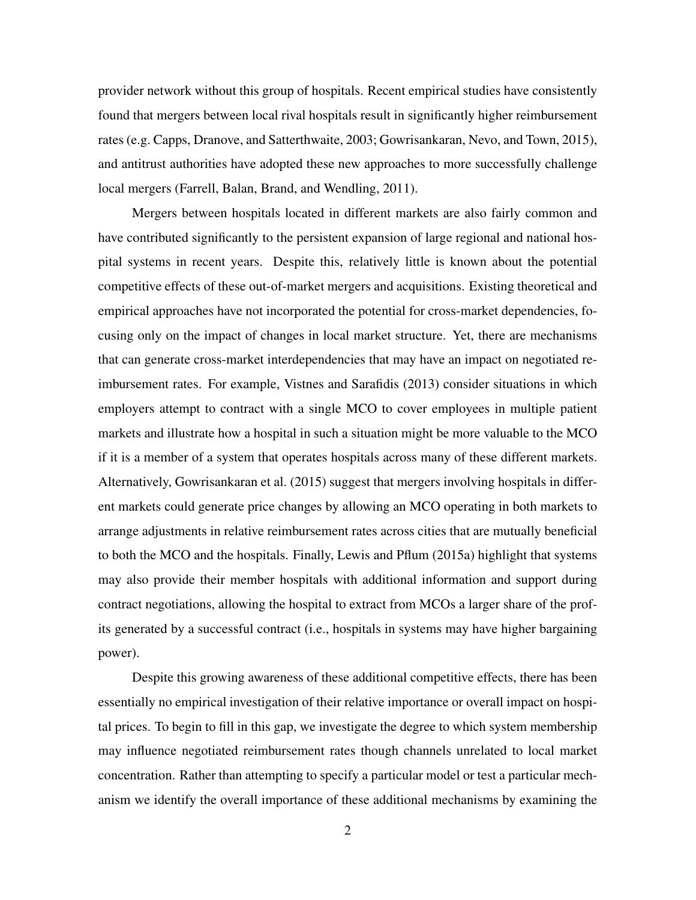provider network without this group of hospitals. Recent empirical studies have consistently found that mergers between local rival hospitals result in significantly higher reimbursement rates (e.g. Capps, Dranove, and Satterthwaite, 2003; Gowrisankaran, Nevo, and Town, 2015), and antitrust authorities have adopted these new approaches to more successfully challenge local mergers (Farrell, Balan, Brand, and Wendling, 2011).

Mergers between hospitals located in different markets are also fairly common and have contributed significantly to the persistent expansion of large regional and national hospital systems in recent years. Despite this, relatively little is known about the potential competitive effects of these out-of-market mergers and acquisitions. Existing theoretical and empirical approaches have not incorporated the potential for cross-market dependencies, focusing only on the impact of changes in local market structure. Yet, there are mechanisms that can generate cross-market interdependencies that may have an impact on negotiated reimbursement rates. For example, Vistnes and Sarafidis (2013) consider situations in which employers attempt to contract with a single MCO to cover employees in multiple patient markets and illustrate how a hospital in such a situation might be more valuable to the MCO if it is a member of a system that operates hospitals across many of these different markets. Alternatively, Gowrisankaran et al. (2015) suggest that mergers involving hospitals in different markets could generate price changes by allowing an MCO operating in both markets to arrange adjustments in relative reimbursement rates across cities that are mutually beneficial to both the MCO and the hospitals. Finally, Lewis and Pflum (2015a) highlight that systems may also provide their member hospitals with additional information and support during contract negotiations, allowing the hospital to extract from MCOs a larger share of the profits generated by a successful contract (i.e., hospitals in systems may have higher bargaining power).

Despite this growing awareness of these additional competitive effects, there has been essentially no empirical investigation of their relative importance or overall impact on hospital prices. To begin to fill in this gap, we investigate the degree to which system membership may influence negotiated reimbursement rates though channels unrelated to local market concentration. Rather than attempting to specify a particular model or test a particular mechanism we identify the overall importance of these additional mechanisms by examining the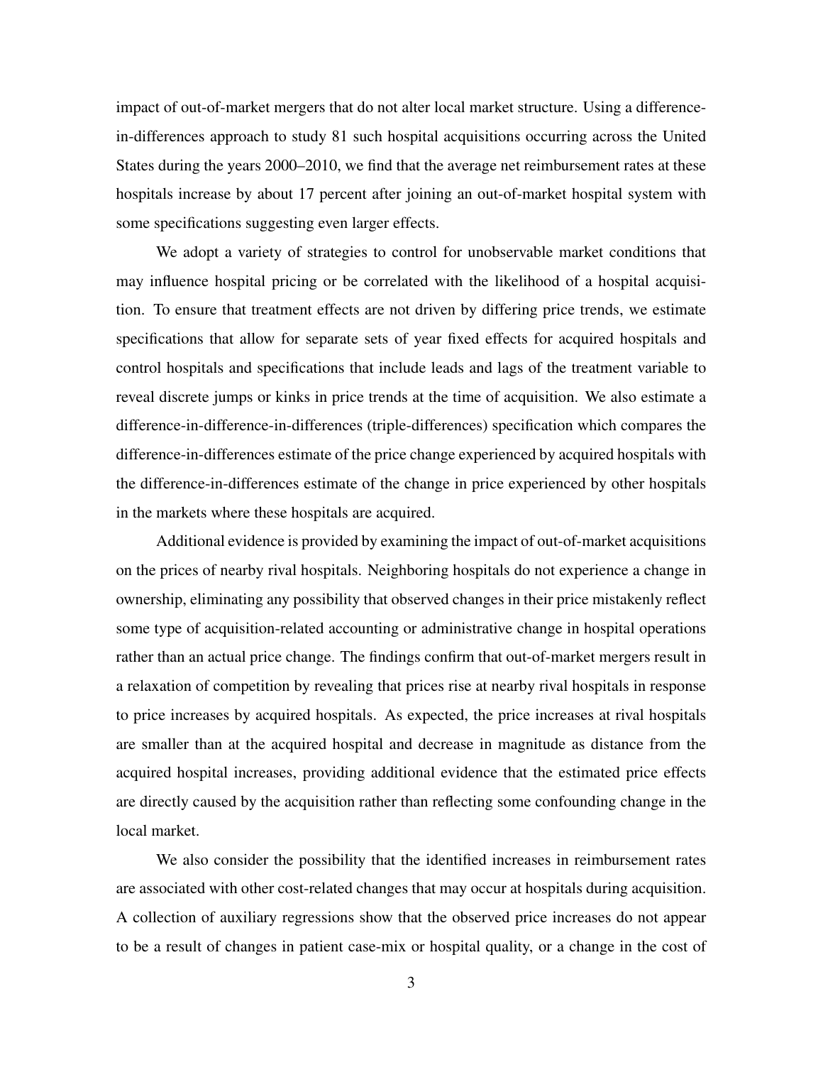impact of out-of-market mergers that do not alter local market structure. Using a difference-in-differences approach to study 81 such hospital acquisitions occurring across the United States during the years 2000–2010, we find that the average net reimbursement rates at these hospitals increase by about 17 percent after joining an out-of-market hospital system with some specifications suggesting even larger effects.

We adopt a variety of strategies to control for unobservable market conditions that may influence hospital pricing or be correlated with the likelihood of a hospital acquisition. To ensure that treatment effects are not driven by differing price trends, we estimate specifications that allow for separate sets of year fixed effects for acquired hospitals and control hospitals and specifications that include leads and lags of the treatment variable to reveal discrete jumps or kinks in price trends at the time of acquisition. We also estimate a difference-in-difference-in-differences (triple-differences) specification which compares the difference-in-differences estimate of the price change experienced by acquired hospitals with the difference-in-differences estimate of the change in price experienced by other hospitals in the markets where these hospitals are acquired.

Additional evidence is provided by examining the impact of out-of-market acquisitions on the prices of nearby rival hospitals. Neighboring hospitals do not experience a change in ownership, eliminating any possibility that observed changes in their price mistakenly reflect some type of acquisition-related accounting or administrative change in hospital operations rather than an actual price change. The findings confirm that out-of-market mergers result in a relaxation of competition by revealing that prices rise at nearby rival hospitals in response to price increases by acquired hospitals. As expected, the price increases at rival hospitals are smaller than at the acquired hospital and decrease in magnitude as distance from the acquired hospital increases, providing additional evidence that the estimated price effects are directly caused by the acquisition rather than reflecting some confounding change in the local market.

We also consider the possibility that the identified increases in reimbursement rates are associated with other cost-related changes that may occur at hospitals during acquisition. A collection of auxiliary regressions show that the observed price increases do not appear to be a result of changes in patient case-mix or hospital quality, or a change in the cost of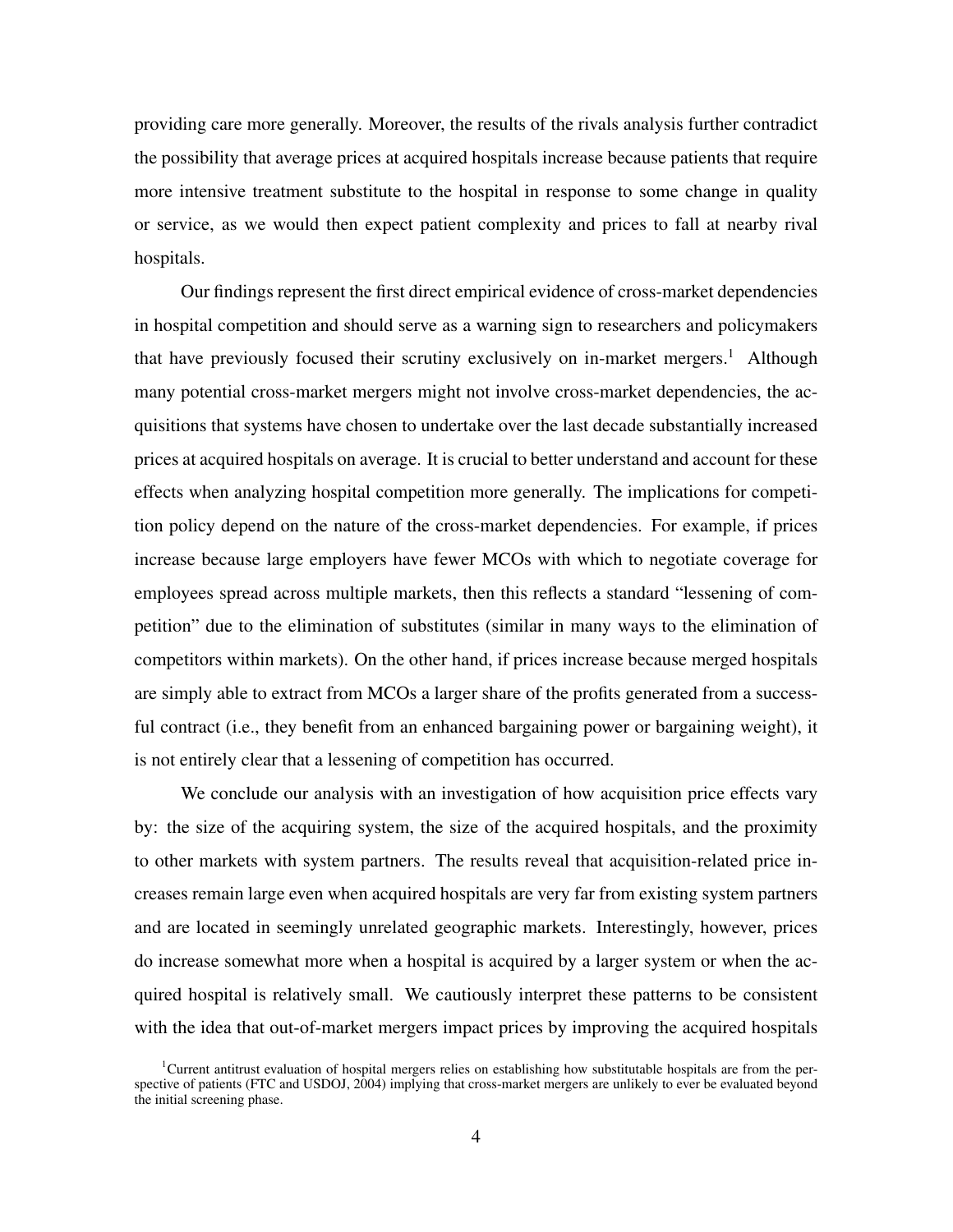providing care more generally. Moreover, the results of the rivals analysis further contradict the possibility that average prices at acquired hospitals increase because patients that require more intensive treatment substitute to the hospital in response to some change in quality or service, as we would then expect patient complexity and prices to fall at nearby rival hospitals.

Our findings represent the first direct empirical evidence of cross-market dependencies in hospital competition and should serve as a warning sign to researchers and policymakers that have previously focused their scrutiny exclusively on in-market mergers.[1] Although many potential cross-market mergers might not involve cross-market dependencies, the acquisitions that systems have chosen to undertake over the last decade substantially increased prices at acquired hospitals on average. It is crucial to better understand and account for these effects when analyzing hospital competition more generally. The implications for competition policy depend on the nature of the cross-market dependencies. For example, if prices increase because large employers have fewer MCOs with which to negotiate coverage for employees spread across multiple markets, then this reflects a standard "lessening of competition" due to the elimination of substitutes (similar in many ways to the elimination of competitors within markets). On the other hand, if prices increase because merged hospitals are simply able to extract from MCOs a larger share of the profits generated from a successful contract (i.e., they benefit from an enhanced bargaining power or bargaining weight), it is not entirely clear that a lessening of competition has occurred.

We conclude our analysis with an investigation of how acquisition price effects vary by: the size of the acquiring system, the size of the acquired hospitals, and the proximity to other markets with system partners. The results reveal that acquisition-related price increases remain large even when acquired hospitals are very far from existing system partners and are located in seemingly unrelated geographic markets. Interestingly, however, prices do increase somewhat more when a hospital is acquired by a larger system or when the acquired hospital is relatively small. We cautiously interpret these patterns to be consistent with the idea that out-of-market mergers impact prices by improving the acquired hospitals

[1] Current antitrust evaluation of hospital mergers relies on establishing how substitutable hospitals are from the perspective of patients (FTC and USDOJ, 2004) implying that cross-market mergers are unlikely to ever be evaluated beyond the initial screening phase.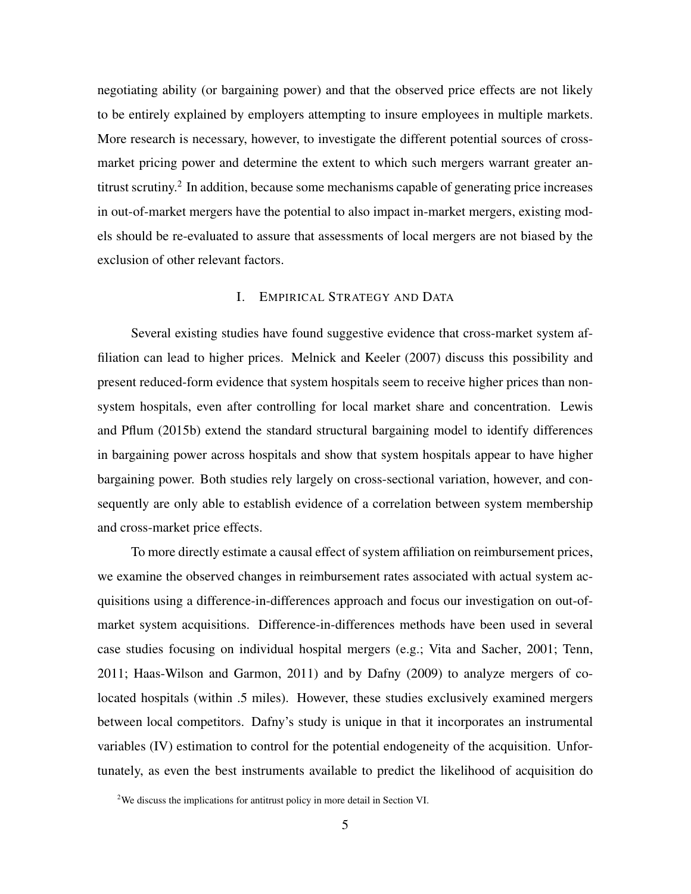negotiating ability (or bargaining power) and that the observed price effects are not likely to be entirely explained by employers attempting to insure employees in multiple markets. More research is necessary, however, to investigate the different potential sources of cross-market pricing power and determine the extent to which such mergers warrant greater antitrust scrutiny.[2] In addition, because some mechanisms capable of generating price increases in out-of-market mergers have the potential to also impact in-market mergers, existing models should be re-evaluated to assure that assessments of local mergers are not biased by the exclusion of other relevant factors.

## I. Empirical Strategy and Data

Several existing studies have found suggestive evidence that cross-market system affiliation can lead to higher prices. Melnick and Keeler (2007) discuss this possibility and present reduced-form evidence that system hospitals seem to receive higher prices than non-system hospitals, even after controlling for local market share and concentration. Lewis and Pflum (2015b) extend the standard structural bargaining model to identify differences in bargaining power across hospitals and show that system hospitals appear to have higher bargaining power. Both studies rely largely on cross-sectional variation, however, and consequently are only able to establish evidence of a correlation between system membership and cross-market price effects.

To more directly estimate a causal effect of system affiliation on reimbursement prices, we examine the observed changes in reimbursement rates associated with actual system acquisitions using a difference-in-differences approach and focus our investigation on out-of-market system acquisitions. Difference-in-differences methods have been used in several case studies focusing on individual hospital mergers (e.g.; Vita and Sacher, 2001; Tenn, 2011; Haas-Wilson and Garmon, 2011) and by Dafny (2009) to analyze mergers of co-located hospitals (within .5 miles). However, these studies exclusively examined mergers between local competitors. Dafny's study is unique in that it incorporates an instrumental variables (IV) estimation to control for the potential endogeneity of the acquisition. Unfortunately, as even the best instruments available to predict the likelihood of acquisition do

[2] We discuss the implications for antitrust policy in more detail in Section VI.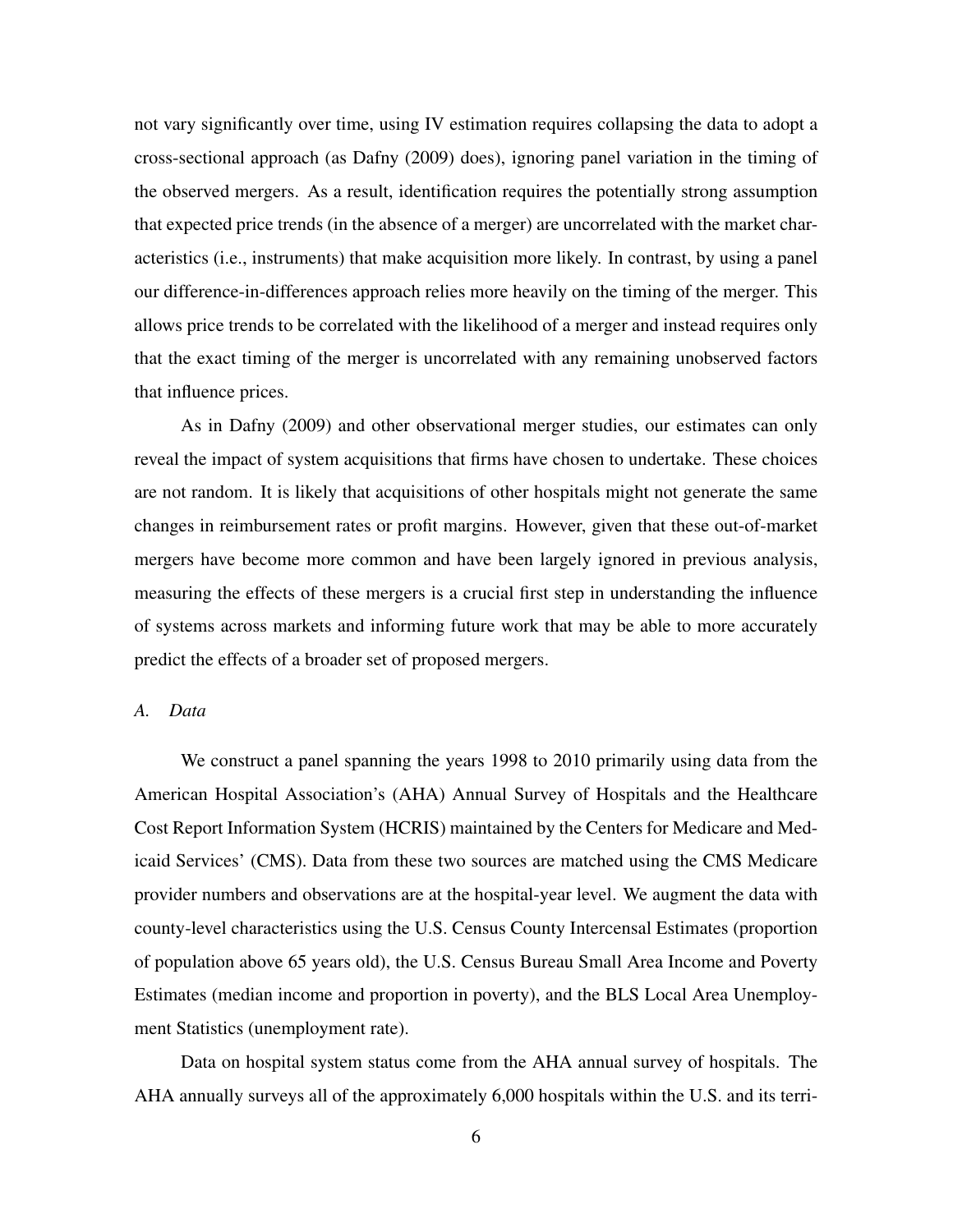not vary significantly over time, using IV estimation requires collapsing the data to adopt a cross-sectional approach (as Dafny (2009) does), ignoring panel variation in the timing of the observed mergers. As a result, identification requires the potentially strong assumption that expected price trends (in the absence of a merger) are uncorrelated with the market characteristics (i.e., instruments) that make acquisition more likely. In contrast, by using a panel our difference-in-differences approach relies more heavily on the timing of the merger. This allows price trends to be correlated with the likelihood of a merger and instead requires only that the exact timing of the merger is uncorrelated with any remaining unobserved factors that influence prices.

As in Dafny (2009) and other observational merger studies, our estimates can only reveal the impact of system acquisitions that firms have chosen to undertake. These choices are not random. It is likely that acquisitions of other hospitals might not generate the same changes in reimbursement rates or profit margins. However, given that these out-of-market mergers have become more common and have been largely ignored in previous analysis, measuring the effects of these mergers is a crucial first step in understanding the influence of systems across markets and informing future work that may be able to more accurately predict the effects of a broader set of proposed mergers.

### *A. Data*

We construct a panel spanning the years 1998 to 2010 primarily using data from the American Hospital Association's (AHA) Annual Survey of Hospitals and the Healthcare Cost Report Information System (HCRIS) maintained by the Centers for Medicare and Medicaid Services' (CMS). Data from these two sources are matched using the CMS Medicare provider numbers and observations are at the hospital-year level. We augment the data with county-level characteristics using the U.S. Census County Intercensal Estimates (proportion of population above 65 years old), the U.S. Census Bureau Small Area Income and Poverty Estimates (median income and proportion in poverty), and the BLS Local Area Unemployment Statistics (unemployment rate).

Data on hospital system status come from the AHA annual survey of hospitals. The AHA annually surveys all of the approximately 6,000 hospitals within the U.S. and its terri-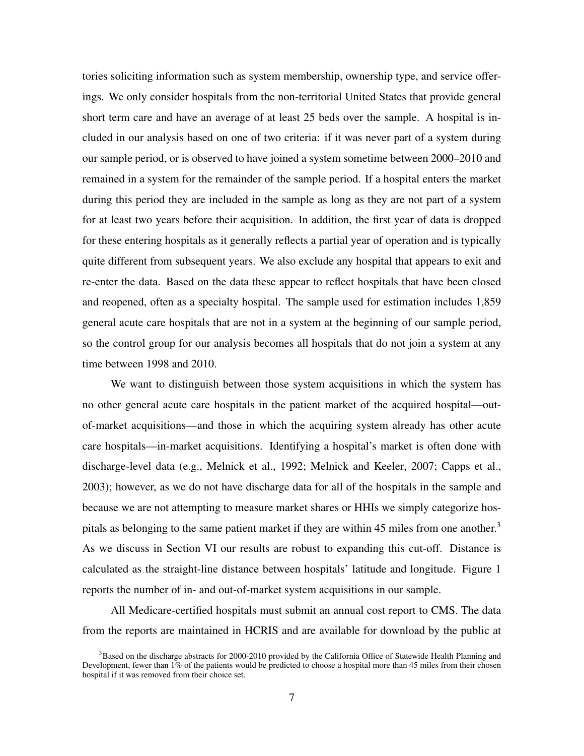tories soliciting information such as system membership, ownership type, and service offerings. We only consider hospitals from the non-territorial United States that provide general short term care and have an average of at least 25 beds over the sample. A hospital is included in our analysis based on one of two criteria: if it was never part of a system during our sample period, or is observed to have joined a system sometime between 2000–2010 and remained in a system for the remainder of the sample period. If a hospital enters the market during this period they are included in the sample as long as they are not part of a system for at least two years before their acquisition. In addition, the first year of data is dropped for these entering hospitals as it generally reflects a partial year of operation and is typically quite different from subsequent years. We also exclude any hospital that appears to exit and re-enter the data. Based on the data these appear to reflect hospitals that have been closed and reopened, often as a specialty hospital. The sample used for estimation includes 1,859 general acute care hospitals that are not in a system at the beginning of our sample period, so the control group for our analysis becomes all hospitals that do not join a system at any time between 1998 and 2010.

We want to distinguish between those system acquisitions in which the system has no other general acute care hospitals in the patient market of the acquired hospital—out-of-market acquisitions—and those in which the acquiring system already has other acute care hospitals—in-market acquisitions. Identifying a hospital's market is often done with discharge-level data (e.g., Melnick et al., 1992; Melnick and Keeler, 2007; Capps et al., 2003); however, as we do not have discharge data for all of the hospitals in the sample and because we are not attempting to measure market shares or HHIs we simply categorize hospitals as belonging to the same patient market if they are within 45 miles from one another.[3] As we discuss in Section VI our results are robust to expanding this cut-off. Distance is calculated as the straight-line distance between hospitals' latitude and longitude. Figure 1 reports the number of in- and out-of-market system acquisitions in our sample.

All Medicare-certified hospitals must submit an annual cost report to CMS. The data from the reports are maintained in HCRIS and are available for download by the public at

[3]Based on the discharge abstracts for 2000-2010 provided by the California Office of Statewide Health Planning and Development, fewer than 1% of the patients would be predicted to choose a hospital more than 45 miles from their chosen hospital if it was removed from their choice set.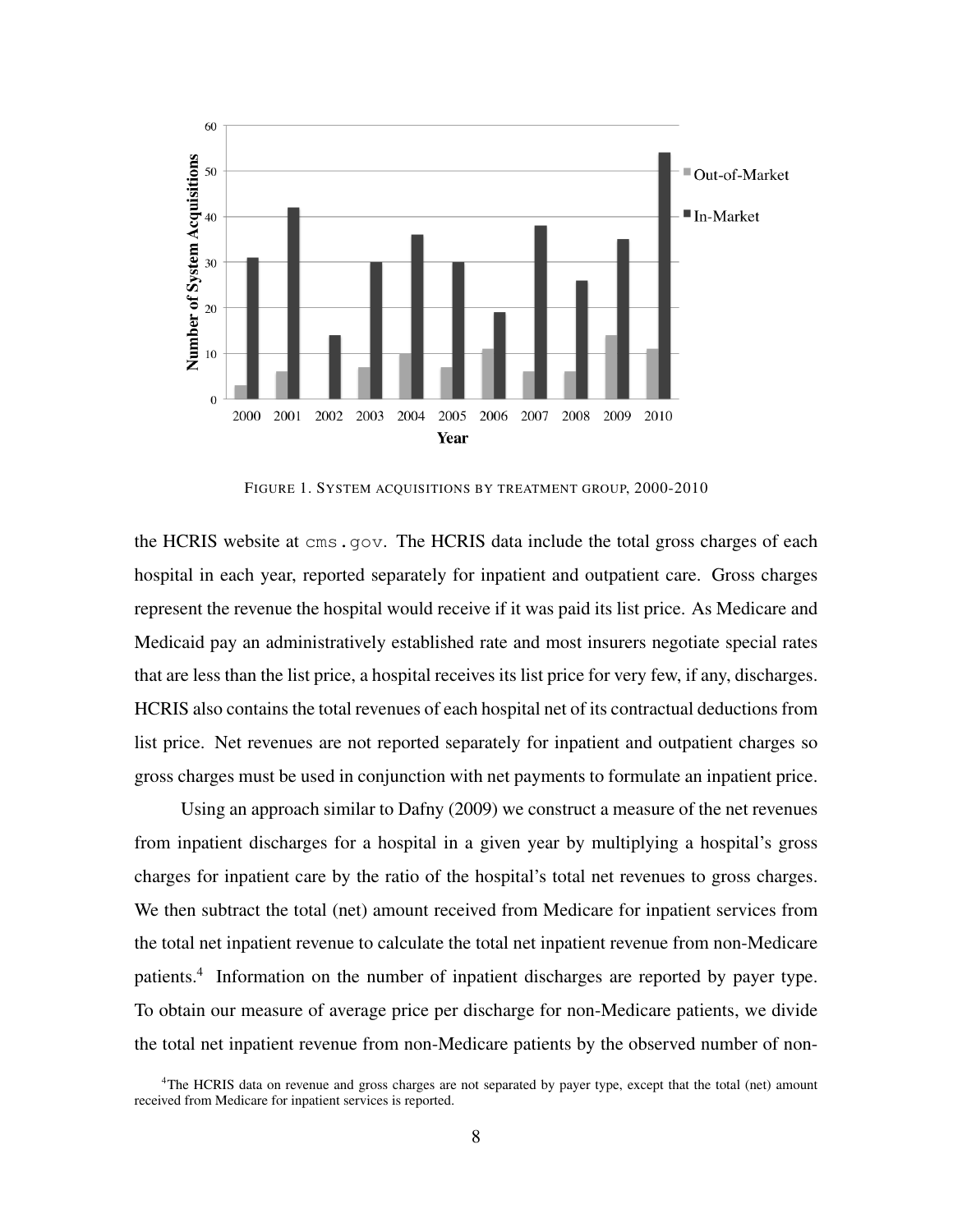FIGURE 1. SYSTEM ACQUISITIONS BY TREATMENT GROUP, 2000-2010

the HCRIS website at cms.gov. The HCRIS data include the total gross charges of each hospital in each year, reported separately for inpatient and outpatient care. Gross charges represent the revenue the hospital would receive if it was paid its list price. As Medicare and Medicaid pay an administratively established rate and most insurers negotiate special rates that are less than the list price, a hospital receives its list price for very few, if any, discharges. HCRIS also contains the total revenues of each hospital net of its contractual deductions from list price. Net revenues are not reported separately for inpatient and outpatient charges so gross charges must be used in conjunction with net payments to formulate an inpatient price.

Using an approach similar to Dafny (2009) we construct a measure of the net revenues from inpatient discharges for a hospital in a given year by multiplying a hospital's gross charges for inpatient care by the ratio of the hospital's total net revenues to gross charges. We then subtract the total (net) amount received from Medicare for inpatient services from the total net inpatient revenue to calculate the total net inpatient revenue from non-Medicare patients.[4] Information on the number of inpatient discharges are reported by payer type. To obtain our measure of average price per discharge for non-Medicare patients, we divide the total net inpatient revenue from non-Medicare patients by the observed number of non-

[4]The HCRIS data on revenue and gross charges are not separated by payer type, except that the total (net) amount received from Medicare for inpatient services is reported.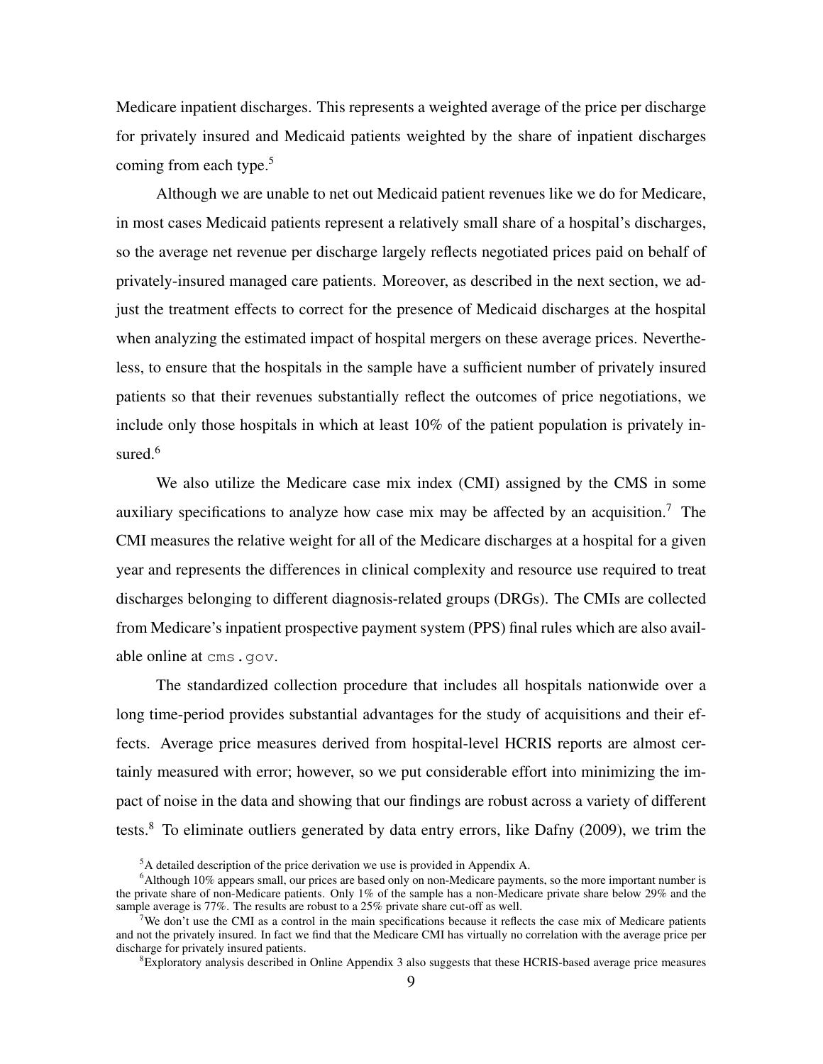Medicare inpatient discharges. This represents a weighted average of the price per discharge for privately insured and Medicaid patients weighted by the share of inpatient discharges coming from each type.[5]

Although we are unable to net out Medicaid patient revenues like we do for Medicare, in most cases Medicaid patients represent a relatively small share of a hospital's discharges, so the average net revenue per discharge largely reflects negotiated prices paid on behalf of privately-insured managed care patients. Moreover, as described in the next section, we adjust the treatment effects to correct for the presence of Medicaid discharges at the hospital when analyzing the estimated impact of hospital mergers on these average prices. Nevertheless, to ensure that the hospitals in the sample have a sufficient number of privately insured patients so that their revenues substantially reflect the outcomes of price negotiations, we include only those hospitals in which at least 10% of the patient population is privately insured.[6]

We also utilize the Medicare case mix index (CMI) assigned by the CMS in some auxiliary specifications to analyze how case mix may be affected by an acquisition.[7] The CMI measures the relative weight for all of the Medicare discharges at a hospital for a given year and represents the differences in clinical complexity and resource use required to treat discharges belonging to different diagnosis-related groups (DRGs). The CMIs are collected from Medicare's inpatient prospective payment system (PPS) final rules which are also available online at `cms.gov`.

The standardized collection procedure that includes all hospitals nationwide over a long time-period provides substantial advantages for the study of acquisitions and their effects. Average price measures derived from hospital-level HCRIS reports are almost certainly measured with error; however, so we put considerable effort into minimizing the impact of noise in the data and showing that our findings are robust across a variety of different tests.[8] To eliminate outliers generated by data entry errors, like Dafny (2009), we trim the

---

[5] A detailed description of the price derivation we use is provided in Appendix A.

[6] Although 10% appears small, our prices are based only on non-Medicare payments, so the more important number is the private share of non-Medicare patients. Only 1% of the sample has a non-Medicare private share below 29% and the sample average is 77%. The results are robust to a 25% private share cut-off as well.

[7] We don't use the CMI as a control in the main specifications because it reflects the case mix of Medicare patients and not the privately insured. In fact we find that the Medicare CMI has virtually no correlation with the average price per discharge for privately insured patients.

[8] Exploratory analysis described in Online Appendix 3 also suggests that these HCRIS-based average price measures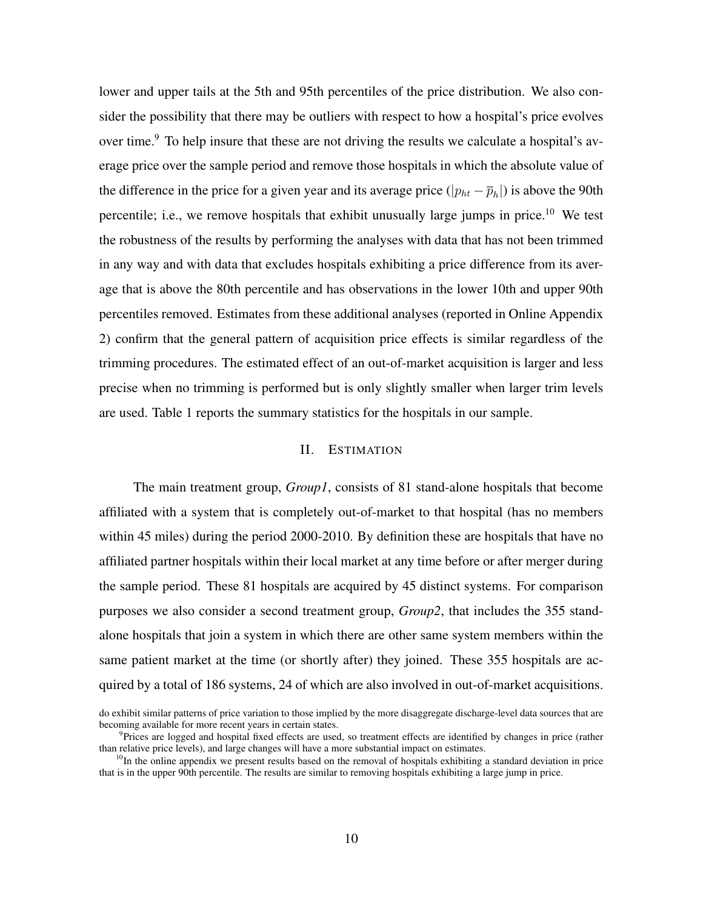lower and upper tails at the 5th and 95th percentiles of the price distribution. We also consider the possibility that there may be outliers with respect to how a hospital's price evolves over time.[9] To help insure that these are not driving the results we calculate a hospital's average price over the sample period and remove those hospitals in which the absolute value of the difference in the price for a given year and its average price ($|p_{ht} - \overline{p}_h|$) is above the 90th percentile; i.e., we remove hospitals that exhibit unusually large jumps in price.[10] We test the robustness of the results by performing the analyses with data that has not been trimmed in any way and with data that excludes hospitals exhibiting a price difference from its average that is above the 80th percentile and has observations in the lower 10th and upper 90th percentiles removed. Estimates from these additional analyses (reported in Online Appendix 2) confirm that the general pattern of acquisition price effects is similar regardless of the trimming procedures. The estimated effect of an out-of-market acquisition is larger and less precise when no trimming is performed but is only slightly smaller when larger trim levels are used. Table 1 reports the summary statistics for the hospitals in our sample.

## II. Estimation

The main treatment group, *Group1*, consists of 81 stand-alone hospitals that become affiliated with a system that is completely out-of-market to that hospital (has no members within 45 miles) during the period 2000-2010. By definition these are hospitals that have no affiliated partner hospitals within their local market at any time before or after merger during the sample period. These 81 hospitals are acquired by 45 distinct systems. For comparison purposes we also consider a second treatment group, *Group2*, that includes the 355 stand-alone hospitals that join a system in which there are other same system members within the same patient market at the time (or shortly after) they joined. These 355 hospitals are acquired by a total of 186 systems, 24 of which are also involved in out-of-market acquisitions.

do exhibit similar patterns of price variation to those implied by the more disaggregate discharge-level data sources that are becoming available for more recent years in certain states.

[9] Prices are logged and hospital fixed effects are used, so treatment effects are identified by changes in price (rather than relative price levels), and large changes will have a more substantial impact on estimates.

[10] In the online appendix we present results based on the removal of hospitals exhibiting a standard deviation in price that is in the upper 90th percentile. The results are similar to removing hospitals exhibiting a large jump in price.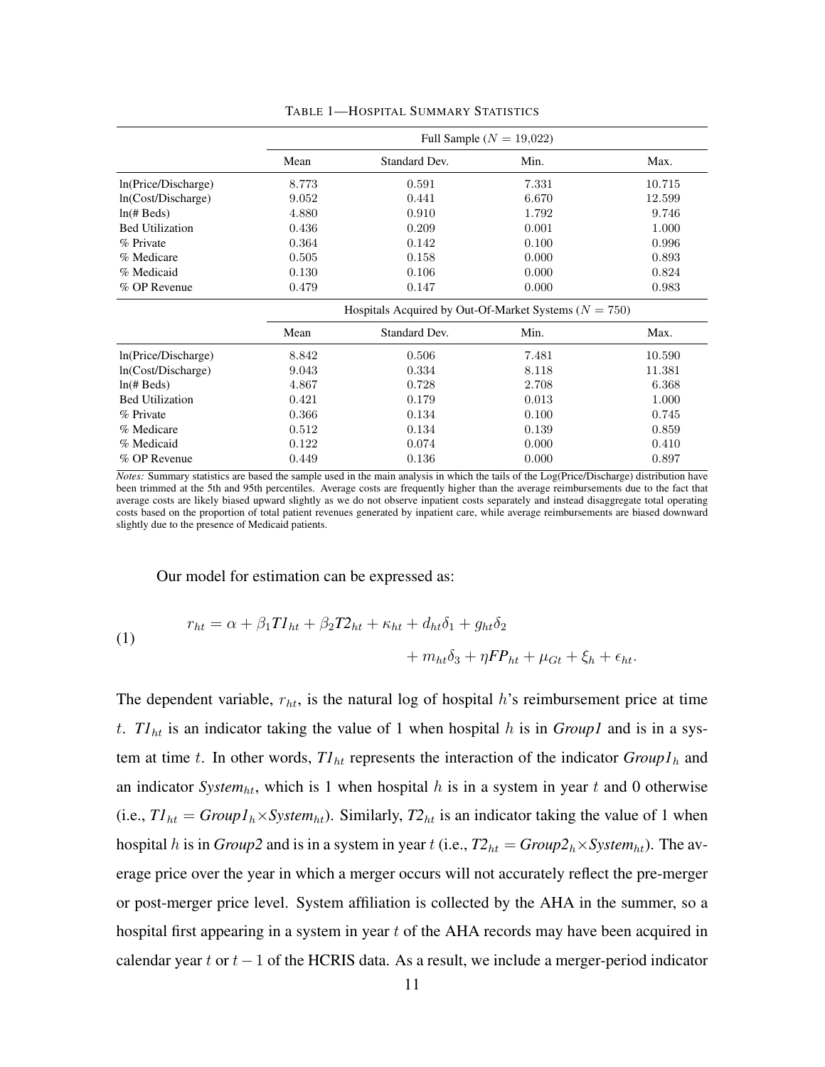TABLE 1—HOSPITAL SUMMARY STATISTICS

| | Full Sample ($N$ = 19,022) | | | |
|---|---|---|---|---|
| | Mean | Standard Dev. | Min. | Max. |
| ln(Price/Discharge) | 8.773 | 0.591 | 7.331 | 10.715 |
| ln(Cost/Discharge) | 9.052 | 0.441 | 6.670 | 12.599 |
| ln(# Beds) | 4.880 | 0.910 | 1.792 | 9.746 |
| Bed Utilization | 0.436 | 0.209 | 0.001 | 1.000 |
| % Private | 0.364 | 0.142 | 0.100 | 0.996 |
| % Medicare | 0.505 | 0.158 | 0.000 | 0.893 |
| % Medicaid | 0.130 | 0.106 | 0.000 | 0.824 |
| % OP Revenue | 0.479 | 0.147 | 0.000 | 0.983 |
| | Hospitals Acquired by Out-Of-Market Systems ($N$ = 750) | | | |
| | Mean | Standard Dev. | Min. | Max. |
| ln(Price/Discharge) | 8.842 | 0.506 | 7.481 | 10.590 |
| ln(Cost/Discharge) | 9.043 | 0.334 | 8.118 | 11.381 |
| ln(# Beds) | 4.867 | 0.728 | 2.708 | 6.368 |
| Bed Utilization | 0.421 | 0.179 | 0.013 | 1.000 |
| % Private | 0.366 | 0.134 | 0.100 | 0.745 |
| % Medicare | 0.512 | 0.134 | 0.139 | 0.859 |
| % Medicaid | 0.122 | 0.074 | 0.000 | 0.410 |
| % OP Revenue | 0.449 | 0.136 | 0.000 | 0.897 |

*Notes:* Summary statistics are based the sample used in the main analysis in which the tails of the Log(Price/Discharge) distribution have been trimmed at the 5th and 95th percentiles. Average costs are frequently higher than the average reimbursements due to the fact that average costs are likely biased upward slightly as we do not observe inpatient costs separately and instead disaggregate total operating costs based on the proportion of total patient revenues generated by inpatient care, while average reimbursements are biased downward slightly due to the presence of Medicaid patients.

Our model for estimation can be expressed as:

$$r_{ht} = \alpha + \beta_1 \textit{T1}_{ht} + \beta_2 \textit{T2}_{ht} + \kappa_{ht} + d_{ht}\delta_1 + g_{ht}\delta_2 + m_{ht}\delta_3 + \eta \textit{FP}_{ht} + \mu_{Gt} + \xi_h + \epsilon_{ht}. \tag{1}$$

The dependent variable, $r_{ht}$, is the natural log of hospital $h$'s reimbursement price at time $t$. $\textit{T1}_{ht}$ is an indicator taking the value of 1 when hospital $h$ is in *Group1* and is in a system at time $t$. In other words, $\textit{T1}_{ht}$ represents the interaction of the indicator $\textit{Group1}_h$ and an indicator $\textit{System}_{ht}$, which is 1 when hospital $h$ is in a system in year $t$ and 0 otherwise (i.e., $\textit{T1}_{ht} = \textit{Group1}_h \times \textit{System}_{ht}$). Similarly, $\textit{T2}_{ht}$ is an indicator taking the value of 1 when hospital $h$ is in *Group2* and is in a system in year $t$ (i.e., $\textit{T2}_{ht} = \textit{Group2}_h \times \textit{System}_{ht}$). The average price over the year in which a merger occurs will not accurately reflect the pre-merger or post-merger price level. System affiliation is collected by the AHA in the summer, so a hospital first appearing in a system in year $t$ of the AHA records may have been acquired in calendar year $t$ or $t-1$ of the HCRIS data. As a result, we include a merger-period indicator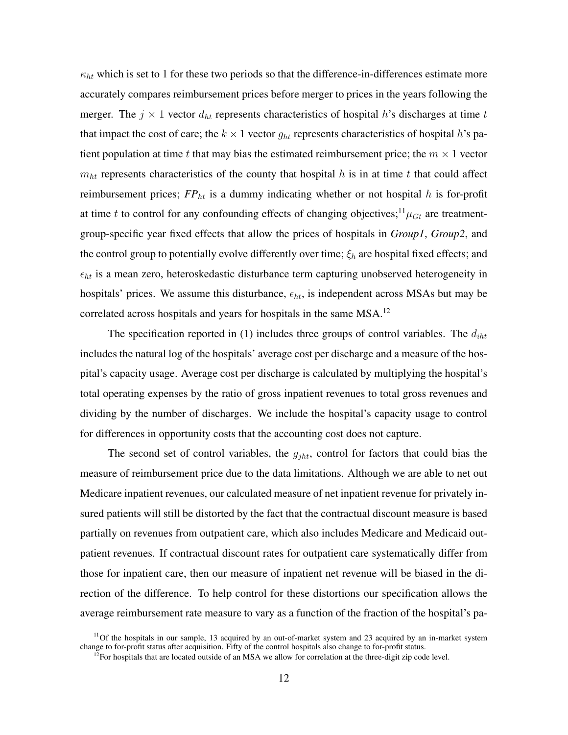$\kappa_{ht}$ which is set to 1 for these two periods so that the difference-in-differences estimate more accurately compares reimbursement prices before merger to prices in the years following the merger. The $j \times 1$ vector $d_{ht}$ represents characteristics of hospital $h$'s discharges at time $t$ that impact the cost of care; the $k \times 1$ vector $g_{ht}$ represents characteristics of hospital $h$'s patient population at time $t$ that may bias the estimated reimbursement price; the $m \times 1$ vector $m_{ht}$ represents characteristics of the county that hospital $h$ is in at time $t$ that could affect reimbursement prices; $FP_{ht}$ is a dummy indicating whether or not hospital $h$ is for-profit at time $t$ to control for any confounding effects of changing objectives;[11] $\mu_{Gt}$ are treatment-group-specific year fixed effects that allow the prices of hospitals in *Group1*, *Group2*, and the control group to potentially evolve differently over time; $\xi_h$ are hospital fixed effects; and $\epsilon_{ht}$ is a mean zero, heteroskedastic disturbance term capturing unobserved heterogeneity in hospitals' prices. We assume this disturbance, $\epsilon_{ht}$, is independent across MSAs but may be correlated across hospitals and years for hospitals in the same MSA.[12]

The specification reported in (1) includes three groups of control variables. The $d_{iht}$ includes the natural log of the hospitals' average cost per discharge and a measure of the hospital's capacity usage. Average cost per discharge is calculated by multiplying the hospital's total operating expenses by the ratio of gross inpatient revenues to total gross revenues and dividing by the number of discharges. We include the hospital's capacity usage to control for differences in opportunity costs that the accounting cost does not capture.

The second set of control variables, the $g_{jht}$, control for factors that could bias the measure of reimbursement price due to the data limitations. Although we are able to net out Medicare inpatient revenues, our calculated measure of net inpatient revenue for privately insured patients will still be distorted by the fact that the contractual discount measure is based partially on revenues from outpatient care, which also includes Medicare and Medicaid outpatient revenues. If contractual discount rates for outpatient care systematically differ from those for inpatient care, then our measure of inpatient net revenue will be biased in the direction of the difference. To help control for these distortions our specification allows the average reimbursement rate measure to vary as a function of the fraction of the hospital's pa-

[11] Of the hospitals in our sample, 13 acquired by an out-of-market system and 23 acquired by an in-market system change to for-profit status after acquisition. Fifty of the control hospitals also change to for-profit status.

[12] For hospitals that are located outside of an MSA we allow for correlation at the three-digit zip code level.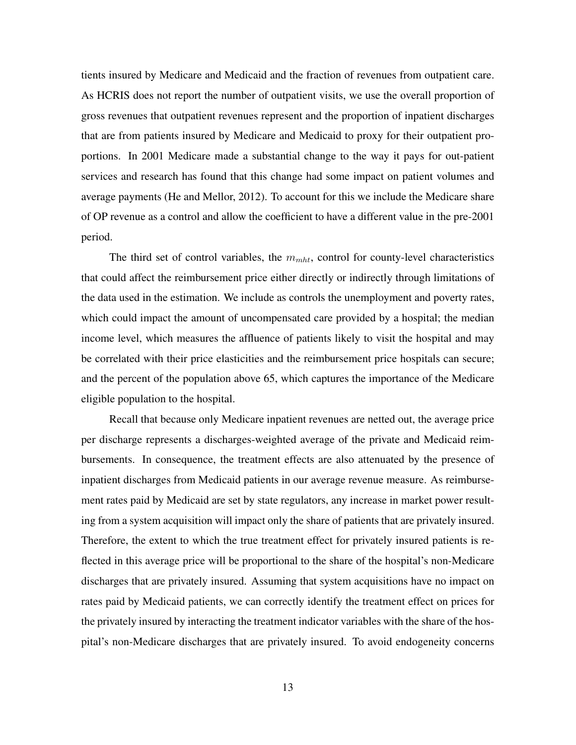tients insured by Medicare and Medicaid and the fraction of revenues from outpatient care. As HCRIS does not report the number of outpatient visits, we use the overall proportion of gross revenues that outpatient revenues represent and the proportion of inpatient discharges that are from patients insured by Medicare and Medicaid to proxy for their outpatient proportions. In 2001 Medicare made a substantial change to the way it pays for out-patient services and research has found that this change had some impact on patient volumes and average payments (He and Mellor, 2012). To account for this we include the Medicare share of OP revenue as a control and allow the coefficient to have a different value in the pre-2001 period.

The third set of control variables, the $m_{mht}$, control for county-level characteristics that could affect the reimbursement price either directly or indirectly through limitations of the data used in the estimation. We include as controls the unemployment and poverty rates, which could impact the amount of uncompensated care provided by a hospital; the median income level, which measures the affluence of patients likely to visit the hospital and may be correlated with their price elasticities and the reimbursement price hospitals can secure; and the percent of the population above 65, which captures the importance of the Medicare eligible population to the hospital.

Recall that because only Medicare inpatient revenues are netted out, the average price per discharge represents a discharges-weighted average of the private and Medicaid reimbursements. In consequence, the treatment effects are also attenuated by the presence of inpatient discharges from Medicaid patients in our average revenue measure. As reimbursement rates paid by Medicaid are set by state regulators, any increase in market power resulting from a system acquisition will impact only the share of patients that are privately insured. Therefore, the extent to which the true treatment effect for privately insured patients is reflected in this average price will be proportional to the share of the hospital's non-Medicare discharges that are privately insured. Assuming that system acquisitions have no impact on rates paid by Medicaid patients, we can correctly identify the treatment effect on prices for the privately insured by interacting the treatment indicator variables with the share of the hospital's non-Medicare discharges that are privately insured. To avoid endogeneity concerns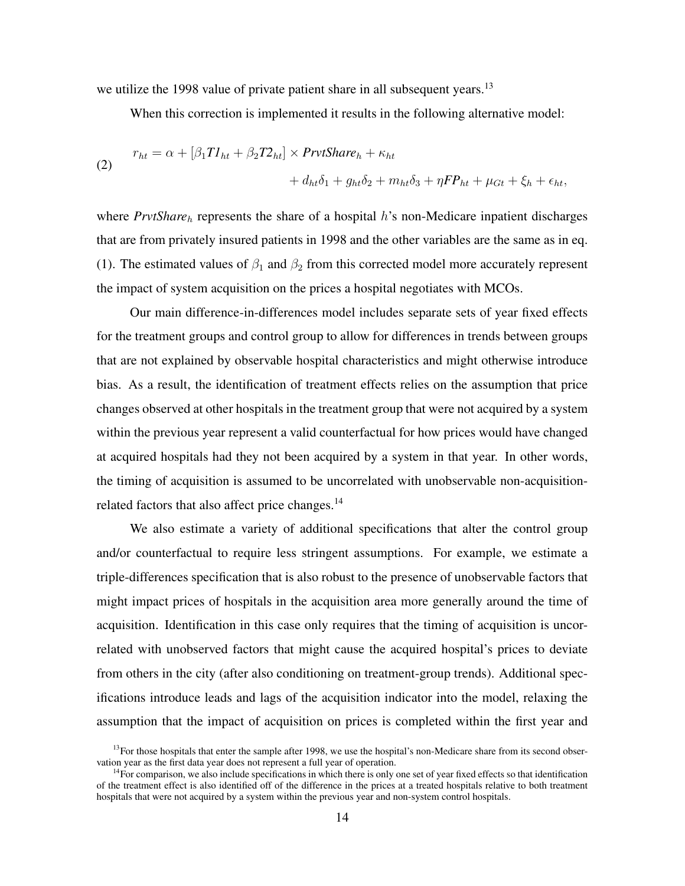we utilize the 1998 value of private patient share in all subsequent years.[13]

When this correction is implemented it results in the following alternative model:

$$
\begin{aligned}
r_{ht} = \alpha + [\beta_1 \textit{T1}_{ht} + \beta_2 \textit{T2}_{ht}] \times \textit{PrvtShare}_h + \kappa_{ht} \\
+ d_{ht}\delta_1 + g_{ht}\delta_2 + m_{ht}\delta_3 + \eta \textit{FP}_{ht} + \mu_{Gt} + \xi_h + \epsilon_{ht},
\end{aligned} \tag{2}
$$

where $\textit{PrvtShare}_h$ represents the share of a hospital $h$'s non-Medicare inpatient discharges that are from privately insured patients in 1998 and the other variables are the same as in eq. (1). The estimated values of $\beta_1$ and $\beta_2$ from this corrected model more accurately represent the impact of system acquisition on the prices a hospital negotiates with MCOs.

Our main difference-in-differences model includes separate sets of year fixed effects for the treatment groups and control group to allow for differences in trends between groups that are not explained by observable hospital characteristics and might otherwise introduce bias. As a result, the identification of treatment effects relies on the assumption that price changes observed at other hospitals in the treatment group that were not acquired by a system within the previous year represent a valid counterfactual for how prices would have changed at acquired hospitals had they not been acquired by a system in that year. In other words, the timing of acquisition is assumed to be uncorrelated with unobservable non-acquisition-related factors that also affect price changes.[14]

We also estimate a variety of additional specifications that alter the control group and/or counterfactual to require less stringent assumptions. For example, we estimate a triple-differences specification that is also robust to the presence of unobservable factors that might impact prices of hospitals in the acquisition area more generally around the time of acquisition. Identification in this case only requires that the timing of acquisition is uncorrelated with unobserved factors that might cause the acquired hospital's prices to deviate from others in the city (after also conditioning on treatment-group trends). Additional specifications introduce leads and lags of the acquisition indicator into the model, relaxing the assumption that the impact of acquisition on prices is completed within the first year and

[13] For those hospitals that enter the sample after 1998, we use the hospital's non-Medicare share from its second observation year as the first data year does not represent a full year of operation.

[14] For comparison, we also include specifications in which there is only one set of year fixed effects so that identification of the treatment effect is also identified off of the difference in the prices at a treated hospitals relative to both treatment hospitals that were not acquired by a system within the previous year and non-system control hospitals.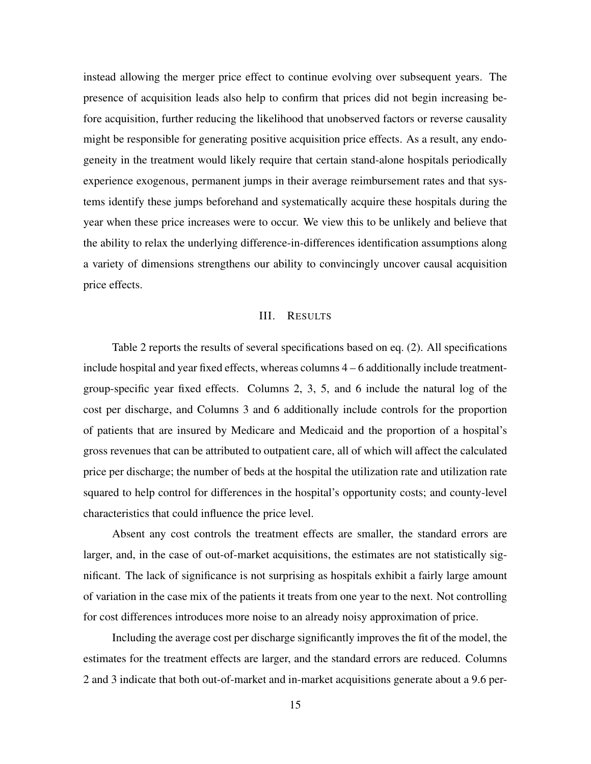instead allowing the merger price effect to continue evolving over subsequent years. The presence of acquisition leads also help to confirm that prices did not begin increasing before acquisition, further reducing the likelihood that unobserved factors or reverse causality might be responsible for generating positive acquisition price effects. As a result, any endogeneity in the treatment would likely require that certain stand-alone hospitals periodically experience exogenous, permanent jumps in their average reimbursement rates and that systems identify these jumps beforehand and systematically acquire these hospitals during the year when these price increases were to occur. We view this to be unlikely and believe that the ability to relax the underlying difference-in-differences identification assumptions along a variety of dimensions strengthens our ability to convincingly uncover causal acquisition price effects.

## III. Results

Table 2 reports the results of several specifications based on eq. (2). All specifications include hospital and year fixed effects, whereas columns 4 – 6 additionally include treatment-group-specific year fixed effects. Columns 2, 3, 5, and 6 include the natural log of the cost per discharge, and Columns 3 and 6 additionally include controls for the proportion of patients that are insured by Medicare and Medicaid and the proportion of a hospital's gross revenues that can be attributed to outpatient care, all of which will affect the calculated price per discharge; the number of beds at the hospital the utilization rate and utilization rate squared to help control for differences in the hospital's opportunity costs; and county-level characteristics that could influence the price level.

Absent any cost controls the treatment effects are smaller, the standard errors are larger, and, in the case of out-of-market acquisitions, the estimates are not statistically significant. The lack of significance is not surprising as hospitals exhibit a fairly large amount of variation in the case mix of the patients it treats from one year to the next. Not controlling for cost differences introduces more noise to an already noisy approximation of price.

Including the average cost per discharge significantly improves the fit of the model, the estimates for the treatment effects are larger, and the standard errors are reduced. Columns 2 and 3 indicate that both out-of-market and in-market acquisitions generate about a 9.6 per-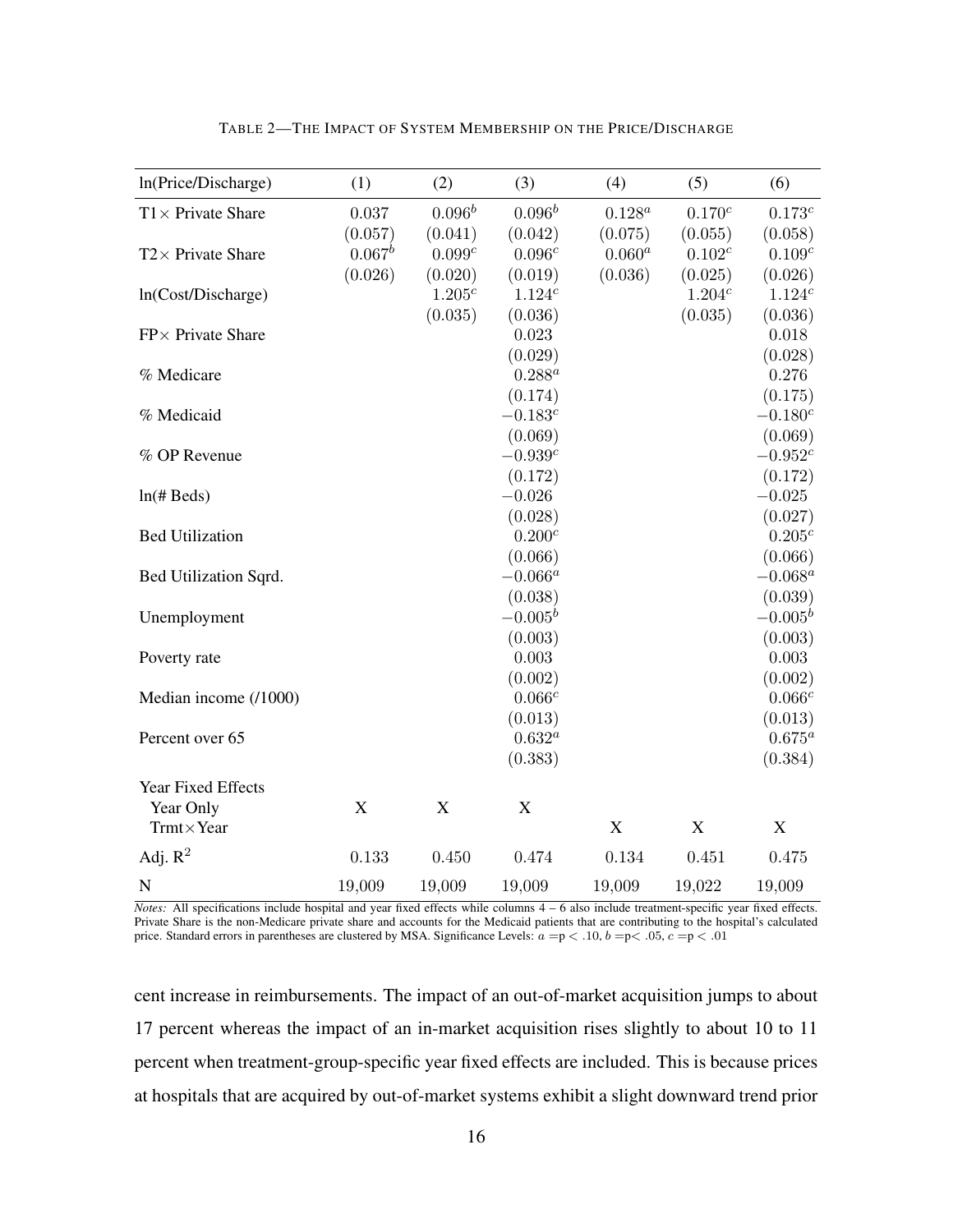TABLE 2—THE IMPACT OF SYSTEM MEMBERSHIP ON THE PRICE/DISCHARGE

| ln(Price/Discharge) | (1) | (2) | (3) | (4) | (5) | (6) |
|---|---|---|---|---|---|---|
| T1× Private Share | 0.037 | $0.096^b$ | $0.096^b$ | $0.128^a$ | $0.170^c$ | $0.173^c$ |
| | (0.057) | (0.041) | (0.042) | (0.075) | (0.055) | (0.058) |
| T2× Private Share | $0.067^b$ | $0.099^c$ | $0.096^c$ | $0.060^a$ | $0.102^c$ | $0.109^c$ |
| | (0.026) | (0.020) | (0.019) | (0.036) | (0.025) | (0.026) |
| ln(Cost/Discharge) | | $1.205^c$ | $1.124^c$ | | $1.204^c$ | $1.124^c$ |
| | | (0.035) | (0.036) | | (0.035) | (0.036) |
| FP× Private Share | | | 0.023 | | | 0.018 |
| | | | (0.029) | | | (0.028) |
| % Medicare | | | $0.288^a$ | | | 0.276 |
| | | | (0.174) | | | (0.175) |
| % Medicaid | | | $-0.183^c$ | | | $-0.180^c$ |
| | | | (0.069) | | | (0.069) |
| % OP Revenue | | | $-0.939^c$ | | | $-0.952^c$ |
| | | | (0.172) | | | (0.172) |
| ln(# Beds) | | | $-0.026$ | | | $-0.025$ |
| | | | (0.028) | | | (0.027) |
| Bed Utilization | | | $0.200^c$ | | | $0.205^c$ |
| | | | (0.066) | | | (0.066) |
| Bed Utilization Sqrd. | | | $-0.066^a$ | | | $-0.068^a$ |
| | | | (0.038) | | | (0.039) |
| Unemployment | | | $-0.005^b$ | | | $-0.005^b$ |
| | | | (0.003) | | | (0.003) |
| Poverty rate | | | 0.003 | | | 0.003 |
| | | | (0.002) | | | (0.002) |
| Median income (/1000) | | | $0.066^c$ | | | $0.066^c$ |
| | | | (0.013) | | | (0.013) |
| Percent over 65 | | | $0.632^a$ | | | $0.675^a$ |
| | | | (0.383) | | | (0.384) |
| Year Fixed Effects | | | | | | |
| Year Only | X | X | X | | | |
| Trmt×Year | | | | X | X | X |
| Adj. $R^2$ | 0.133 | 0.450 | 0.474 | 0.134 | 0.451 | 0.475 |
| N | 19,009 | 19,009 | 19,009 | 19,009 | 19,022 | 19,009 |

*Notes:* All specifications include hospital and year fixed effects while columns 4 – 6 also include treatment-specific year fixed effects. Private Share is the non-Medicare private share and accounts for the Medicaid patients that are contributing to the hospital's calculated price. Standard errors in parentheses are clustered by MSA. Significance Levels: $a$ =p $< .10$, $b$ =p$< .05$, $c$ =p $< .01$

cent increase in reimbursements. The impact of an out-of-market acquisition jumps to about 17 percent whereas the impact of an in-market acquisition rises slightly to about 10 to 11 percent when treatment-group-specific year fixed effects are included. This is because prices at hospitals that are acquired by out-of-market systems exhibit a slight downward trend prior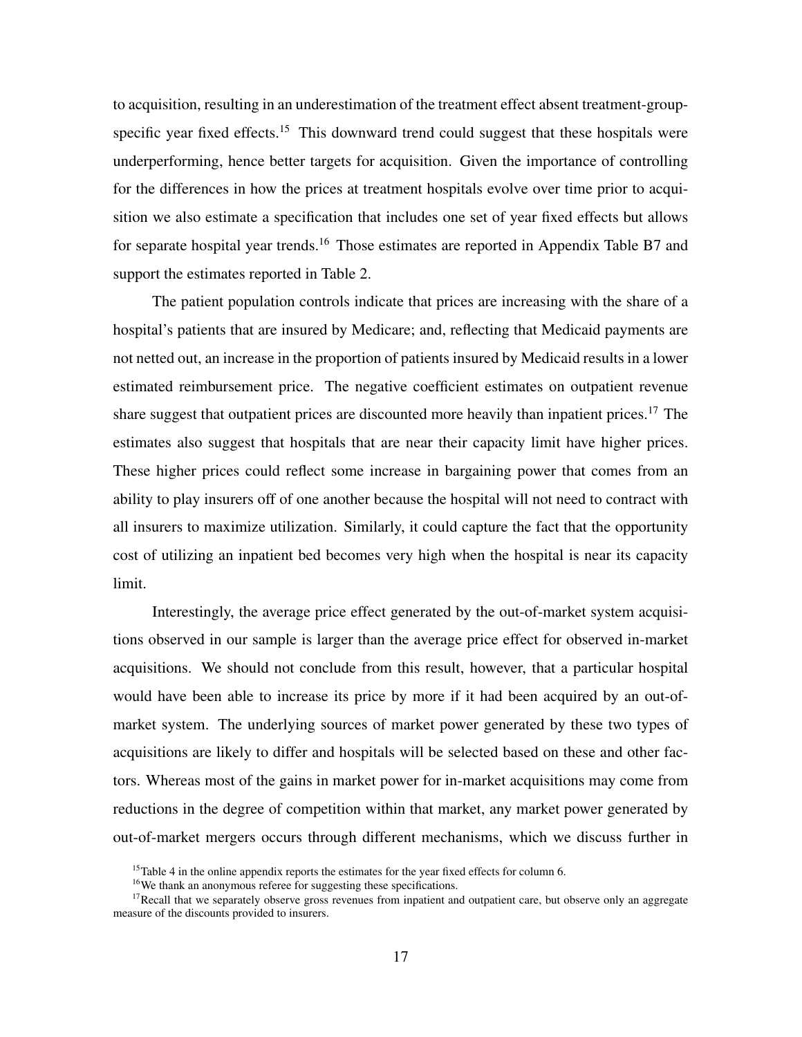to acquisition, resulting in an underestimation of the treatment effect absent treatment-group-specific year fixed effects.[15] This downward trend could suggest that these hospitals were underperforming, hence better targets for acquisition. Given the importance of controlling for the differences in how the prices at treatment hospitals evolve over time prior to acquisition we also estimate a specification that includes one set of year fixed effects but allows for separate hospital year trends.[16] Those estimates are reported in Appendix Table B7 and support the estimates reported in Table 2.

The patient population controls indicate that prices are increasing with the share of a hospital's patients that are insured by Medicare; and, reflecting that Medicaid payments are not netted out, an increase in the proportion of patients insured by Medicaid results in a lower estimated reimbursement price. The negative coefficient estimates on outpatient revenue share suggest that outpatient prices are discounted more heavily than inpatient prices.[17] The estimates also suggest that hospitals that are near their capacity limit have higher prices. These higher prices could reflect some increase in bargaining power that comes from an ability to play insurers off of one another because the hospital will not need to contract with all insurers to maximize utilization. Similarly, it could capture the fact that the opportunity cost of utilizing an inpatient bed becomes very high when the hospital is near its capacity limit.

Interestingly, the average price effect generated by the out-of-market system acquisitions observed in our sample is larger than the average price effect for observed in-market acquisitions. We should not conclude from this result, however, that a particular hospital would have been able to increase its price by more if it had been acquired by an out-of-market system. The underlying sources of market power generated by these two types of acquisitions are likely to differ and hospitals will be selected based on these and other factors. Whereas most of the gains in market power for in-market acquisitions may come from reductions in the degree of competition within that market, any market power generated by out-of-market mergers occurs through different mechanisms, which we discuss further in

[15] Table 4 in the online appendix reports the estimates for the year fixed effects for column 6.

[16] We thank an anonymous referee for suggesting these specifications.

[17] Recall that we separately observe gross revenues from inpatient and outpatient care, but observe only an aggregate measure of the discounts provided to insurers.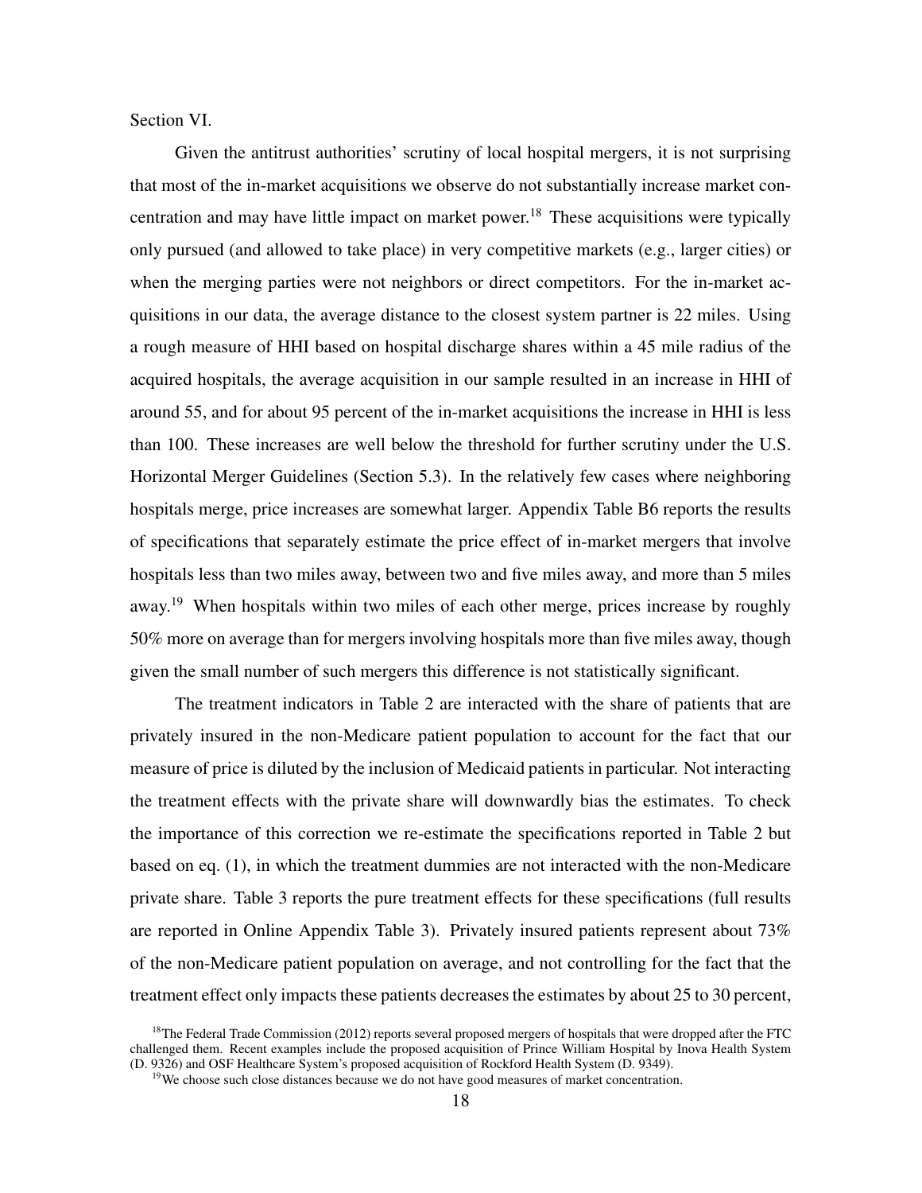Section VI.

Given the antitrust authorities' scrutiny of local hospital mergers, it is not surprising that most of the in-market acquisitions we observe do not substantially increase market concentration and may have little impact on market power.[18] These acquisitions were typically only pursued (and allowed to take place) in very competitive markets (e.g., larger cities) or when the merging parties were not neighbors or direct competitors. For the in-market acquisitions in our data, the average distance to the closest system partner is 22 miles. Using a rough measure of HHI based on hospital discharge shares within a 45 mile radius of the acquired hospitals, the average acquisition in our sample resulted in an increase in HHI of around 55, and for about 95 percent of the in-market acquisitions the increase in HHI is less than 100. These increases are well below the threshold for further scrutiny under the U.S. Horizontal Merger Guidelines (Section 5.3). In the relatively few cases where neighboring hospitals merge, price increases are somewhat larger. Appendix Table B6 reports the results of specifications that separately estimate the price effect of in-market mergers that involve hospitals less than two miles away, between two and five miles away, and more than 5 miles away.[19] When hospitals within two miles of each other merge, prices increase by roughly 50% more on average than for mergers involving hospitals more than five miles away, though given the small number of such mergers this difference is not statistically significant.

The treatment indicators in Table 2 are interacted with the share of patients that are privately insured in the non-Medicare patient population to account for the fact that our measure of price is diluted by the inclusion of Medicaid patients in particular. Not interacting the treatment effects with the private share will downwardly bias the estimates. To check the importance of this correction we re-estimate the specifications reported in Table 2 but based on eq. (1), in which the treatment dummies are not interacted with the non-Medicare private share. Table 3 reports the pure treatment effects for these specifications (full results are reported in Online Appendix Table 3). Privately insured patients represent about 73% of the non-Medicare patient population on average, and not controlling for the fact that the treatment effect only impacts these patients decreases the estimates by about 25 to 30 percent,

[18] The Federal Trade Commission (2012) reports several proposed mergers of hospitals that were dropped after the FTC challenged them. Recent examples include the proposed acquisition of Prince William Hospital by Inova Health System (D. 9326) and OSF Healthcare System's proposed acquisition of Rockford Health System (D. 9349).

[19] We choose such close distances because we do not have good measures of market concentration.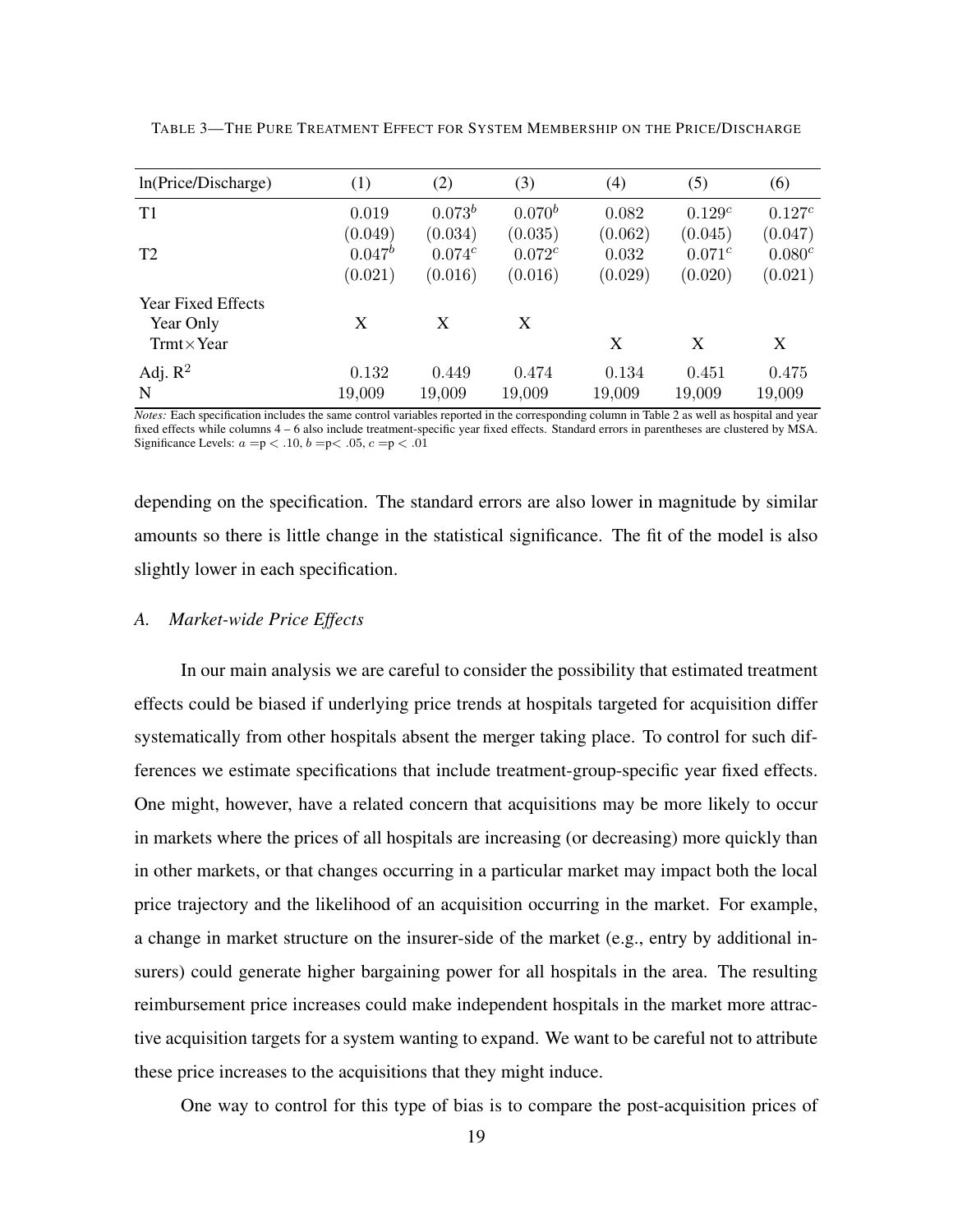TABLE 3—THE PURE TREATMENT EFFECT FOR SYSTEM MEMBERSHIP ON THE PRICE/DISCHARGE

| ln(Price/Discharge) | (1) | (2) | (3) | (4) | (5) | (6) |
|---|---|---|---|---|---|---|
| T1 | 0.019 | $0.073^b$ | $0.070^b$ | 0.082 | $0.129^c$ | $0.127^c$ |
| | (0.049) | (0.034) | (0.035) | (0.062) | (0.045) | (0.047) |
| T2 | $0.047^b$ | $0.074^c$ | $0.072^c$ | 0.032 | $0.071^c$ | $0.080^c$ |
| | (0.021) | (0.016) | (0.016) | (0.029) | (0.020) | (0.021) |
| Year Fixed Effects | | | | | | |
| Year Only | X | X | X | | | |
| Trmt×Year | | | | X | X | X |
| Adj. $R^2$ | 0.132 | 0.449 | 0.474 | 0.134 | 0.451 | 0.475 |
| N | 19,009 | 19,009 | 19,009 | 19,009 | 19,009 | 19,009 |

*Notes:* Each specification includes the same control variables reported in the corresponding column in Table 2 as well as hospital and year fixed effects while columns 4 – 6 also include treatment-specific year fixed effects. Standard errors in parentheses are clustered by MSA. Significance Levels: $a = p < .10$, $b = p < .05$, $c = p < .01$

depending on the specification. The standard errors are also lower in magnitude by similar amounts so there is little change in the statistical significance. The fit of the model is also slightly lower in each specification.

### *A. Market-wide Price Effects*

In our main analysis we are careful to consider the possibility that estimated treatment effects could be biased if underlying price trends at hospitals targeted for acquisition differ systematically from other hospitals absent the merger taking place. To control for such differences we estimate specifications that include treatment-group-specific year fixed effects. One might, however, have a related concern that acquisitions may be more likely to occur in markets where the prices of all hospitals are increasing (or decreasing) more quickly than in other markets, or that changes occurring in a particular market may impact both the local price trajectory and the likelihood of an acquisition occurring in the market. For example, a change in market structure on the insurer-side of the market (e.g., entry by additional insurers) could generate higher bargaining power for all hospitals in the area. The resulting reimbursement price increases could make independent hospitals in the market more attractive acquisition targets for a system wanting to expand. We want to be careful not to attribute these price increases to the acquisitions that they might induce.

One way to control for this type of bias is to compare the post-acquisition prices of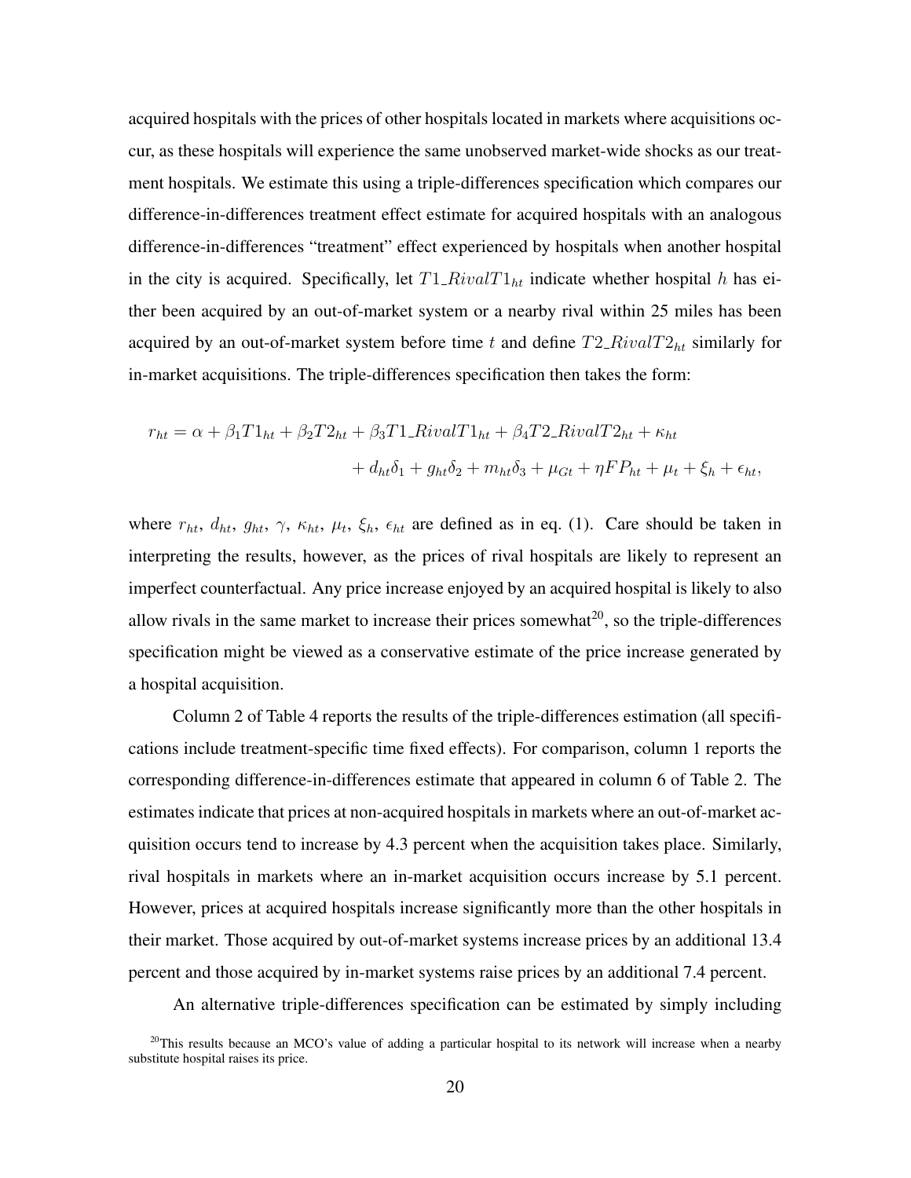acquired hospitals with the prices of other hospitals located in markets where acquisitions occur, as these hospitals will experience the same unobserved market-wide shocks as our treatment hospitals. We estimate this using a triple-differences specification which compares our difference-in-differences treatment effect estimate for acquired hospitals with an analogous difference-in-differences "treatment" effect experienced by hospitals when another hospital in the city is acquired. Specifically, let $T1\_RivalT1_{ht}$ indicate whether hospital $h$ has either been acquired by an out-of-market system or a nearby rival within 25 miles has been acquired by an out-of-market system before time $t$ and define $T2\_RivalT2_{ht}$ similarly for in-market acquisitions. The triple-differences specification then takes the form:

$$r_{ht} = \alpha + \beta_1 T1_{ht} + \beta_2 T2_{ht} + \beta_3 T1\_RivalT1_{ht} + \beta_4 T2\_RivalT2_{ht} + \kappa_{ht} + d_{ht}\delta_1 + g_{ht}\delta_2 + m_{ht}\delta_3 + \mu_{Gt} + \eta FP_{ht} + \mu_t + \xi_h + \epsilon_{ht},$$

where $r_{ht}$, $d_{ht}$, $g_{ht}$, $\gamma$, $\kappa_{ht}$, $\mu_t$, $\xi_h$, $\epsilon_{ht}$ are defined as in eq. (1). Care should be taken in interpreting the results, however, as the prices of rival hospitals are likely to represent an imperfect counterfactual. Any price increase enjoyed by an acquired hospital is likely to also allow rivals in the same market to increase their prices somewhat[20], so the triple-differences specification might be viewed as a conservative estimate of the price increase generated by a hospital acquisition.

Column 2 of Table 4 reports the results of the triple-differences estimation (all specifications include treatment-specific time fixed effects). For comparison, column 1 reports the corresponding difference-in-differences estimate that appeared in column 6 of Table 2. The estimates indicate that prices at non-acquired hospitals in markets where an out-of-market acquisition occurs tend to increase by 4.3 percent when the acquisition takes place. Similarly, rival hospitals in markets where an in-market acquisition occurs increase by 5.1 percent. However, prices at acquired hospitals increase significantly more than the other hospitals in their market. Those acquired by out-of-market systems increase prices by an additional 13.4 percent and those acquired by in-market systems raise prices by an additional 7.4 percent.

An alternative triple-differences specification can be estimated by simply including

[20]This results because an MCO's value of adding a particular hospital to its network will increase when a nearby substitute hospital raises its price.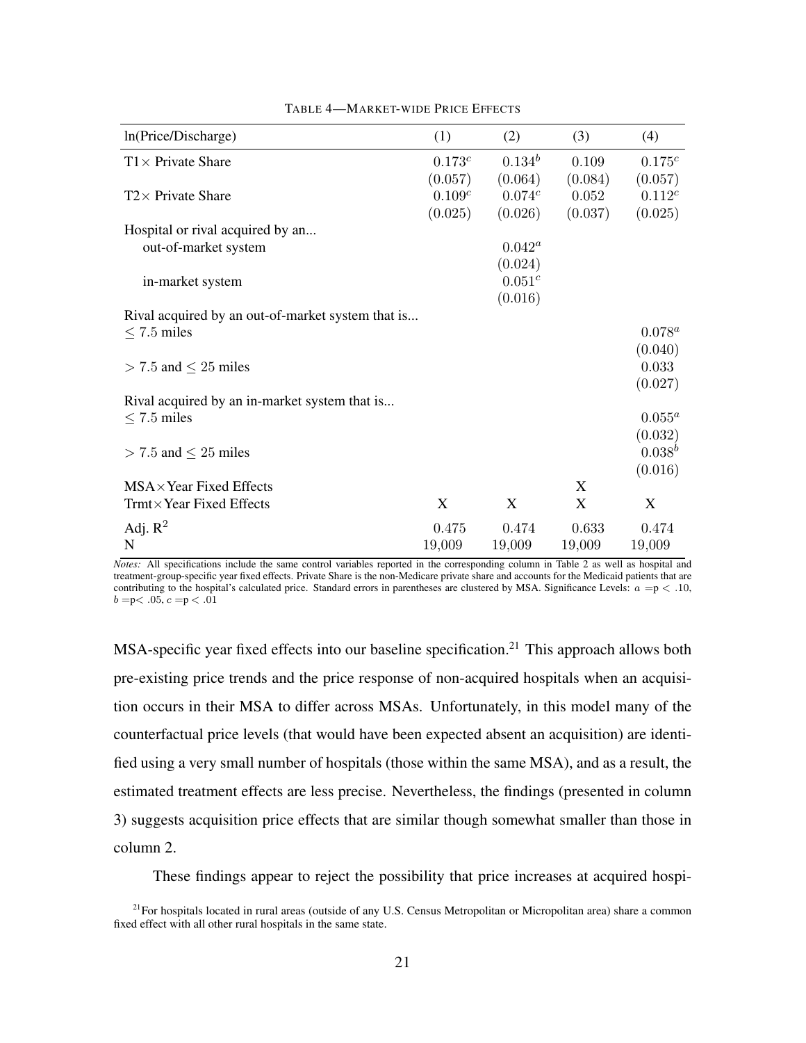TABLE 4—MARKET-WIDE PRICE EFFECTS

| ln(Price/Discharge) | (1) | (2) | (3) | (4) |
|---|---|---|---|---|
| T1× Private Share | $0.173^c$ | $0.134^b$ | 0.109 | $0.175^c$ |
| | (0.057) | (0.064) | (0.084) | (0.057) |
| T2× Private Share | $0.109^c$ | $0.074^c$ | 0.052 | $0.112^c$ |
| | (0.025) | (0.026) | (0.037) | (0.025) |
| Hospital or rival acquired by an... | | | | |
| out-of-market system | | $0.042^a$ | | |
| | | (0.024) | | |
| in-market system | | $0.051^c$ | | |
| | | (0.016) | | |
| Rival acquired by an out-of-market system that is... | | | | |
| $\leq 7.5$ miles | | | | $0.078^a$ |
| | | | | (0.040) |
| $> 7.5$ and $\leq 25$ miles | | | | 0.033 |
| | | | | (0.027) |
| Rival acquired by an in-market system that is... | | | | |
| $\leq 7.5$ miles | | | | $0.055^a$ |
| | | | | (0.032) |
| $> 7.5$ and $\leq 25$ miles | | | | $0.038^b$ |
| | | | | (0.016) |
| MSA×Year Fixed Effects | | | X | |
| Trmt×Year Fixed Effects | X | X | X | X |
| Adj. $R^2$ | 0.475 | 0.474 | 0.633 | 0.474 |
| N | 19,009 | 19,009 | 19,009 | 19,009 |

*Notes:* All specifications include the same control variables reported in the corresponding column in Table 2 as well as hospital and treatment-group-specific year fixed effects. Private Share is the non-Medicare private share and accounts for the Medicaid patients that are contributing to the hospital's calculated price. Standard errors in parentheses are clustered by MSA. Significance Levels: $a = p < .10$, $b = p < .05$, $c = p < .01$

MSA-specific year fixed effects into our baseline specification.[21] This approach allows both pre-existing price trends and the price response of non-acquired hospitals when an acquisition occurs in their MSA to differ across MSAs. Unfortunately, in this model many of the counterfactual price levels (that would have been expected absent an acquisition) are identified using a very small number of hospitals (those within the same MSA), and as a result, the estimated treatment effects are less precise. Nevertheless, the findings (presented in column 3) suggests acquisition price effects that are similar though somewhat smaller than those in column 2.

These findings appear to reject the possibility that price increases at acquired hospi-

[21] For hospitals located in rural areas (outside of any U.S. Census Metropolitan or Micropolitan area) share a common fixed effect with all other rural hospitals in the same state.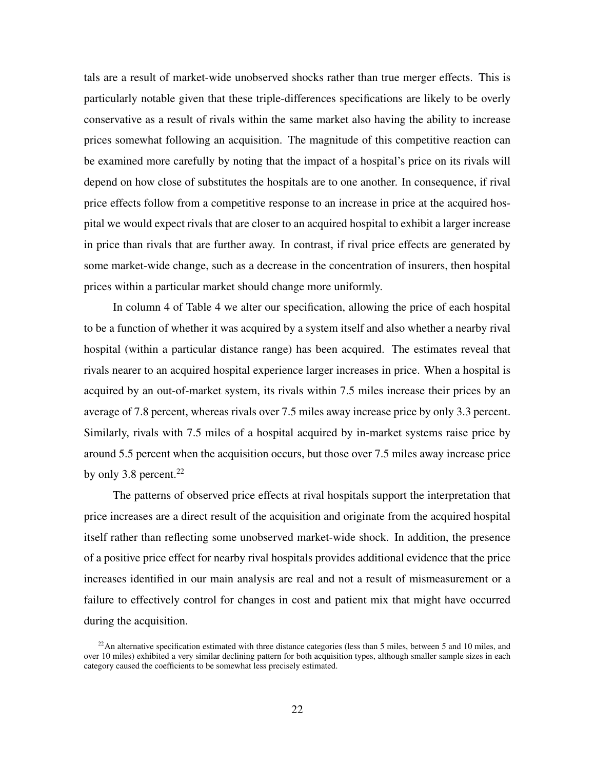tals are a result of market-wide unobserved shocks rather than true merger effects. This is particularly notable given that these triple-differences specifications are likely to be overly conservative as a result of rivals within the same market also having the ability to increase prices somewhat following an acquisition. The magnitude of this competitive reaction can be examined more carefully by noting that the impact of a hospital's price on its rivals will depend on how close of substitutes the hospitals are to one another. In consequence, if rival price effects follow from a competitive response to an increase in price at the acquired hospital we would expect rivals that are closer to an acquired hospital to exhibit a larger increase in price than rivals that are further away. In contrast, if rival price effects are generated by some market-wide change, such as a decrease in the concentration of insurers, then hospital prices within a particular market should change more uniformly.

In column 4 of Table 4 we alter our specification, allowing the price of each hospital to be a function of whether it was acquired by a system itself and also whether a nearby rival hospital (within a particular distance range) has been acquired. The estimates reveal that rivals nearer to an acquired hospital experience larger increases in price. When a hospital is acquired by an out-of-market system, its rivals within 7.5 miles increase their prices by an average of 7.8 percent, whereas rivals over 7.5 miles away increase price by only 3.3 percent. Similarly, rivals with 7.5 miles of a hospital acquired by in-market systems raise price by around 5.5 percent when the acquisition occurs, but those over 7.5 miles away increase price by only 3.8 percent.[22]

The patterns of observed price effects at rival hospitals support the interpretation that price increases are a direct result of the acquisition and originate from the acquired hospital itself rather than reflecting some unobserved market-wide shock. In addition, the presence of a positive price effect for nearby rival hospitals provides additional evidence that the price increases identified in our main analysis are real and not a result of mismeasurement or a failure to effectively control for changes in cost and patient mix that might have occurred during the acquisition.

[22] An alternative specification estimated with three distance categories (less than 5 miles, between 5 and 10 miles, and over 10 miles) exhibited a very similar declining pattern for both acquisition types, although smaller sample sizes in each category caused the coefficients to be somewhat less precisely estimated.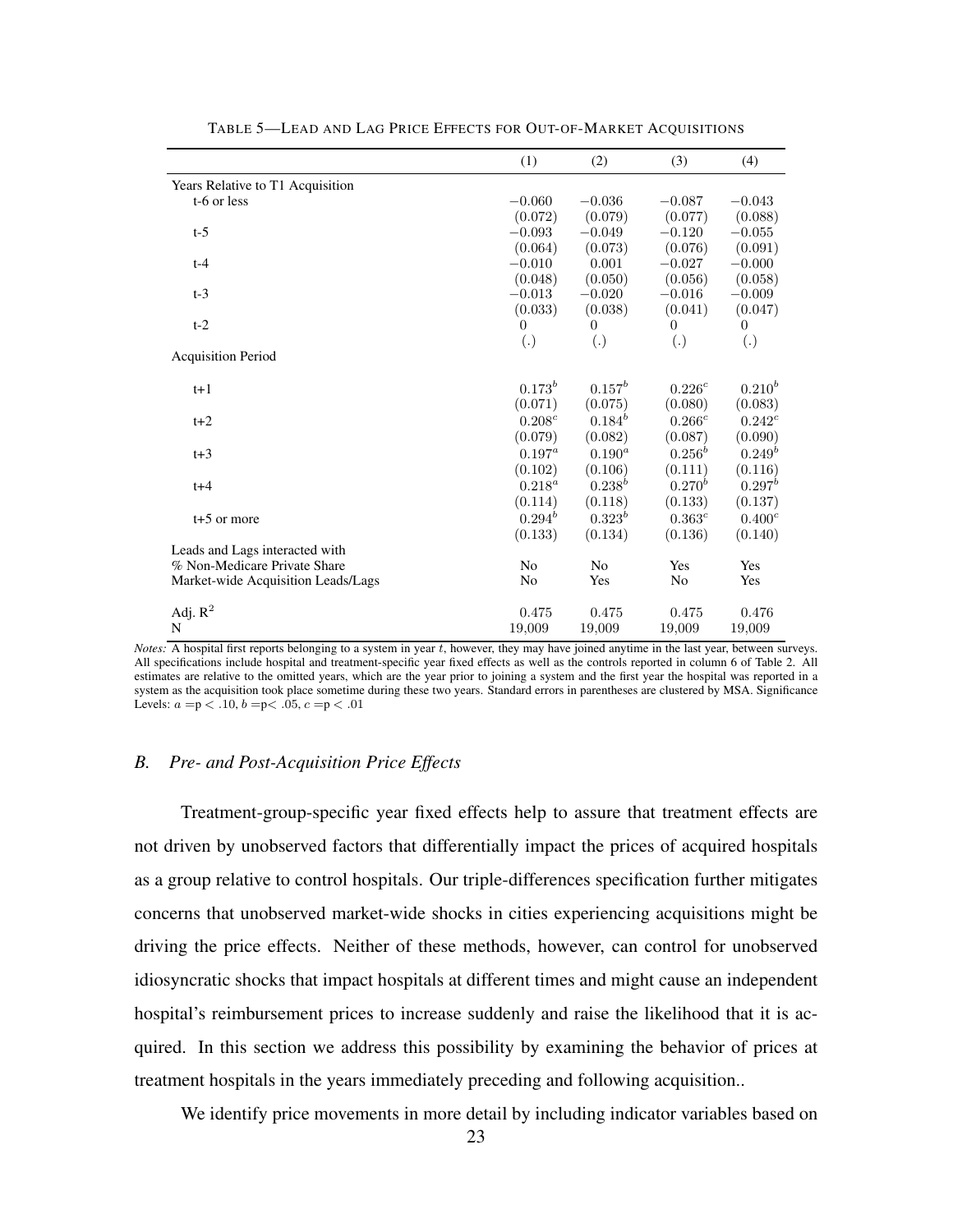TABLE 5—LEAD AND LAG PRICE EFFECTS FOR OUT-OF-MARKET ACQUISITIONS

| | (1) | (2) | (3) | (4) |
|---|---|---|---|---|
| Years Relative to T1 Acquisition | | | | |
| t-6 or less | $-0.060$ | $-0.036$ | $-0.087$ | $-0.043$ |
| | $(0.072)$ | $(0.079)$ | $(0.077)$ | $(0.088)$ |
| t-5 | $-0.093$ | $-0.049$ | $-0.120$ | $-0.055$ |
| | $(0.064)$ | $(0.073)$ | $(0.076)$ | $(0.091)$ |
| t-4 | $-0.010$ | $0.001$ | $-0.027$ | $-0.000$ |
| | $(0.048)$ | $(0.050)$ | $(0.056)$ | $(0.058)$ |
| t-3 | $-0.013$ | $-0.020$ | $-0.016$ | $-0.009$ |
| | $(0.033)$ | $(0.038)$ | $(0.041)$ | $(0.047)$ |
| t-2 | $0$ | $0$ | $0$ | $0$ |
| | $(.)$ | $(.)$ | $(.)$ | $(.)$ |
| Acquisition Period | | | | |
| t+1 | $0.173^{b}$ | $0.157^{b}$ | $0.226^{c}$ | $0.210^{b}$ |
| | $(0.071)$ | $(0.075)$ | $(0.080)$ | $(0.083)$ |
| t+2 | $0.208^{c}$ | $0.184^{b}$ | $0.266^{c}$ | $0.242^{c}$ |
| | $(0.079)$ | $(0.082)$ | $(0.087)$ | $(0.090)$ |
| t+3 | $0.197^{a}$ | $0.190^{a}$ | $0.256^{b}$ | $0.249^{b}$ |
| | $(0.102)$ | $(0.106)$ | $(0.111)$ | $(0.116)$ |
| t+4 | $0.218^{a}$ | $0.238^{b}$ | $0.270^{b}$ | $0.297^{b}$ |
| | $(0.114)$ | $(0.118)$ | $(0.133)$ | $(0.137)$ |
| t+5 or more | $0.294^{b}$ | $0.323^{b}$ | $0.363^{c}$ | $0.400^{c}$ |
| | $(0.133)$ | $(0.134)$ | $(0.136)$ | $(0.140)$ |
| Leads and Lags interacted with | | | | |
| % Non-Medicare Private Share | No | No | Yes | Yes |
| Market-wide Acquisition Leads/Lags | No | Yes | No | Yes |
| Adj. $R^2$ | 0.475 | 0.475 | 0.475 | 0.476 |
| N | 19,009 | 19,009 | 19,009 | 19,009 |

*Notes:* A hospital first reports belonging to a system in year $t$, however, they may have joined anytime in the last year, between surveys. All specifications include hospital and treatment-specific year fixed effects as well as the controls reported in column 6 of Table 2. All estimates are relative to the omitted years, which are the year prior to joining a system and the first year the hospital was reported in a system as the acquisition took place sometime during these two years. Standard errors in parentheses are clustered by MSA. Significance Levels: $a =$p $< .10$, $b =$p$< .05$, $c =$p $< .01$

### *B. Pre- and Post-Acquisition Price Effects*

Treatment-group-specific year fixed effects help to assure that treatment effects are not driven by unobserved factors that differentially impact the prices of acquired hospitals as a group relative to control hospitals. Our triple-differences specification further mitigates concerns that unobserved market-wide shocks in cities experiencing acquisitions might be driving the price effects. Neither of these methods, however, can control for unobserved idiosyncratic shocks that impact hospitals at different times and might cause an independent hospital's reimbursement prices to increase suddenly and raise the likelihood that it is acquired. In this section we address this possibility by examining the behavior of prices at treatment hospitals in the years immediately preceding and following acquisition..

We identify price movements in more detail by including indicator variables based on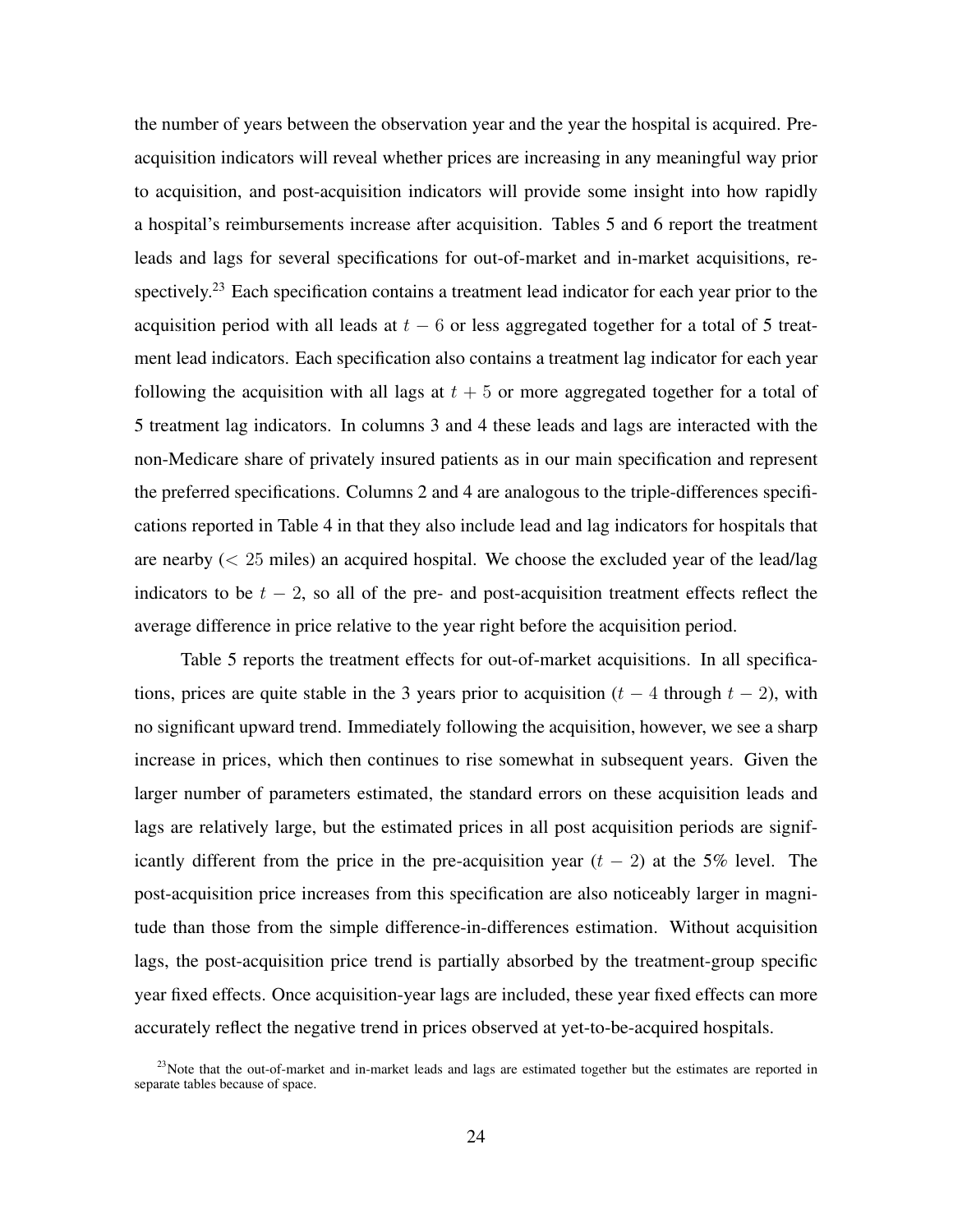the number of years between the observation year and the year the hospital is acquired. Pre-acquisition indicators will reveal whether prices are increasing in any meaningful way prior to acquisition, and post-acquisition indicators will provide some insight into how rapidly a hospital's reimbursements increase after acquisition. Tables 5 and 6 report the treatment leads and lags for several specifications for out-of-market and in-market acquisitions, respectively.[23] Each specification contains a treatment lead indicator for each year prior to the acquisition period with all leads at $t - 6$ or less aggregated together for a total of 5 treatment lead indicators. Each specification also contains a treatment lag indicator for each year following the acquisition with all lags at $t + 5$ or more aggregated together for a total of 5 treatment lag indicators. In columns 3 and 4 these leads and lags are interacted with the non-Medicare share of privately insured patients as in our main specification and represent the preferred specifications. Columns 2 and 4 are analogous to the triple-differences specifications reported in Table 4 in that they also include lead and lag indicators for hospitals that are nearby ($< 25$ miles) an acquired hospital. We choose the excluded year of the lead/lag indicators to be $t - 2$, so all of the pre- and post-acquisition treatment effects reflect the average difference in price relative to the year right before the acquisition period.

Table 5 reports the treatment effects for out-of-market acquisitions. In all specifications, prices are quite stable in the 3 years prior to acquisition ($t - 4$ through $t - 2$), with no significant upward trend. Immediately following the acquisition, however, we see a sharp increase in prices, which then continues to rise somewhat in subsequent years. Given the larger number of parameters estimated, the standard errors on these acquisition leads and lags are relatively large, but the estimated prices in all post acquisition periods are significantly different from the price in the pre-acquisition year ($t - 2$) at the 5% level. The post-acquisition price increases from this specification are also noticeably larger in magnitude than those from the simple difference-in-differences estimation. Without acquisition lags, the post-acquisition price trend is partially absorbed by the treatment-group specific year fixed effects. Once acquisition-year lags are included, these year fixed effects can more accurately reflect the negative trend in prices observed at yet-to-be-acquired hospitals.

[23]Note that the out-of-market and in-market leads and lags are estimated together but the estimates are reported in separate tables because of space.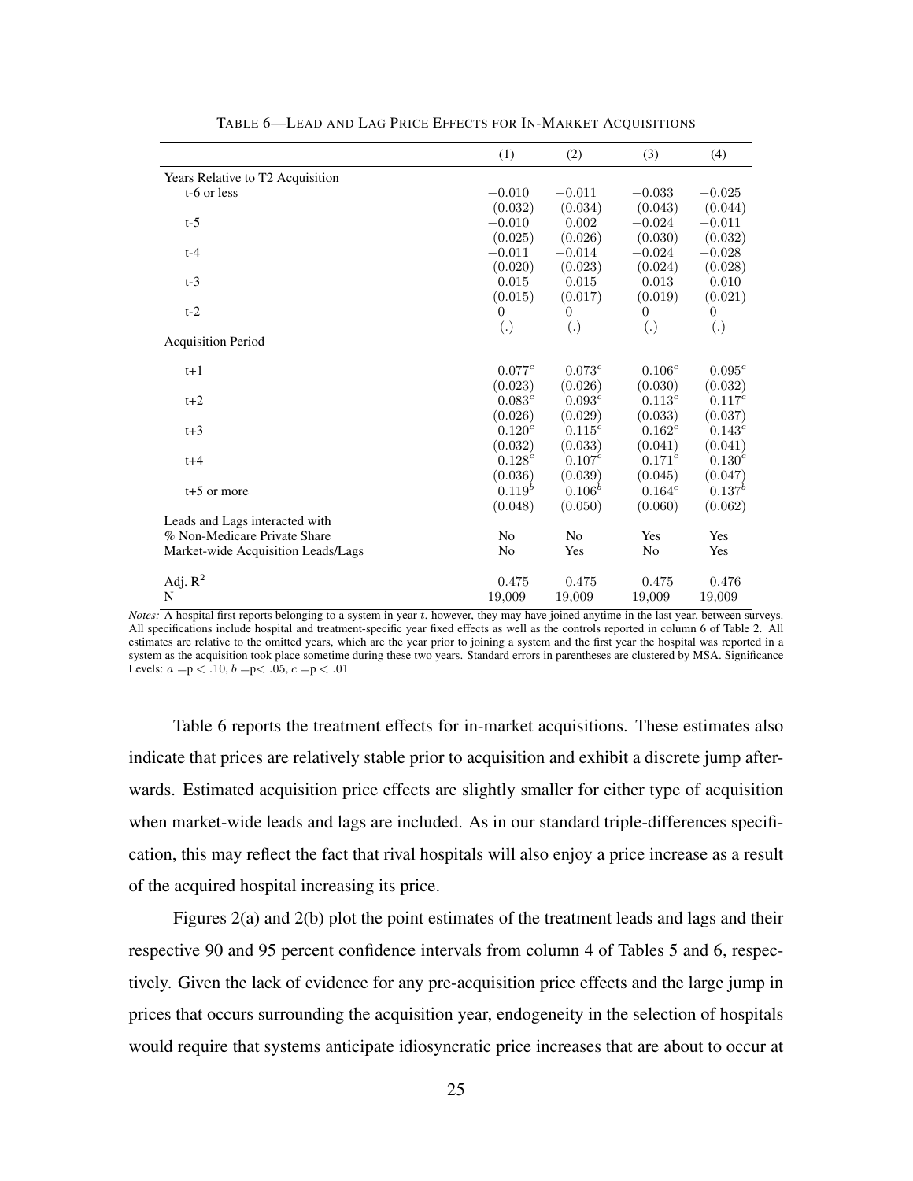TABLE 6—LEAD AND LAG PRICE EFFECTS FOR IN-MARKET ACQUISITIONS

| | (1) | (2) | (3) | (4) |
|---|---|---|---|---|
| Years Relative to T2 Acquisition | | | | |
| t-6 or less | $-0.010$ | $-0.011$ | $-0.033$ | $-0.025$ |
| | $(0.032)$ | $(0.034)$ | $(0.043)$ | $(0.044)$ |
| t-5 | $-0.010$ | $0.002$ | $-0.024$ | $-0.011$ |
| | $(0.025)$ | $(0.026)$ | $(0.030)$ | $(0.032)$ |
| t-4 | $-0.011$ | $-0.014$ | $-0.024$ | $-0.028$ |
| | $(0.020)$ | $(0.023)$ | $(0.024)$ | $(0.028)$ |
| t-3 | $0.015$ | $0.015$ | $0.013$ | $0.010$ |
| | $(0.015)$ | $(0.017)$ | $(0.019)$ | $(0.021)$ |
| t-2 | $0$ | $0$ | $0$ | $0$ |
| | $(.)$ | $(.)$ | $(.)$ | $(.)$ |
| Acquisition Period | | | | |
| t+1 | $0.077^c$ | $0.073^c$ | $0.106^c$ | $0.095^c$ |
| | $(0.023)$ | $(0.026)$ | $(0.030)$ | $(0.032)$ |
| t+2 | $0.083^c$ | $0.093^c$ | $0.113^c$ | $0.117^c$ |
| | $(0.026)$ | $(0.029)$ | $(0.033)$ | $(0.037)$ |
| t+3 | $0.120^c$ | $0.115^c$ | $0.162^c$ | $0.143^c$ |
| | $(0.032)$ | $(0.033)$ | $(0.041)$ | $(0.041)$ |
| t+4 | $0.128^c$ | $0.107^c$ | $0.171^c$ | $0.130^c$ |
| | $(0.036)$ | $(0.039)$ | $(0.045)$ | $(0.047)$ |
| t+5 or more | $0.119^b$ | $0.106^b$ | $0.164^c$ | $0.137^b$ |
| | $(0.048)$ | $(0.050)$ | $(0.060)$ | $(0.062)$ |
| Leads and Lags interacted with | | | | |
| % Non-Medicare Private Share | No | No | Yes | Yes |
| Market-wide Acquisition Leads/Lags | No | Yes | No | Yes |
| Adj. $R^2$ | $0.475$ | $0.475$ | $0.475$ | $0.476$ |
| N | 19,009 | 19,009 | 19,009 | 19,009 |

*Notes:* A hospital first reports belonging to a system in year $t$, however, they may have joined anytime in the last year, between surveys. All specifications include hospital and treatment-specific year fixed effects as well as the controls reported in column 6 of Table 2. All estimates are relative to the omitted years, which are the year prior to joining a system and the first year the hospital was reported in a system as the acquisition took place sometime during these two years. Standard errors in parentheses are clustered by MSA. Significance Levels: $a = p < .10$, $b = p < .05$, $c = p < .01$

Table 6 reports the treatment effects for in-market acquisitions. These estimates also indicate that prices are relatively stable prior to acquisition and exhibit a discrete jump afterwards. Estimated acquisition price effects are slightly smaller for either type of acquisition when market-wide leads and lags are included. As in our standard triple-differences specification, this may reflect the fact that rival hospitals will also enjoy a price increase as a result of the acquired hospital increasing its price.

Figures 2(a) and 2(b) plot the point estimates of the treatment leads and lags and their respective 90 and 95 percent confidence intervals from column 4 of Tables 5 and 6, respectively. Given the lack of evidence for any pre-acquisition price effects and the large jump in prices that occurs surrounding the acquisition year, endogeneity in the selection of hospitals would require that systems anticipate idiosyncratic price increases that are about to occur at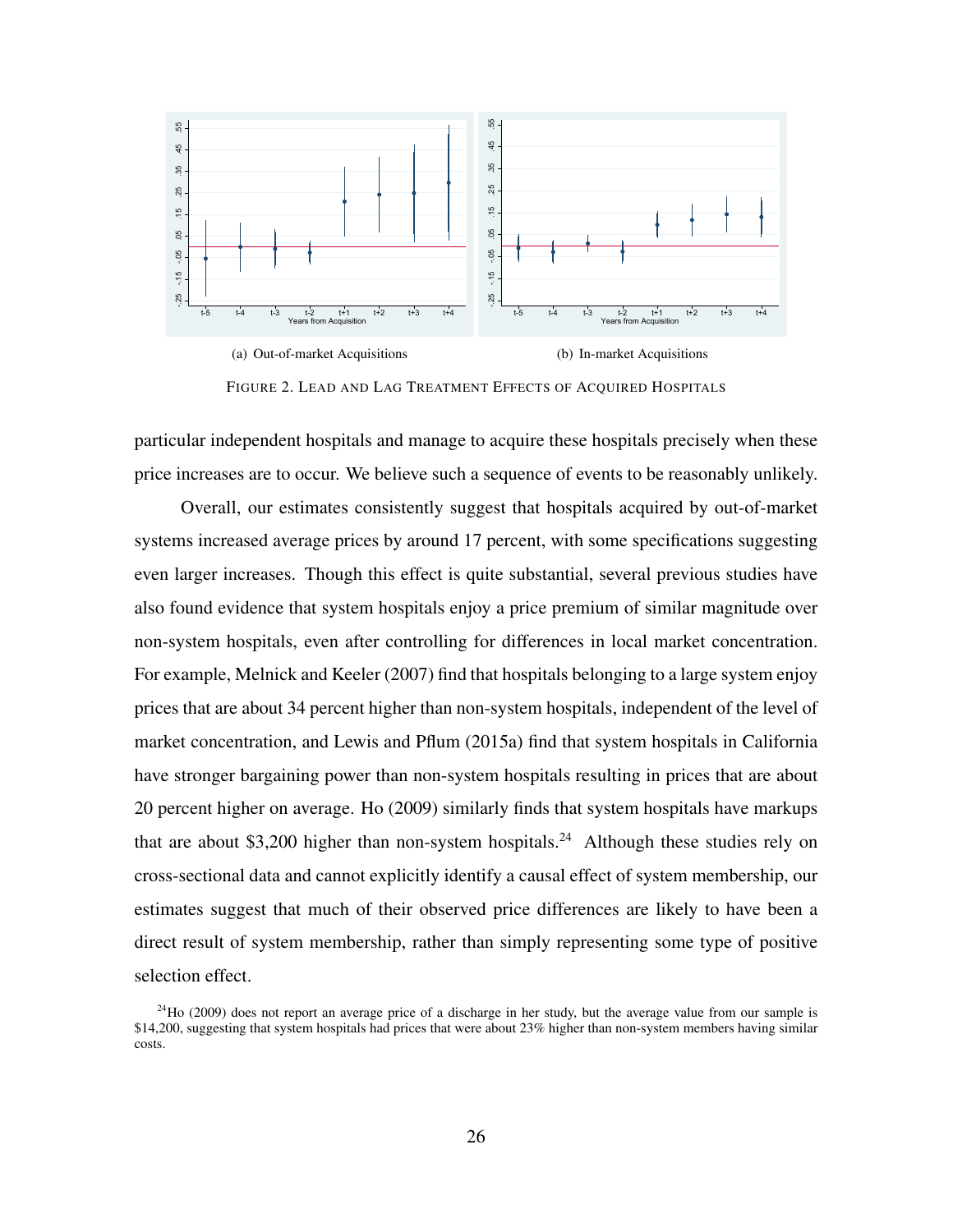(a) Out-of-market Acquisitions

(b) In-market Acquisitions

FIGURE 2. LEAD AND LAG TREATMENT EFFECTS OF ACQUIRED HOSPITALS

particular independent hospitals and manage to acquire these hospitals precisely when these price increases are to occur. We believe such a sequence of events to be reasonably unlikely.

Overall, our estimates consistently suggest that hospitals acquired by out-of-market systems increased average prices by around 17 percent, with some specifications suggesting even larger increases. Though this effect is quite substantial, several previous studies have also found evidence that system hospitals enjoy a price premium of similar magnitude over non-system hospitals, even after controlling for differences in local market concentration. For example, Melnick and Keeler (2007) find that hospitals belonging to a large system enjoy prices that are about 34 percent higher than non-system hospitals, independent of the level of market concentration, and Lewis and Pflum (2015a) find that system hospitals in California have stronger bargaining power than non-system hospitals resulting in prices that are about 20 percent higher on average. Ho (2009) similarly finds that system hospitals have markups that are about \$3,200 higher than non-system hospitals.[24] Although these studies rely on cross-sectional data and cannot explicitly identify a causal effect of system membership, our estimates suggest that much of their observed price differences are likely to have been a direct result of system membership, rather than simply representing some type of positive selection effect.

[24] Ho (2009) does not report an average price of a discharge in her study, but the average value from our sample is \$14,200, suggesting that system hospitals had prices that were about 23% higher than non-system members having similar costs.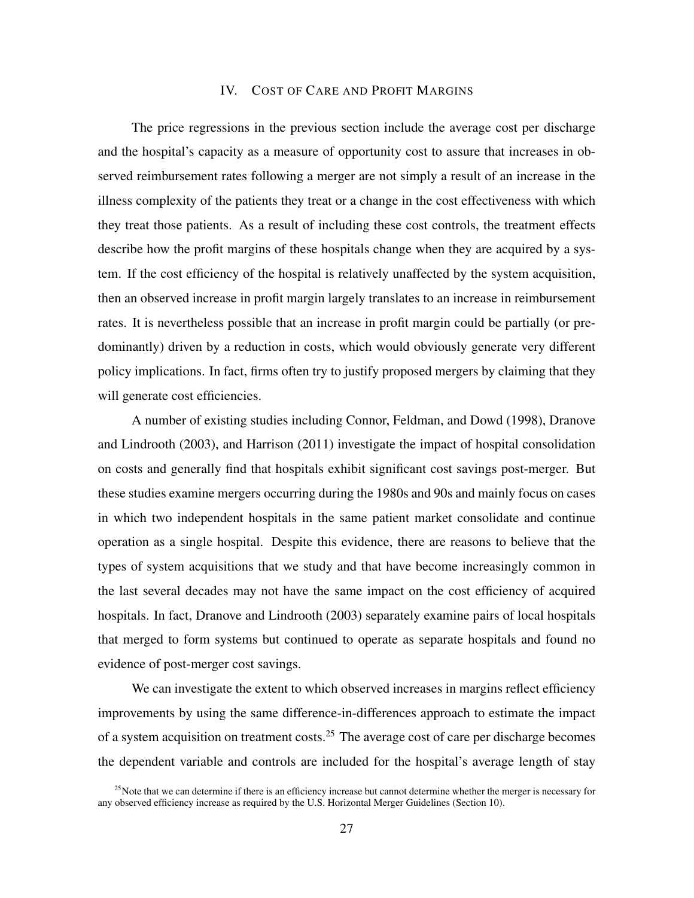## IV. Cost of Care and Profit Margins

The price regressions in the previous section include the average cost per discharge and the hospital's capacity as a measure of opportunity cost to assure that increases in observed reimbursement rates following a merger are not simply a result of an increase in the illness complexity of the patients they treat or a change in the cost effectiveness with which they treat those patients. As a result of including these cost controls, the treatment effects describe how the profit margins of these hospitals change when they are acquired by a system. If the cost efficiency of the hospital is relatively unaffected by the system acquisition, then an observed increase in profit margin largely translates to an increase in reimbursement rates. It is nevertheless possible that an increase in profit margin could be partially (or predominantly) driven by a reduction in costs, which would obviously generate very different policy implications. In fact, firms often try to justify proposed mergers by claiming that they will generate cost efficiencies.

A number of existing studies including Connor, Feldman, and Dowd (1998), Dranove and Lindrooth (2003), and Harrison (2011) investigate the impact of hospital consolidation on costs and generally find that hospitals exhibit significant cost savings post-merger. But these studies examine mergers occurring during the 1980s and 90s and mainly focus on cases in which two independent hospitals in the same patient market consolidate and continue operation as a single hospital. Despite this evidence, there are reasons to believe that the types of system acquisitions that we study and that have become increasingly common in the last several decades may not have the same impact on the cost efficiency of acquired hospitals. In fact, Dranove and Lindrooth (2003) separately examine pairs of local hospitals that merged to form systems but continued to operate as separate hospitals and found no evidence of post-merger cost savings.

We can investigate the extent to which observed increases in margins reflect efficiency improvements by using the same difference-in-differences approach to estimate the impact of a system acquisition on treatment costs.[25] The average cost of care per discharge becomes the dependent variable and controls are included for the hospital's average length of stay

[25] Note that we can determine if there is an efficiency increase but cannot determine whether the merger is necessary for any observed efficiency increase as required by the U.S. Horizontal Merger Guidelines (Section 10).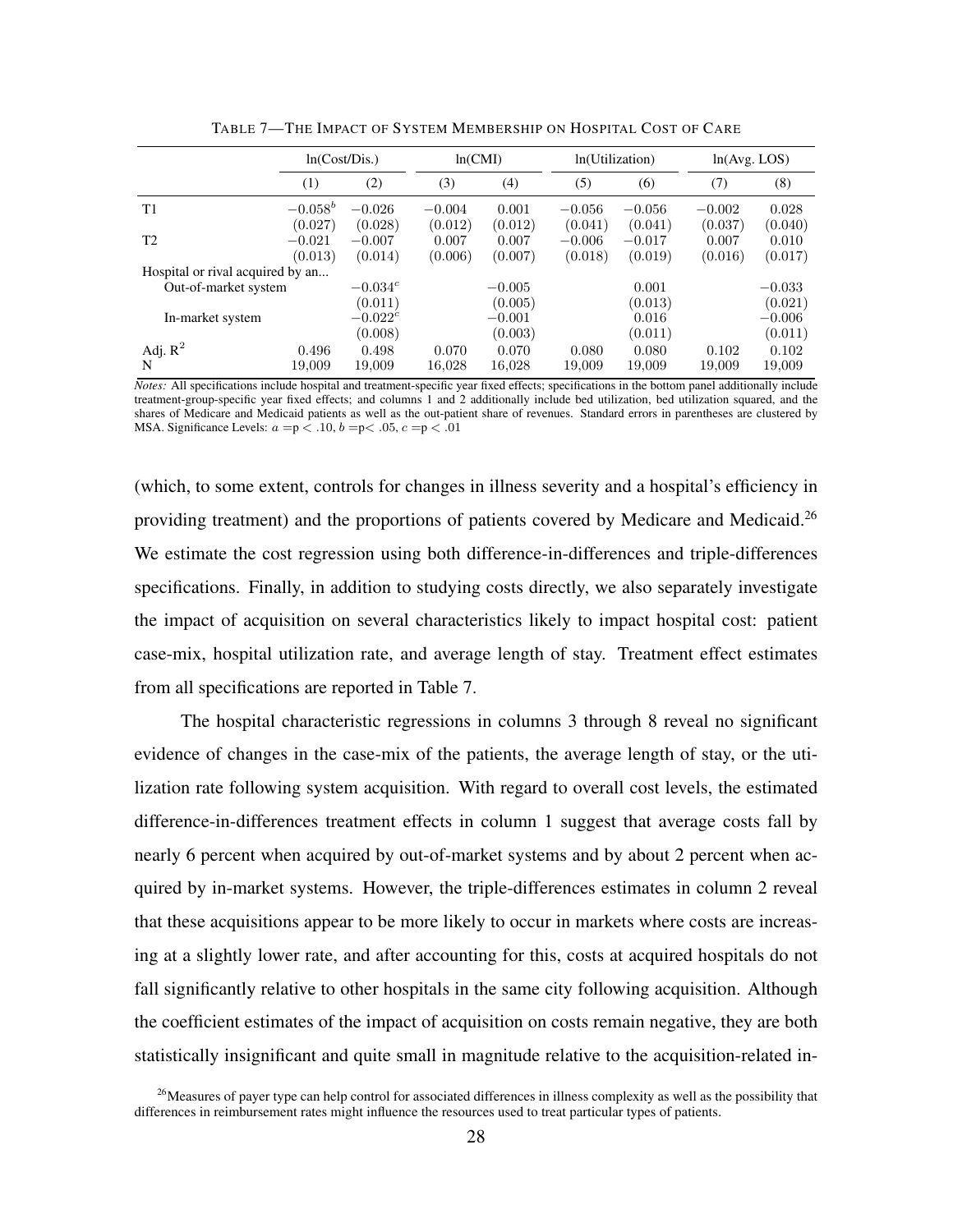TABLE 7—THE IMPACT OF SYSTEM MEMBERSHIP ON HOSPITAL COST OF CARE

| | ln(Cost/Dis.) | | ln(CMI) | | ln(Utilization) | | ln(Avg. LOS) | |
|---|---|---|---|---|---|---|---|---|
| | (1) | (2) | (3) | (4) | (5) | (6) | (7) | (8) |
| T1 | $-0.058^b$ | $-0.026$ | $-0.004$ | $0.001$ | $-0.056$ | $-0.056$ | $-0.002$ | $0.028$ |
| | (0.027) | (0.028) | (0.012) | (0.012) | (0.041) | (0.041) | (0.037) | (0.040) |
| T2 | $-0.021$ | $-0.007$ | $0.007$ | $0.007$ | $-0.006$ | $-0.017$ | $0.007$ | $0.010$ |
| | (0.013) | (0.014) | (0.006) | (0.007) | (0.018) | (0.019) | (0.016) | (0.017) |
| Hospital or rival acquired by an... | | | | | | | | |
| Out-of-market system | | $-0.034^c$ | | $-0.005$ | | $0.001$ | | $-0.033$ |
| | | (0.011) | | (0.005) | | (0.013) | | (0.021) |
| In-market system | | $-0.022^c$ | | $-0.001$ | | $0.016$ | | $-0.006$ |
| | | (0.008) | | (0.003) | | (0.011) | | (0.011) |
| Adj. $R^2$ | 0.496 | 0.498 | 0.070 | 0.070 | 0.080 | 0.080 | 0.102 | 0.102 |
| N | 19,009 | 19,009 | 16,028 | 16,028 | 19,009 | 19,009 | 19,009 | 19,009 |

*Notes:* All specifications include hospital and treatment-specific year fixed effects; specifications in the bottom panel additionally include treatment-group-specific year fixed effects; and columns 1 and 2 additionally include bed utilization, bed utilization squared, and the shares of Medicare and Medicaid patients as well as the out-patient share of revenues. Standard errors in parentheses are clustered by MSA. Significance Levels: $a = p < .10$, $b = p < .05$, $c = p < .01$

(which, to some extent, controls for changes in illness severity and a hospital's efficiency in providing treatment) and the proportions of patients covered by Medicare and Medicaid.[26] We estimate the cost regression using both difference-in-differences and triple-differences specifications. Finally, in addition to studying costs directly, we also separately investigate the impact of acquisition on several characteristics likely to impact hospital cost: patient case-mix, hospital utilization rate, and average length of stay. Treatment effect estimates from all specifications are reported in Table 7.

The hospital characteristic regressions in columns 3 through 8 reveal no significant evidence of changes in the case-mix of the patients, the average length of stay, or the utilization rate following system acquisition. With regard to overall cost levels, the estimated difference-in-differences treatment effects in column 1 suggest that average costs fall by nearly 6 percent when acquired by out-of-market systems and by about 2 percent when acquired by in-market systems. However, the triple-differences estimates in column 2 reveal that these acquisitions appear to be more likely to occur in markets where costs are increasing at a slightly lower rate, and after accounting for this, costs at acquired hospitals do not fall significantly relative to other hospitals in the same city following acquisition. Although the coefficient estimates of the impact of acquisition on costs remain negative, they are both statistically insignificant and quite small in magnitude relative to the acquisition-related in-

[26] Measures of payer type can help control for associated differences in illness complexity as well as the possibility that differences in reimbursement rates might influence the resources used to treat particular types of patients.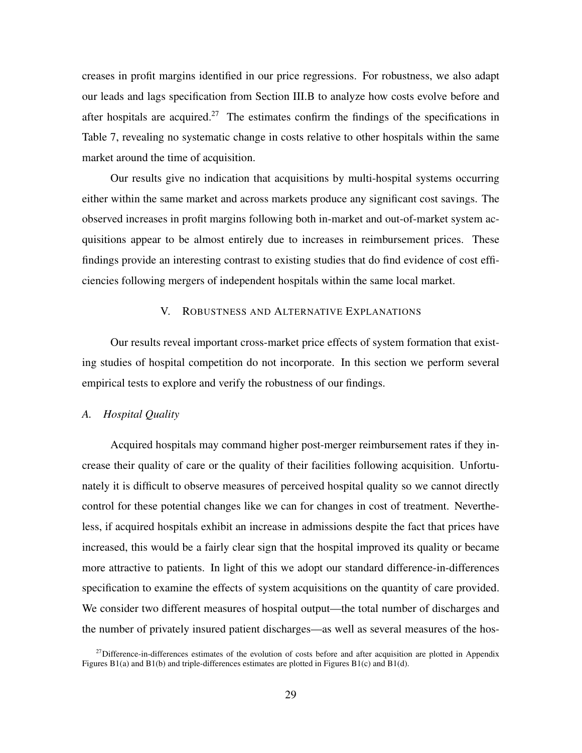creases in profit margins identified in our price regressions. For robustness, we also adapt our leads and lags specification from Section III.B to analyze how costs evolve before and after hospitals are acquired.[27] The estimates confirm the findings of the specifications in Table 7, revealing no systematic change in costs relative to other hospitals within the same market around the time of acquisition.

Our results give no indication that acquisitions by multi-hospital systems occurring either within the same market and across markets produce any significant cost savings. The observed increases in profit margins following both in-market and out-of-market system acquisitions appear to be almost entirely due to increases in reimbursement prices. These findings provide an interesting contrast to existing studies that do find evidence of cost efficiencies following mergers of independent hospitals within the same local market.

## V. Robustness and Alternative Explanations

Our results reveal important cross-market price effects of system formation that existing studies of hospital competition do not incorporate. In this section we perform several empirical tests to explore and verify the robustness of our findings.

### *A. Hospital Quality*

Acquired hospitals may command higher post-merger reimbursement rates if they increase their quality of care or the quality of their facilities following acquisition. Unfortunately it is difficult to observe measures of perceived hospital quality so we cannot directly control for these potential changes like we can for changes in cost of treatment. Nevertheless, if acquired hospitals exhibit an increase in admissions despite the fact that prices have increased, this would be a fairly clear sign that the hospital improved its quality or became more attractive to patients. In light of this we adopt our standard difference-in-differences specification to examine the effects of system acquisitions on the quantity of care provided. We consider two different measures of hospital output—the total number of discharges and the number of privately insured patient discharges—as well as several measures of the hos-

[27] Difference-in-differences estimates of the evolution of costs before and after acquisition are plotted in Appendix Figures B1(a) and B1(b) and triple-differences estimates are plotted in Figures B1(c) and B1(d).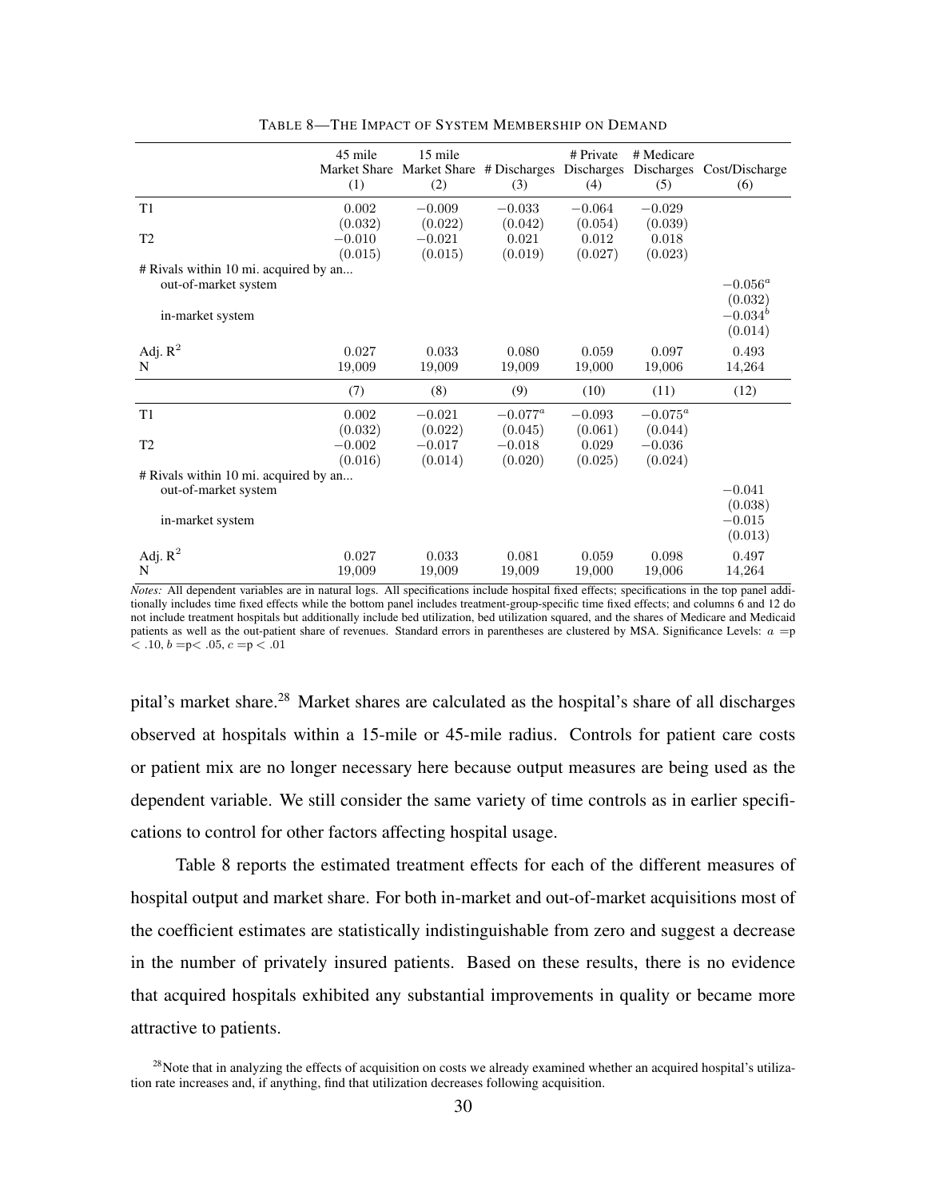TABLE 8—THE IMPACT OF SYSTEM MEMBERSHIP ON DEMAND

| | 45 mile Market Share (1) | 15 mile Market Share (2) | # Discharges (3) | # Private Discharges (4) | # Medicare Discharges (5) | Cost/Discharge (6) |
|---|---|---|---|---|---|---|
| T1 | 0.002 | −0.009 | −0.033 | −0.064 | −0.029 | |
| | (0.032) | (0.022) | (0.042) | (0.054) | (0.039) | |
| T2 | −0.010 | −0.021 | 0.021 | 0.012 | 0.018 | |
| | (0.015) | (0.015) | (0.019) | (0.027) | (0.023) | |
| # Rivals within 10 mi. acquired by an... | | | | | | |
| out-of-market system | | | | | | $-0.056^a$ |
| | | | | | | (0.032) |
| in-market system | | | | | | $-0.034^b$ |
| | | | | | | (0.014) |
| Adj. $R^2$ | 0.027 | 0.033 | 0.080 | 0.059 | 0.097 | 0.493 |
| N | 19,009 | 19,009 | 19,009 | 19,000 | 19,006 | 14,264 |
| | (7) | (8) | (9) | (10) | (11) | (12) |
| T1 | 0.002 | −0.021 | $-0.077^a$ | −0.093 | $-0.075^a$ | |
| | (0.032) | (0.022) | (0.045) | (0.061) | (0.044) | |
| T2 | −0.002 | −0.017 | −0.018 | 0.029 | −0.036 | |
| | (0.016) | (0.014) | (0.020) | (0.025) | (0.024) | |
| # Rivals within 10 mi. acquired by an... | | | | | | |
| out-of-market system | | | | | | −0.041 |
| | | | | | | (0.038) |
| in-market system | | | | | | −0.015 |
| | | | | | | (0.013) |
| Adj. $R^2$ | 0.027 | 0.033 | 0.081 | 0.059 | 0.098 | 0.497 |
| N | 19,009 | 19,009 | 19,009 | 19,000 | 19,006 | 14,264 |

*Notes:* All dependent variables are in natural logs. All specifications include hospital fixed effects; specifications in the top panel additionally includes time fixed effects while the bottom panel includes treatment-group-specific time fixed effects; and columns 6 and 12 do not include treatment hospitals but additionally include bed utilization, bed utilization squared, and the shares of Medicare and Medicaid patients as well as the out-patient share of revenues. Standard errors in parentheses are clustered by MSA. Significance Levels: $a$ =p $< .10$, $b$ =p$< .05$, $c$ =p $< .01$

pital's market share.[28] Market shares are calculated as the hospital's share of all discharges observed at hospitals within a 15-mile or 45-mile radius. Controls for patient care costs or patient mix are no longer necessary here because output measures are being used as the dependent variable. We still consider the same variety of time controls as in earlier specifications to control for other factors affecting hospital usage.

Table 8 reports the estimated treatment effects for each of the different measures of hospital output and market share. For both in-market and out-of-market acquisitions most of the coefficient estimates are statistically indistinguishable from zero and suggest a decrease in the number of privately insured patients. Based on these results, there is no evidence that acquired hospitals exhibited any substantial improvements in quality or became more attractive to patients.

[28]Note that in analyzing the effects of acquisition on costs we already examined whether an acquired hospital's utilization rate increases and, if anything, find that utilization decreases following acquisition.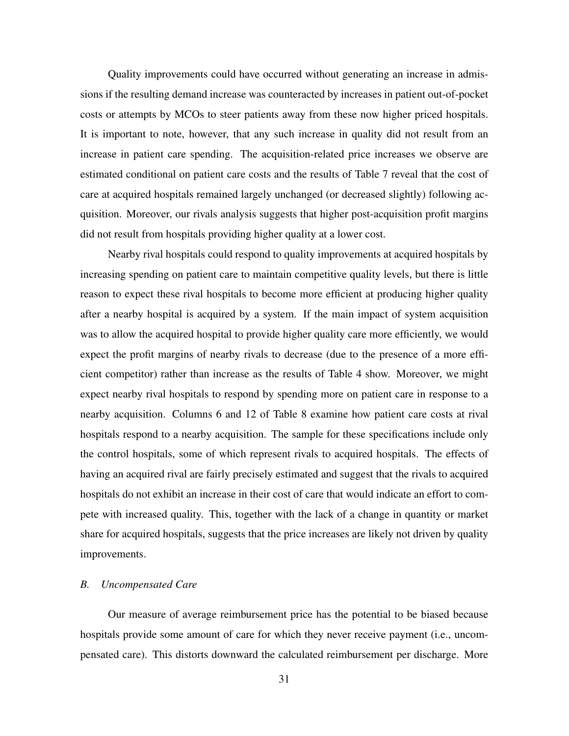Quality improvements could have occurred without generating an increase in admissions if the resulting demand increase was counteracted by increases in patient out-of-pocket costs or attempts by MCOs to steer patients away from these now higher priced hospitals. It is important to note, however, that any such increase in quality did not result from an increase in patient care spending. The acquisition-related price increases we observe are estimated conditional on patient care costs and the results of Table 7 reveal that the cost of care at acquired hospitals remained largely unchanged (or decreased slightly) following acquisition. Moreover, our rivals analysis suggests that higher post-acquisition profit margins did not result from hospitals providing higher quality at a lower cost.

Nearby rival hospitals could respond to quality improvements at acquired hospitals by increasing spending on patient care to maintain competitive quality levels, but there is little reason to expect these rival hospitals to become more efficient at producing higher quality after a nearby hospital is acquired by a system. If the main impact of system acquisition was to allow the acquired hospital to provide higher quality care more efficiently, we would expect the profit margins of nearby rivals to decrease (due to the presence of a more efficient competitor) rather than increase as the results of Table 4 show. Moreover, we might expect nearby rival hospitals to respond by spending more on patient care in response to a nearby acquisition. Columns 6 and 12 of Table 8 examine how patient care costs at rival hospitals respond to a nearby acquisition. The sample for these specifications include only the control hospitals, some of which represent rivals to acquired hospitals. The effects of having an acquired rival are fairly precisely estimated and suggest that the rivals to acquired hospitals do not exhibit an increase in their cost of care that would indicate an effort to compete with increased quality. This, together with the lack of a change in quantity or market share for acquired hospitals, suggests that the price increases are likely not driven by quality improvements.

### *B. Uncompensated Care*

Our measure of average reimbursement price has the potential to be biased because hospitals provide some amount of care for which they never receive payment (i.e., uncompensated care). This distorts downward the calculated reimbursement per discharge. More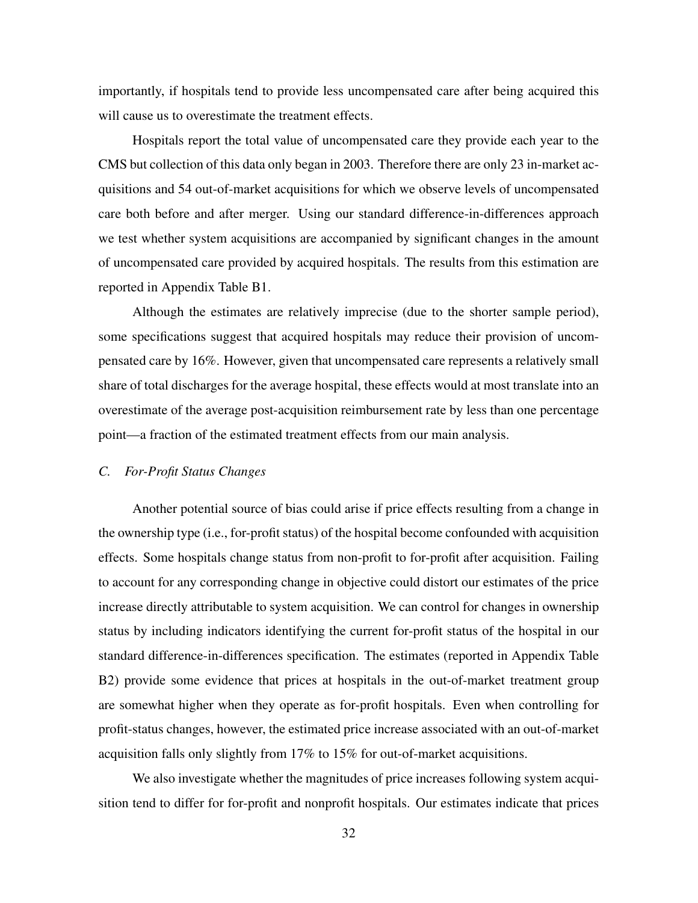importantly, if hospitals tend to provide less uncompensated care after being acquired this will cause us to overestimate the treatment effects.

Hospitals report the total value of uncompensated care they provide each year to the CMS but collection of this data only began in 2003. Therefore there are only 23 in-market acquisitions and 54 out-of-market acquisitions for which we observe levels of uncompensated care both before and after merger. Using our standard difference-in-differences approach we test whether system acquisitions are accompanied by significant changes in the amount of uncompensated care provided by acquired hospitals. The results from this estimation are reported in Appendix Table B1.

Although the estimates are relatively imprecise (due to the shorter sample period), some specifications suggest that acquired hospitals may reduce their provision of uncompensated care by 16%. However, given that uncompensated care represents a relatively small share of total discharges for the average hospital, these effects would at most translate into an overestimate of the average post-acquisition reimbursement rate by less than one percentage point—a fraction of the estimated treatment effects from our main analysis.

### *C. For-Profit Status Changes*

Another potential source of bias could arise if price effects resulting from a change in the ownership type (i.e., for-profit status) of the hospital become confounded with acquisition effects. Some hospitals change status from non-profit to for-profit after acquisition. Failing to account for any corresponding change in objective could distort our estimates of the price increase directly attributable to system acquisition. We can control for changes in ownership status by including indicators identifying the current for-profit status of the hospital in our standard difference-in-differences specification. The estimates (reported in Appendix Table B2) provide some evidence that prices at hospitals in the out-of-market treatment group are somewhat higher when they operate as for-profit hospitals. Even when controlling for profit-status changes, however, the estimated price increase associated with an out-of-market acquisition falls only slightly from 17% to 15% for out-of-market acquisitions.

We also investigate whether the magnitudes of price increases following system acquisition tend to differ for for-profit and nonprofit hospitals. Our estimates indicate that prices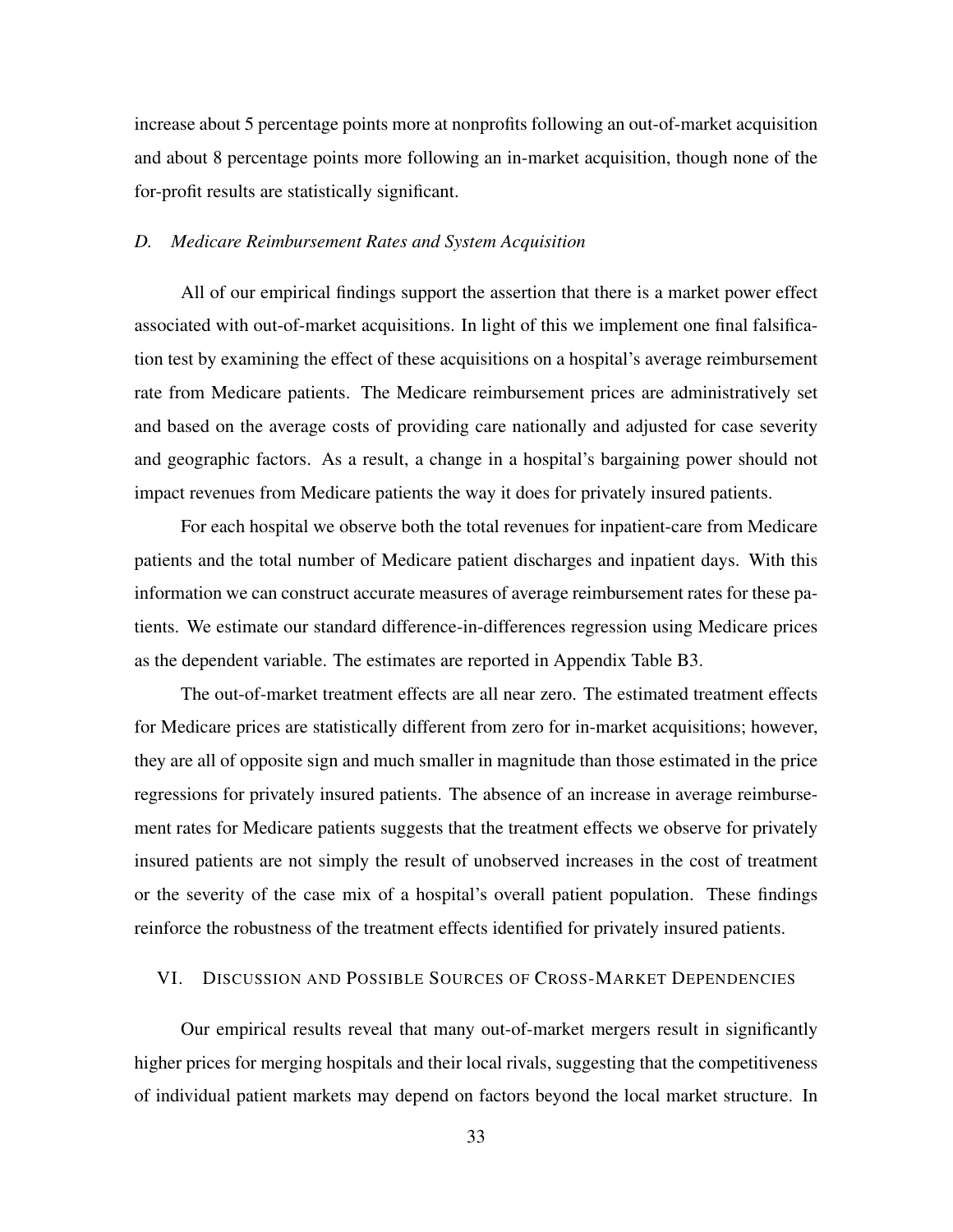increase about 5 percentage points more at nonprofits following an out-of-market acquisition and about 8 percentage points more following an in-market acquisition, though none of the for-profit results are statistically significant.

### *D. Medicare Reimbursement Rates and System Acquisition*

All of our empirical findings support the assertion that there is a market power effect associated with out-of-market acquisitions. In light of this we implement one final falsification test by examining the effect of these acquisitions on a hospital's average reimbursement rate from Medicare patients. The Medicare reimbursement prices are administratively set and based on the average costs of providing care nationally and adjusted for case severity and geographic factors. As a result, a change in a hospital's bargaining power should not impact revenues from Medicare patients the way it does for privately insured patients.

For each hospital we observe both the total revenues for inpatient-care from Medicare patients and the total number of Medicare patient discharges and inpatient days. With this information we can construct accurate measures of average reimbursement rates for these patients. We estimate our standard difference-in-differences regression using Medicare prices as the dependent variable. The estimates are reported in Appendix Table B3.

The out-of-market treatment effects are all near zero. The estimated treatment effects for Medicare prices are statistically different from zero for in-market acquisitions; however, they are all of opposite sign and much smaller in magnitude than those estimated in the price regressions for privately insured patients. The absence of an increase in average reimbursement rates for Medicare patients suggests that the treatment effects we observe for privately insured patients are not simply the result of unobserved increases in the cost of treatment or the severity of the case mix of a hospital's overall patient population. These findings reinforce the robustness of the treatment effects identified for privately insured patients.

## VI. Discussion and Possible Sources of Cross-Market Dependencies

Our empirical results reveal that many out-of-market mergers result in significantly higher prices for merging hospitals and their local rivals, suggesting that the competitiveness of individual patient markets may depend on factors beyond the local market structure. In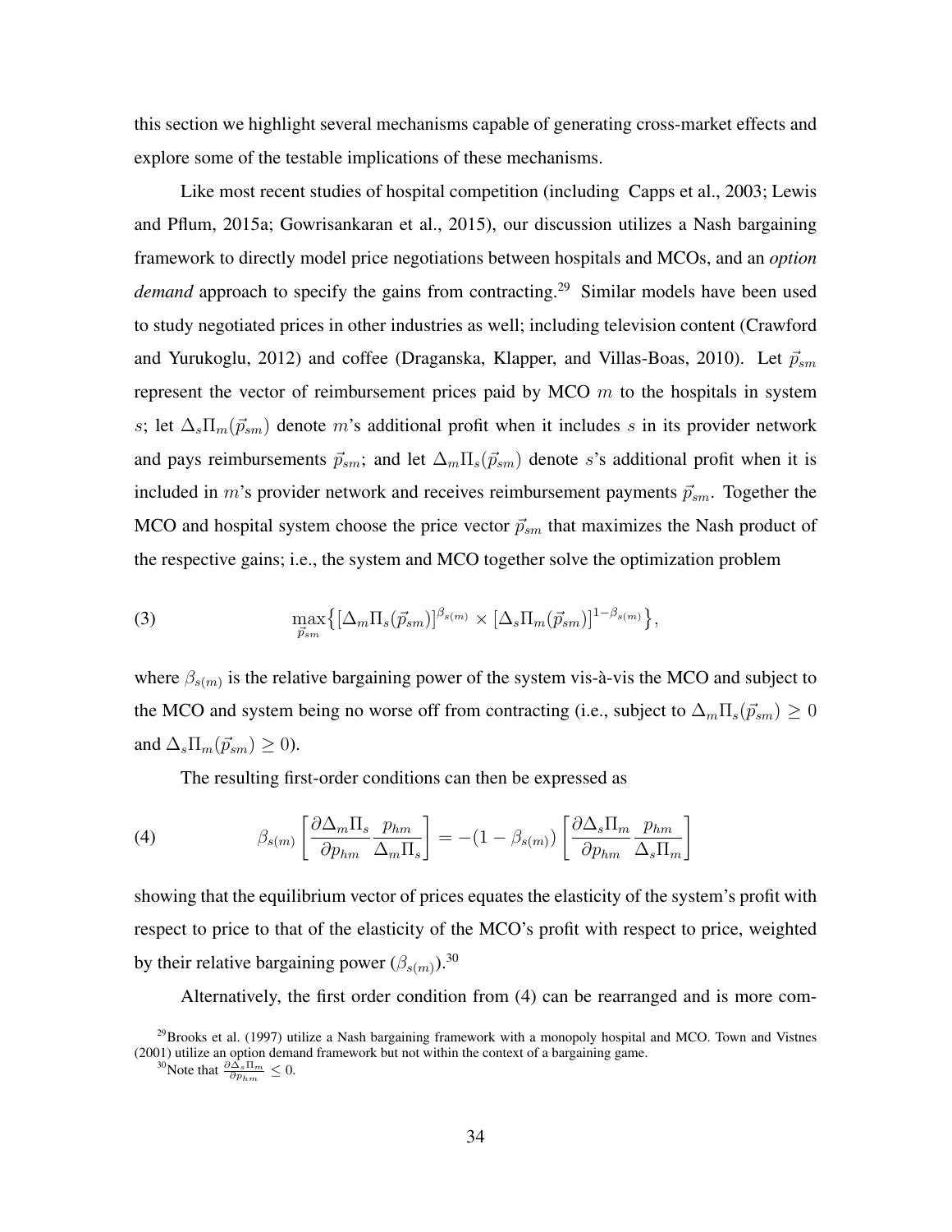this section we highlight several mechanisms capable of generating cross-market effects and explore some of the testable implications of these mechanisms.

Like most recent studies of hospital competition (including Capps et al., 2003; Lewis and Pflum, 2015a; Gowrisankaran et al., 2015), our discussion utilizes a Nash bargaining framework to directly model price negotiations between hospitals and MCOs, and an *option demand* approach to specify the gains from contracting.[29] Similar models have been used to study negotiated prices in other industries as well; including television content (Crawford and Yurukoglu, 2012) and coffee (Draganska, Klapper, and Villas-Boas, 2010). Let $\vec{p}_{sm}$ represent the vector of reimbursement prices paid by MCO $m$ to the hospitals in system $s$; let $\Delta_s \Pi_m(\vec{p}_{sm})$ denote $m$'s additional profit when it includes $s$ in its provider network and pays reimbursements $\vec{p}_{sm}$; and let $\Delta_m \Pi_s(\vec{p}_{sm})$ denote $s$'s additional profit when it is included in $m$'s provider network and receives reimbursement payments $\vec{p}_{sm}$. Together the MCO and hospital system choose the price vector $\vec{p}_{sm}$ that maximizes the Nash product of the respective gains; i.e., the system and MCO together solve the optimization problem

$$\max_{\vec{p}_{sm}} \left\{ [\Delta_m \Pi_s(\vec{p}_{sm})]^{\beta_{s(m)}} \times [\Delta_s \Pi_m(\vec{p}_{sm})]^{1-\beta_{s(m)}} \right\}, \tag{3}$$

where $\beta_{s(m)}$ is the relative bargaining power of the system vis-à-vis the MCO and subject to the MCO and system being no worse off from contracting (i.e., subject to $\Delta_m \Pi_s(\vec{p}_{sm}) \geq 0$ and $\Delta_s \Pi_m(\vec{p}_{sm}) \geq 0$).

The resulting first-order conditions can then be expressed as

$$\beta_{s(m)} \left[ \frac{\partial \Delta_m \Pi_s}{\partial p_{hm}} \frac{p_{hm}}{\Delta_m \Pi_s} \right] = -(1 - \beta_{s(m)}) \left[ \frac{\partial \Delta_s \Pi_m}{\partial p_{hm}} \frac{p_{hm}}{\Delta_s \Pi_m} \right] \tag{4}$$

showing that the equilibrium vector of prices equates the elasticity of the system's profit with respect to price to that of the elasticity of the MCO's profit with respect to price, weighted by their relative bargaining power ($\beta_{s(m)}$).[30]

Alternatively, the first order condition from (4) can be rearranged and is more com-

[29] Brooks et al. (1997) utilize a Nash bargaining framework with a monopoly hospital and MCO. Town and Vistnes (2001) utilize an option demand framework but not within the context of a bargaining game.

[30] Note that $\frac{\partial \Delta_s \Pi_m}{\partial p_{hm}} \leq 0$.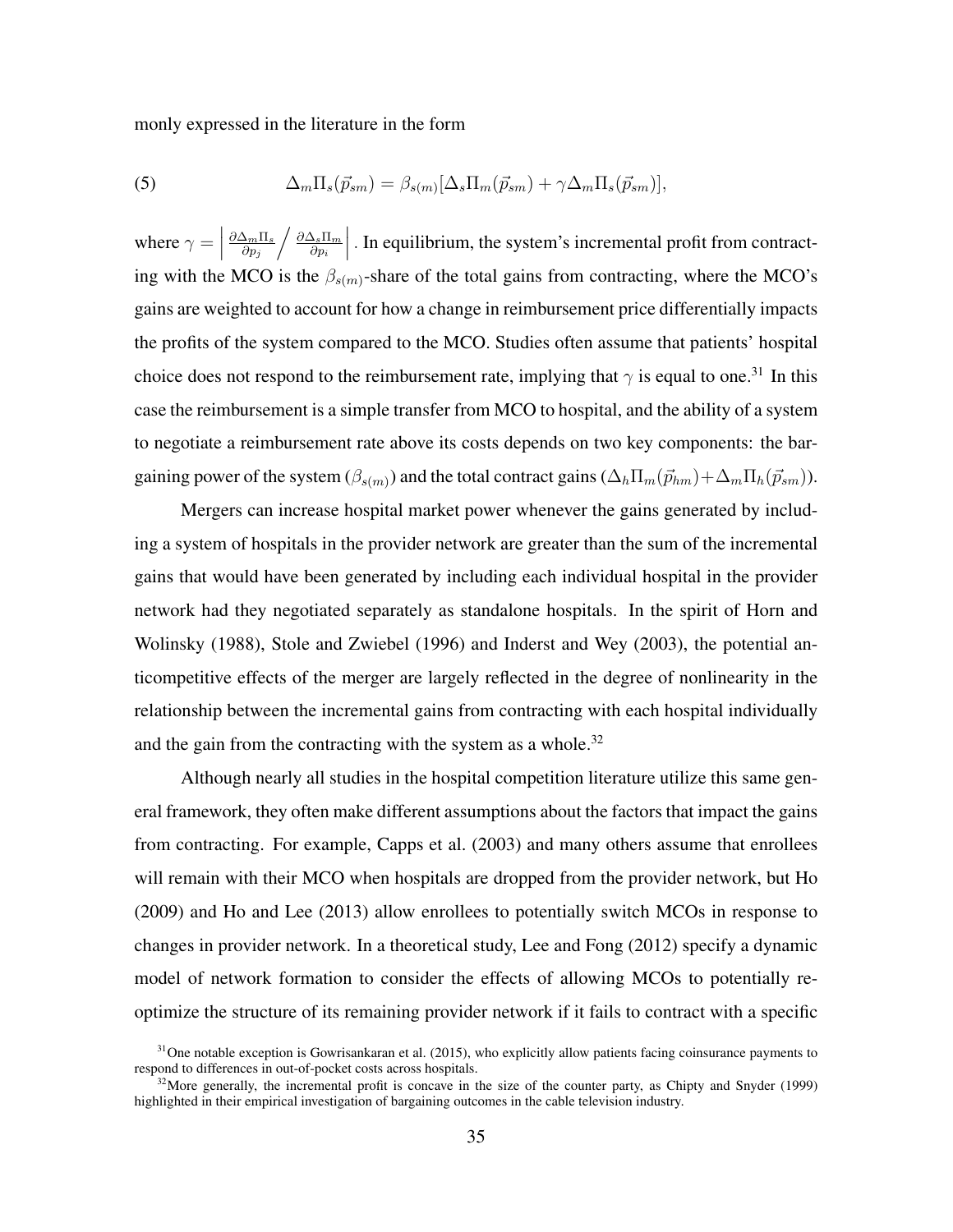monly expressed in the literature in the form

$$\Delta_m \Pi_s(\vec{p}_{sm}) = \beta_{s(m)}[\Delta_s \Pi_m(\vec{p}_{sm}) + \gamma \Delta_m \Pi_s(\vec{p}_{sm})], \tag{5}$$

where $\gamma = \left| \frac{\partial \Delta_m \Pi_s}{\partial p_j} \Big/ \frac{\partial \Delta_s \Pi_m}{\partial p_i} \right|$. In equilibrium, the system's incremental profit from contracting with the MCO is the $\beta_{s(m)}$-share of the total gains from contracting, where the MCO's gains are weighted to account for how a change in reimbursement price differentially impacts the profits of the system compared to the MCO. Studies often assume that patients' hospital choice does not respond to the reimbursement rate, implying that $\gamma$ is equal to one.[31] In this case the reimbursement is a simple transfer from MCO to hospital, and the ability of a system to negotiate a reimbursement rate above its costs depends on two key components: the bargaining power of the system ($\beta_{s(m)}$) and the total contract gains ($\Delta_h \Pi_m(\vec{p}_{hm}) + \Delta_m \Pi_h(\vec{p}_{sm})$).

Mergers can increase hospital market power whenever the gains generated by including a system of hospitals in the provider network are greater than the sum of the incremental gains that would have been generated by including each individual hospital in the provider network had they negotiated separately as standalone hospitals. In the spirit of Horn and Wolinsky (1988), Stole and Zwiebel (1996) and Inderst and Wey (2003), the potential anticompetitive effects of the merger are largely reflected in the degree of nonlinearity in the relationship between the incremental gains from contracting with each hospital individually and the gain from the contracting with the system as a whole.[32]

Although nearly all studies in the hospital competition literature utilize this same general framework, they often make different assumptions about the factors that impact the gains from contracting. For example, Capps et al. (2003) and many others assume that enrollees will remain with their MCO when hospitals are dropped from the provider network, but Ho (2009) and Ho and Lee (2013) allow enrollees to potentially switch MCOs in response to changes in provider network. In a theoretical study, Lee and Fong (2012) specify a dynamic model of network formation to consider the effects of allowing MCOs to potentially re-optimize the structure of its remaining provider network if it fails to contract with a specific

[31] One notable exception is Gowrisankaran et al. (2015), who explicitly allow patients facing coinsurance payments to respond to differences in out-of-pocket costs across hospitals.

[32] More generally, the incremental profit is concave in the size of the counter party, as Chipty and Snyder (1999) highlighted in their empirical investigation of bargaining outcomes in the cable television industry.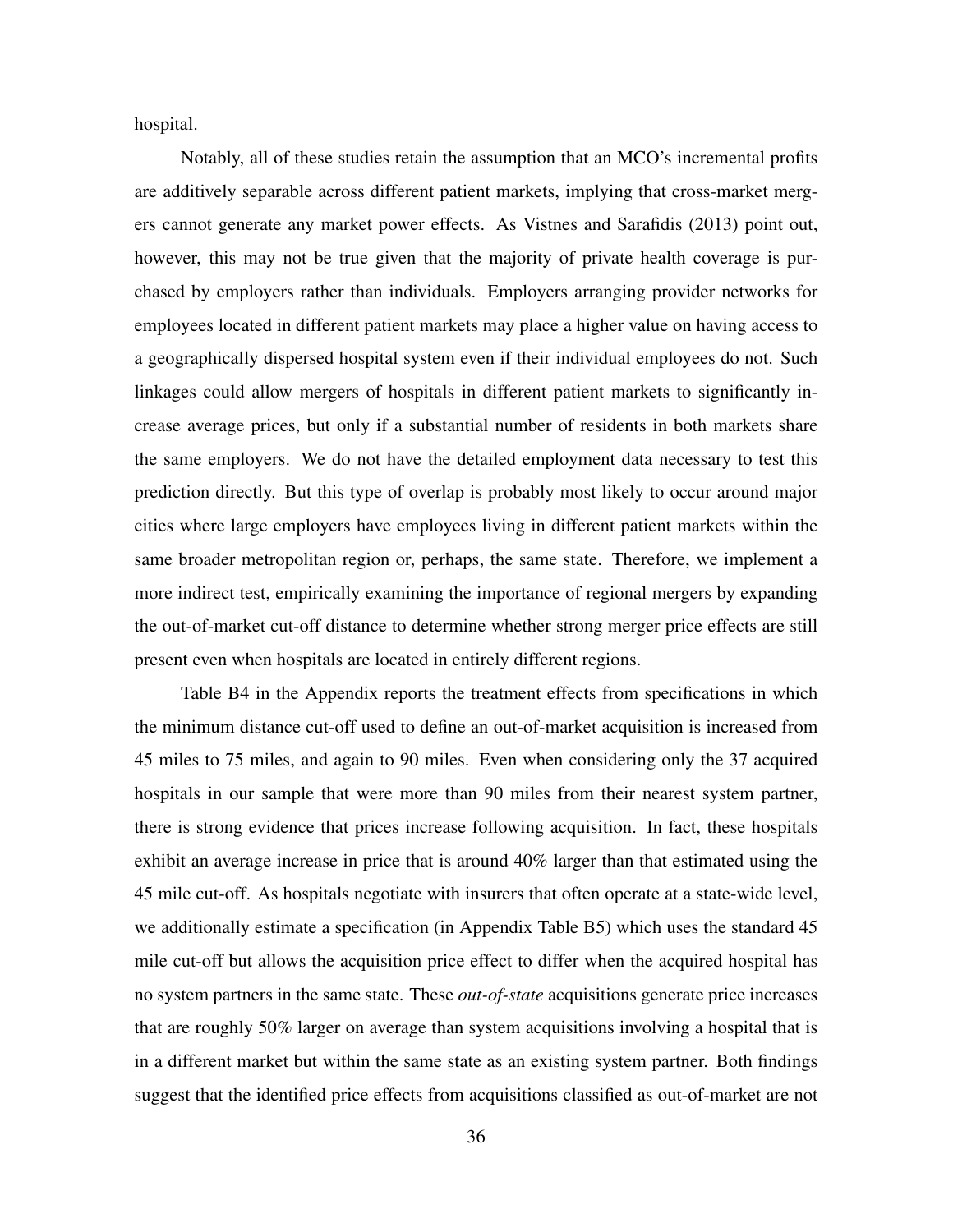hospital.

Notably, all of these studies retain the assumption that an MCO's incremental profits are additively separable across different patient markets, implying that cross-market mergers cannot generate any market power effects. As Vistnes and Sarafidis (2013) point out, however, this may not be true given that the majority of private health coverage is purchased by employers rather than individuals. Employers arranging provider networks for employees located in different patient markets may place a higher value on having access to a geographically dispersed hospital system even if their individual employees do not. Such linkages could allow mergers of hospitals in different patient markets to significantly increase average prices, but only if a substantial number of residents in both markets share the same employers. We do not have the detailed employment data necessary to test this prediction directly. But this type of overlap is probably most likely to occur around major cities where large employers have employees living in different patient markets within the same broader metropolitan region or, perhaps, the same state. Therefore, we implement a more indirect test, empirically examining the importance of regional mergers by expanding the out-of-market cut-off distance to determine whether strong merger price effects are still present even when hospitals are located in entirely different regions.

Table B4 in the Appendix reports the treatment effects from specifications in which the minimum distance cut-off used to define an out-of-market acquisition is increased from 45 miles to 75 miles, and again to 90 miles. Even when considering only the 37 acquired hospitals in our sample that were more than 90 miles from their nearest system partner, there is strong evidence that prices increase following acquisition. In fact, these hospitals exhibit an average increase in price that is around 40% larger than that estimated using the 45 mile cut-off. As hospitals negotiate with insurers that often operate at a state-wide level, we additionally estimate a specification (in Appendix Table B5) which uses the standard 45 mile cut-off but allows the acquisition price effect to differ when the acquired hospital has no system partners in the same state. These *out-of-state* acquisitions generate price increases that are roughly 50% larger on average than system acquisitions involving a hospital that is in a different market but within the same state as an existing system partner. Both findings suggest that the identified price effects from acquisitions classified as out-of-market are not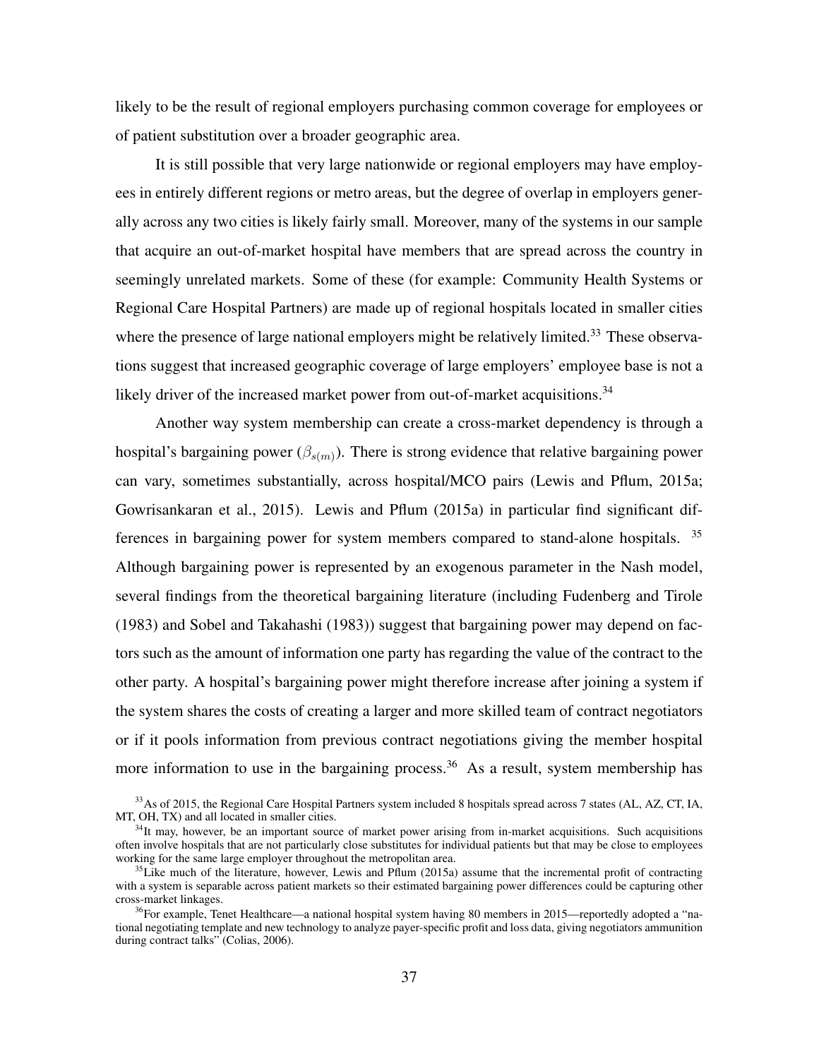likely to be the result of regional employers purchasing common coverage for employees or of patient substitution over a broader geographic area.

It is still possible that very large nationwide or regional employers may have employees in entirely different regions or metro areas, but the degree of overlap in employers generally across any two cities is likely fairly small. Moreover, many of the systems in our sample that acquire an out-of-market hospital have members that are spread across the country in seemingly unrelated markets. Some of these (for example: Community Health Systems or Regional Care Hospital Partners) are made up of regional hospitals located in smaller cities where the presence of large national employers might be relatively limited.[33] These observations suggest that increased geographic coverage of large employers' employee base is not a likely driver of the increased market power from out-of-market acquisitions.[34]

Another way system membership can create a cross-market dependency is through a hospital's bargaining power ($\beta_{s(m)}$). There is strong evidence that relative bargaining power can vary, sometimes substantially, across hospital/MCO pairs (Lewis and Pflum, 2015a; Gowrisankaran et al., 2015). Lewis and Pflum (2015a) in particular find significant differences in bargaining power for system members compared to stand-alone hospitals. [35] Although bargaining power is represented by an exogenous parameter in the Nash model, several findings from the theoretical bargaining literature (including Fudenberg and Tirole (1983) and Sobel and Takahashi (1983)) suggest that bargaining power may depend on factors such as the amount of information one party has regarding the value of the contract to the other party. A hospital's bargaining power might therefore increase after joining a system if the system shares the costs of creating a larger and more skilled team of contract negotiators or if it pools information from previous contract negotiations giving the member hospital more information to use in the bargaining process.[36] As a result, system membership has

[33] As of 2015, the Regional Care Hospital Partners system included 8 hospitals spread across 7 states (AL, AZ, CT, IA, MT, OH, TX) and all located in smaller cities.

[34] It may, however, be an important source of market power arising from in-market acquisitions. Such acquisitions often involve hospitals that are not particularly close substitutes for individual patients but that may be close to employees working for the same large employer throughout the metropolitan area.

[35] Like much of the literature, however, Lewis and Pflum (2015a) assume that the incremental profit of contracting with a system is separable across patient markets so their estimated bargaining power differences could be capturing other cross-market linkages.

[36] For example, Tenet Healthcare—a national hospital system having 80 members in 2015—reportedly adopted a "national negotiating template and new technology to analyze payer-specific profit and loss data, giving negotiators ammunition during contract talks" (Colias, 2006).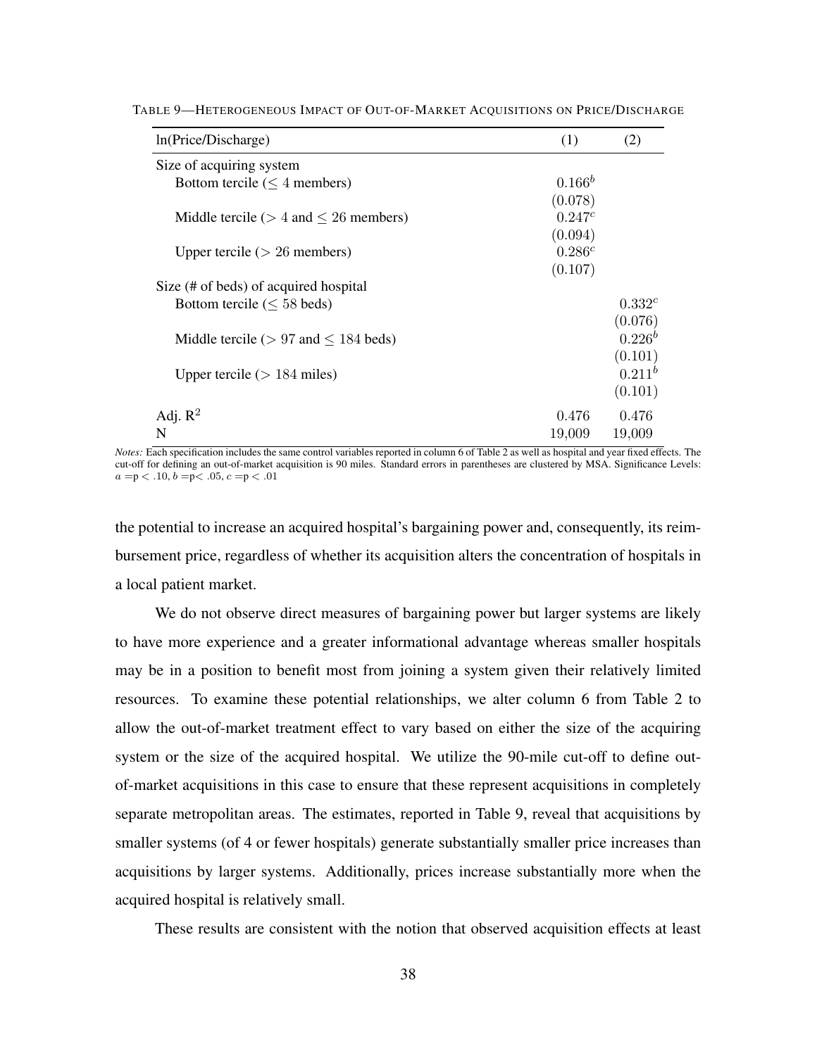TABLE 9—HETEROGENEOUS IMPACT OF OUT-OF-MARKET ACQUISITIONS ON PRICE/DISCHARGE

| ln(Price/Discharge) | (1) | (2) |
|---|---|---|
| Size of acquiring system | | |
| Bottom tercile ($\leq 4$ members) | $0.166^b$ | |
| | $(0.078)$ | |
| Middle tercile ($> 4$ and $\leq 26$ members) | $0.247^c$ | |
| | $(0.094)$ | |
| Upper tercile ($> 26$ members) | $0.286^c$ | |
| | $(0.107)$ | |
| Size (# of beds) of acquired hospital | | |
| Bottom tercile ($\leq 58$ beds) | | $0.332^c$ |
| | | $(0.076)$ |
| Middle tercile ($> 97$ and $\leq 184$ beds) | | $0.226^b$ |
| | | $(0.101)$ |
| Upper tercile ($> 184$ miles) | | $0.211^b$ |
| | | $(0.101)$ |
| Adj. $R^2$ | 0.476 | 0.476 |
| N | 19,009 | 19,009 |

*Notes:* Each specification includes the same control variables reported in column 6 of Table 2 as well as hospital and year fixed effects. The cut-off for defining an out-of-market acquisition is 90 miles. Standard errors in parentheses are clustered by MSA. Significance Levels: $a = p < .10$, $b = p < .05$, $c = p < .01$

the potential to increase an acquired hospital's bargaining power and, consequently, its reimbursement price, regardless of whether its acquisition alters the concentration of hospitals in a local patient market.

We do not observe direct measures of bargaining power but larger systems are likely to have more experience and a greater informational advantage whereas smaller hospitals may be in a position to benefit most from joining a system given their relatively limited resources. To examine these potential relationships, we alter column 6 from Table 2 to allow the out-of-market treatment effect to vary based on either the size of the acquiring system or the size of the acquired hospital. We utilize the 90-mile cut-off to define out-of-market acquisitions in this case to ensure that these represent acquisitions in completely separate metropolitan areas. The estimates, reported in Table 9, reveal that acquisitions by smaller systems (of 4 or fewer hospitals) generate substantially smaller price increases than acquisitions by larger systems. Additionally, prices increase substantially more when the acquired hospital is relatively small.

These results are consistent with the notion that observed acquisition effects at least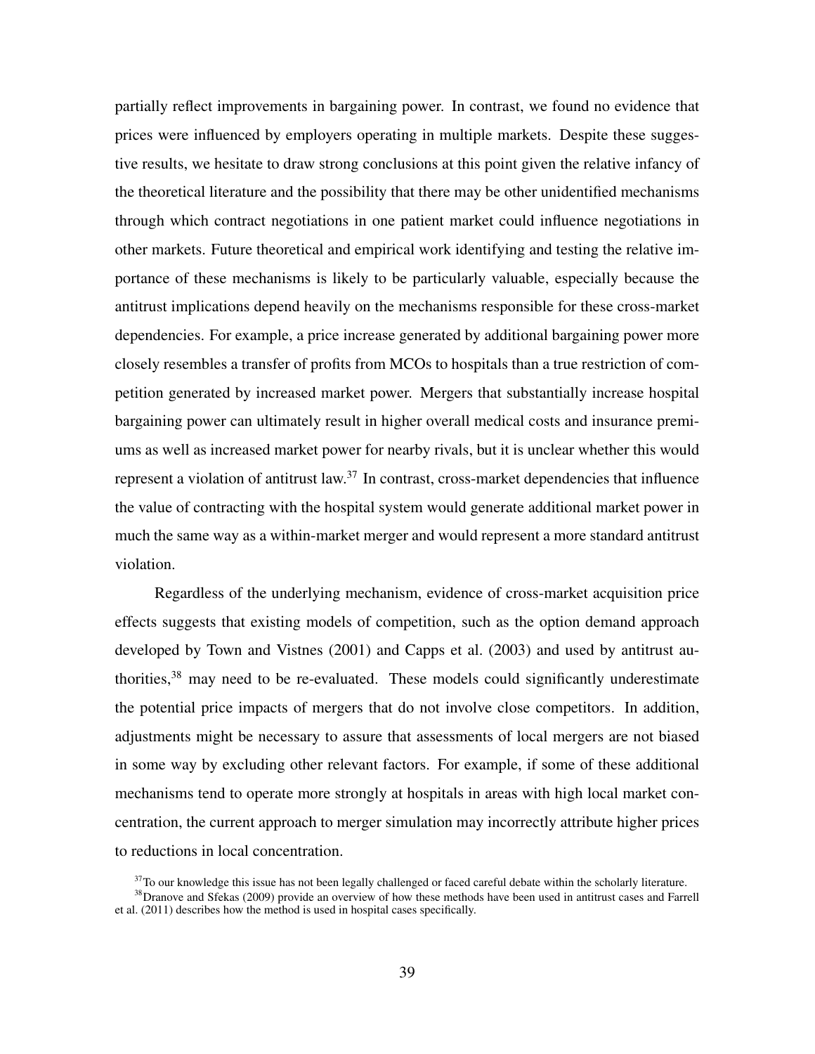partially reflect improvements in bargaining power. In contrast, we found no evidence that prices were influenced by employers operating in multiple markets. Despite these suggestive results, we hesitate to draw strong conclusions at this point given the relative infancy of the theoretical literature and the possibility that there may be other unidentified mechanisms through which contract negotiations in one patient market could influence negotiations in other markets. Future theoretical and empirical work identifying and testing the relative importance of these mechanisms is likely to be particularly valuable, especially because the antitrust implications depend heavily on the mechanisms responsible for these cross-market dependencies. For example, a price increase generated by additional bargaining power more closely resembles a transfer of profits from MCOs to hospitals than a true restriction of competition generated by increased market power. Mergers that substantially increase hospital bargaining power can ultimately result in higher overall medical costs and insurance premiums as well as increased market power for nearby rivals, but it is unclear whether this would represent a violation of antitrust law.[37] In contrast, cross-market dependencies that influence the value of contracting with the hospital system would generate additional market power in much the same way as a within-market merger and would represent a more standard antitrust violation.

Regardless of the underlying mechanism, evidence of cross-market acquisition price effects suggests that existing models of competition, such as the option demand approach developed by Town and Vistnes (2001) and Capps et al. (2003) and used by antitrust authorities,[38] may need to be re-evaluated. These models could significantly underestimate the potential price impacts of mergers that do not involve close competitors. In addition, adjustments might be necessary to assure that assessments of local mergers are not biased in some way by excluding other relevant factors. For example, if some of these additional mechanisms tend to operate more strongly at hospitals in areas with high local market concentration, the current approach to merger simulation may incorrectly attribute higher prices to reductions in local concentration.

[37] To our knowledge this issue has not been legally challenged or faced careful debate within the scholarly literature.

[38] Dranove and Sfekas (2009) provide an overview of how these methods have been used in antitrust cases and Farrell et al. (2011) describes how the method is used in hospital cases specifically.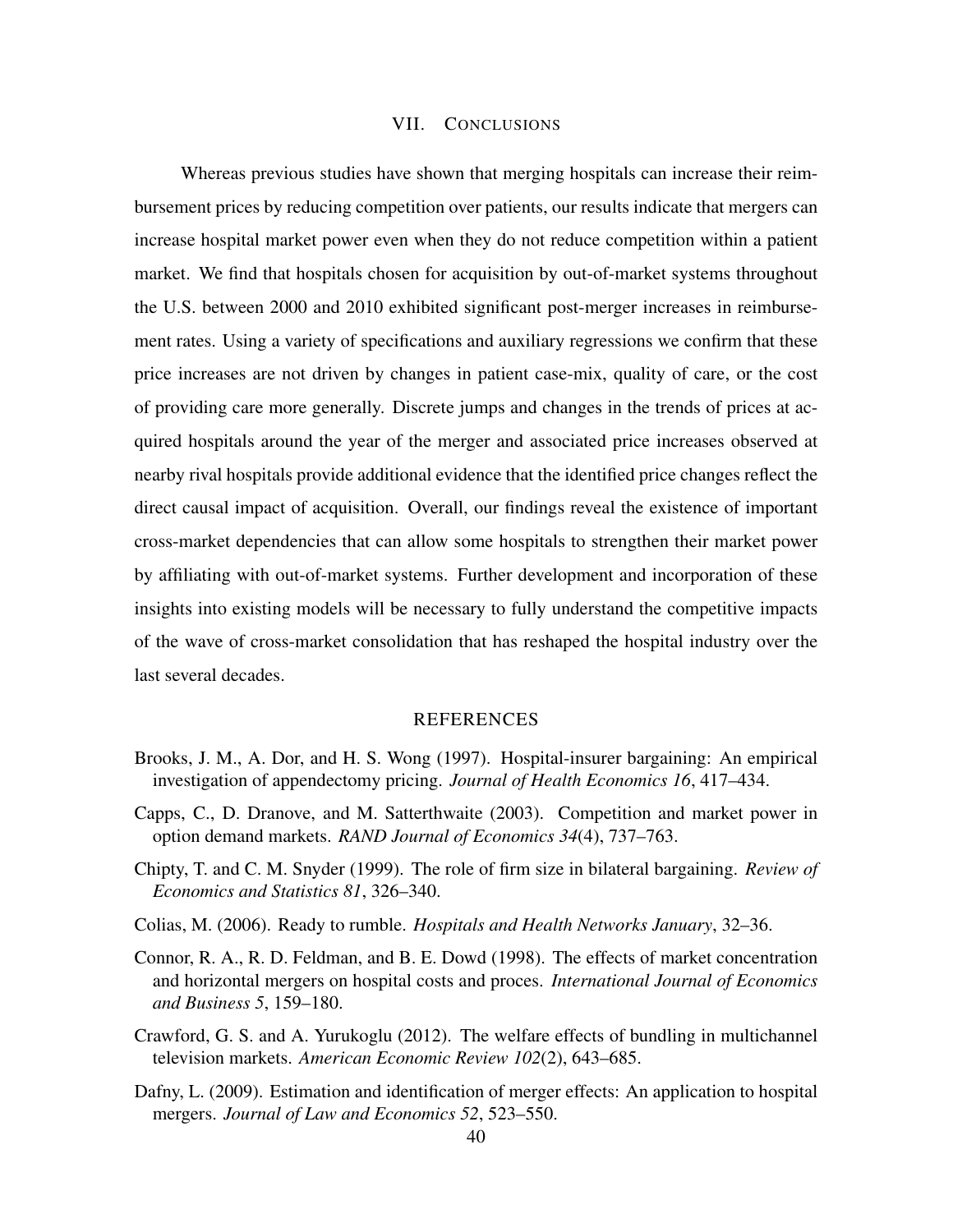## VII. CONCLUSIONS

Whereas previous studies have shown that merging hospitals can increase their reimbursement prices by reducing competition over patients, our results indicate that mergers can increase hospital market power even when they do not reduce competition within a patient market. We find that hospitals chosen for acquisition by out-of-market systems throughout the U.S. between 2000 and 2010 exhibited significant post-merger increases in reimbursement rates. Using a variety of specifications and auxiliary regressions we confirm that these price increases are not driven by changes in patient case-mix, quality of care, or the cost of providing care more generally. Discrete jumps and changes in the trends of prices at acquired hospitals around the year of the merger and associated price increases observed at nearby rival hospitals provide additional evidence that the identified price changes reflect the direct causal impact of acquisition. Overall, our findings reveal the existence of important cross-market dependencies that can allow some hospitals to strengthen their market power by affiliating with out-of-market systems. Further development and incorporation of these insights into existing models will be necessary to fully understand the competitive impacts of the wave of cross-market consolidation that has reshaped the hospital industry over the last several decades.

## REFERENCES

Brooks, J. M., A. Dor, and H. S. Wong (1997). Hospital-insurer bargaining: An empirical investigation of appendectomy pricing. *Journal of Health Economics 16*, 417–434.

Capps, C., D. Dranove, and M. Satterthwaite (2003). Competition and market power in option demand markets. *RAND Journal of Economics 34*(4), 737–763.

Chipty, T. and C. M. Snyder (1999). The role of firm size in bilateral bargaining. *Review of Economics and Statistics 81*, 326–340.

Colias, M. (2006). Ready to rumble. *Hospitals and Health Networks January*, 32–36.

Connor, R. A., R. D. Feldman, and B. E. Dowd (1998). The effects of market concentration and horizontal mergers on hospital costs and proces. *International Journal of Economics and Business 5*, 159–180.

Crawford, G. S. and A. Yurukoglu (2012). The welfare effects of bundling in multichannel television markets. *American Economic Review 102*(2), 643–685.

Dafny, L. (2009). Estimation and identification of merger effects: An application to hospital mergers. *Journal of Law and Economics 52*, 523–550.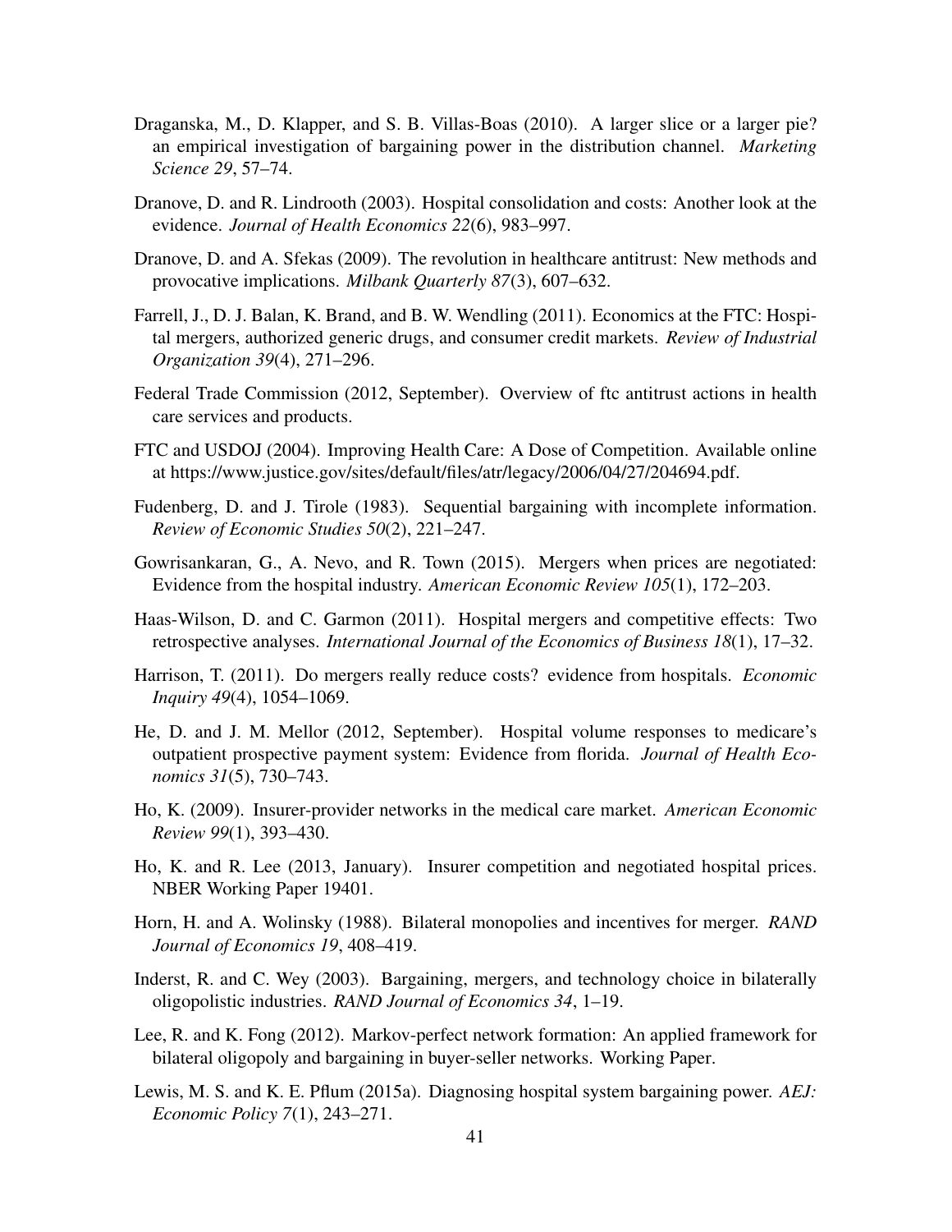Draganska, M., D. Klapper, and S. B. Villas-Boas (2010). A larger slice or a larger pie? an empirical investigation of bargaining power in the distribution channel. *Marketing Science 29*, 57–74.

Dranove, D. and R. Lindrooth (2003). Hospital consolidation and costs: Another look at the evidence. *Journal of Health Economics 22*(6), 983–997.

Dranove, D. and A. Sfekas (2009). The revolution in healthcare antitrust: New methods and provocative implications. *Milbank Quarterly 87*(3), 607–632.

Farrell, J., D. J. Balan, K. Brand, and B. W. Wendling (2011). Economics at the FTC: Hospital mergers, authorized generic drugs, and consumer credit markets. *Review of Industrial Organization 39*(4), 271–296.

Federal Trade Commission (2012, September). Overview of ftc antitrust actions in health care services and products.

FTC and USDOJ (2004). Improving Health Care: A Dose of Competition. Available online at https://www.justice.gov/sites/default/files/atr/legacy/2006/04/27/204694.pdf.

Fudenberg, D. and J. Tirole (1983). Sequential bargaining with incomplete information. *Review of Economic Studies 50*(2), 221–247.

Gowrisankaran, G., A. Nevo, and R. Town (2015). Mergers when prices are negotiated: Evidence from the hospital industry. *American Economic Review 105*(1), 172–203.

Haas-Wilson, D. and C. Garmon (2011). Hospital mergers and competitive effects: Two retrospective analyses. *International Journal of the Economics of Business 18*(1), 17–32.

Harrison, T. (2011). Do mergers really reduce costs? evidence from hospitals. *Economic Inquiry 49*(4), 1054–1069.

He, D. and J. M. Mellor (2012, September). Hospital volume responses to medicare's outpatient prospective payment system: Evidence from florida. *Journal of Health Economics 31*(5), 730–743.

Ho, K. (2009). Insurer-provider networks in the medical care market. *American Economic Review 99*(1), 393–430.

Ho, K. and R. Lee (2013, January). Insurer competition and negotiated hospital prices. NBER Working Paper 19401.

Horn, H. and A. Wolinsky (1988). Bilateral monopolies and incentives for merger. *RAND Journal of Economics 19*, 408–419.

Inderst, R. and C. Wey (2003). Bargaining, mergers, and technology choice in bilaterally oligopolistic industries. *RAND Journal of Economics 34*, 1–19.

Lee, R. and K. Fong (2012). Markov-perfect network formation: An applied framework for bilateral oligopoly and bargaining in buyer-seller networks. Working Paper.

Lewis, M. S. and K. E. Pflum (2015a). Diagnosing hospital system bargaining power. *AEJ: Economic Policy 7*(1), 243–271.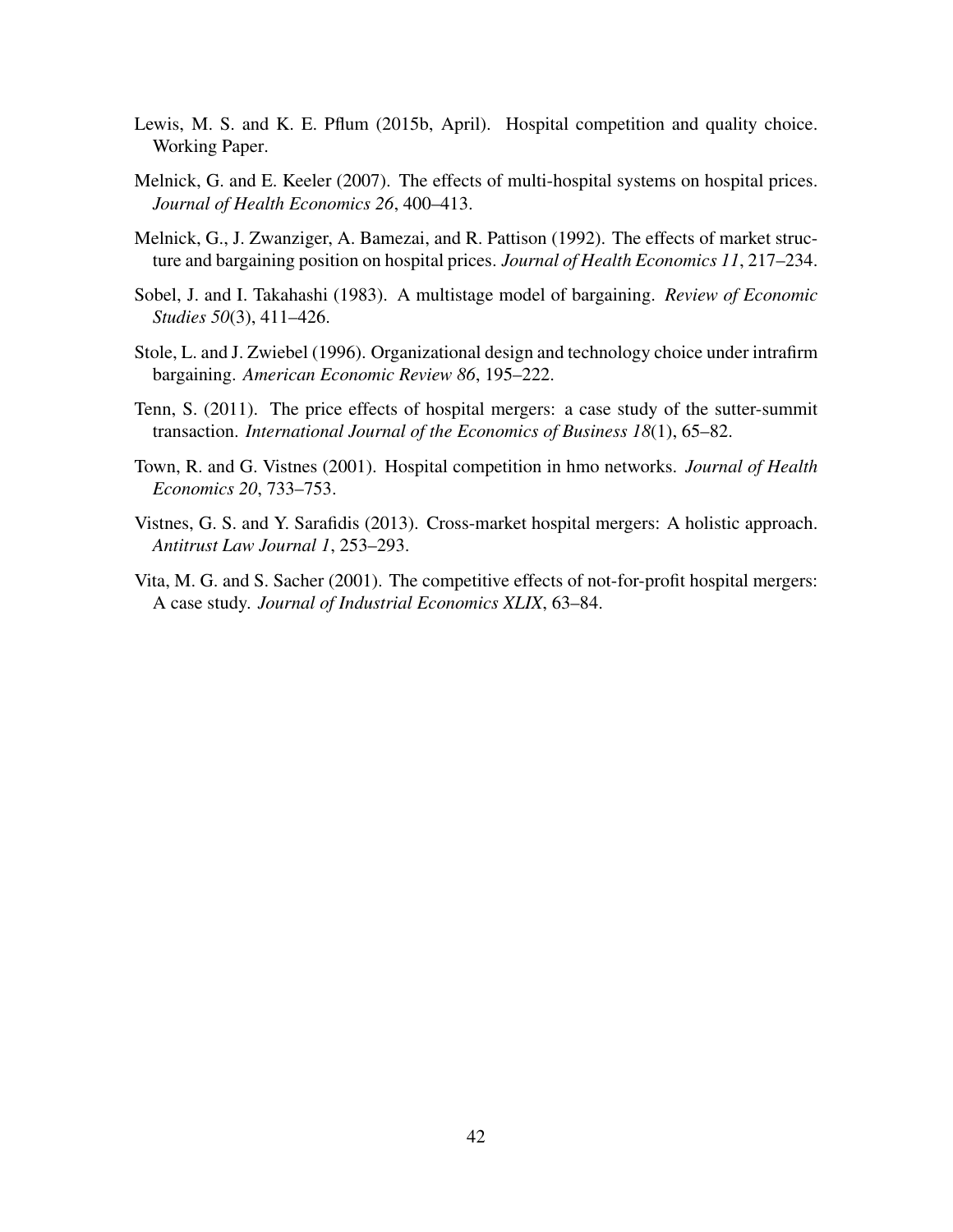Lewis, M. S. and K. E. Pflum (2015b, April). Hospital competition and quality choice. Working Paper.

Melnick, G. and E. Keeler (2007). The effects of multi-hospital systems on hospital prices. *Journal of Health Economics 26*, 400–413.

Melnick, G., J. Zwanziger, A. Bamezai, and R. Pattison (1992). The effects of market structure and bargaining position on hospital prices. *Journal of Health Economics 11*, 217–234.

Sobel, J. and I. Takahashi (1983). A multistage model of bargaining. *Review of Economic Studies 50*(3), 411–426.

Stole, L. and J. Zwiebel (1996). Organizational design and technology choice under intrafirm bargaining. *American Economic Review 86*, 195–222.

Tenn, S. (2011). The price effects of hospital mergers: a case study of the sutter-summit transaction. *International Journal of the Economics of Business 18*(1), 65–82.

Town, R. and G. Vistnes (2001). Hospital competition in hmo networks. *Journal of Health Economics 20*, 733–753.

Vistnes, G. S. and Y. Sarafidis (2013). Cross-market hospital mergers: A holistic approach. *Antitrust Law Journal 1*, 253–293.

Vita, M. G. and S. Sacher (2001). The competitive effects of not-for-profit hospital mergers: A case study. *Journal of Industrial Economics XLIX*, 63–84.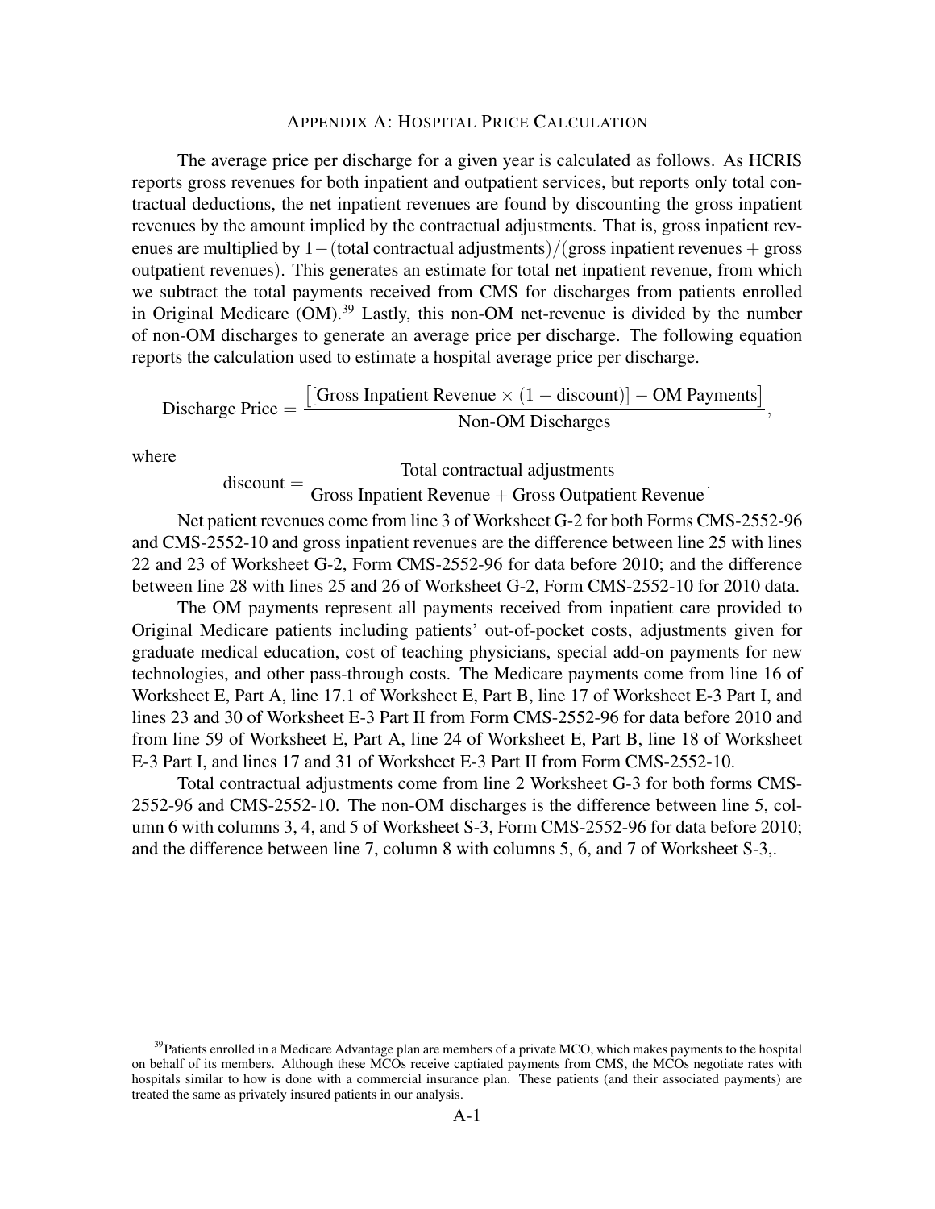## Appendix A: Hospital Price Calculation

The average price per discharge for a given year is calculated as follows. As HCRIS reports gross revenues for both inpatient and outpatient services, but reports only total contractual deductions, the net inpatient revenues are found by discounting the gross inpatient revenues by the amount implied by the contractual adjustments. That is, gross inpatient revenues are multiplied by $1-(\text{total contractual adjustments})/(\text{gross inpatient revenues} + \text{gross outpatient revenues})$. This generates an estimate for total net inpatient revenue, from which we subtract the total payments received from CMS for discharges from patients enrolled in Original Medicare (OM).[39] Lastly, this non-OM net-revenue is divided by the number of non-OM discharges to generate an average price per discharge. The following equation reports the calculation used to estimate a hospital average price per discharge.

$$\text{Discharge Price} = \frac{\big[[\text{Gross Inpatient Revenue} \times (1 - \text{discount})] - \text{OM Payments}\big]}{\text{Non-OM Discharges}},$$

where

$$\text{discount} = \frac{\text{Total contractual adjustments}}{\text{Gross Inpatient Revenue} + \text{Gross Outpatient Revenue}}.$$

Net patient revenues come from line 3 of Worksheet G-2 for both Forms CMS-2552-96 and CMS-2552-10 and gross inpatient revenues are the difference between line 25 with lines 22 and 23 of Worksheet G-2, Form CMS-2552-96 for data before 2010; and the difference between line 28 with lines 25 and 26 of Worksheet G-2, Form CMS-2552-10 for 2010 data.

The OM payments represent all payments received from inpatient care provided to Original Medicare patients including patients' out-of-pocket costs, adjustments given for graduate medical education, cost of teaching physicians, special add-on payments for new technologies, and other pass-through costs. The Medicare payments come from line 16 of Worksheet E, Part A, line 17.1 of Worksheet E, Part B, line 17 of Worksheet E-3 Part I, and lines 23 and 30 of Worksheet E-3 Part II from Form CMS-2552-96 for data before 2010 and from line 59 of Worksheet E, Part A, line 24 of Worksheet E, Part B, line 18 of Worksheet E-3 Part I, and lines 17 and 31 of Worksheet E-3 Part II from Form CMS-2552-10.

Total contractual adjustments come from line 2 Worksheet G-3 for both forms CMS-2552-96 and CMS-2552-10. The non-OM discharges is the difference between line 5, column 6 with columns 3, 4, and 5 of Worksheet S-3, Form CMS-2552-96 for data before 2010; and the difference between line 7, column 8 with columns 5, 6, and 7 of Worksheet S-3,.

[39] Patients enrolled in a Medicare Advantage plan are members of a private MCO, which makes payments to the hospital on behalf of its members. Although these MCOs receive captiated payments from CMS, the MCOs negotiate rates with hospitals similar to how is done with a commercial insurance plan. These patients (and their associated payments) are treated the same as privately insured patients in our analysis.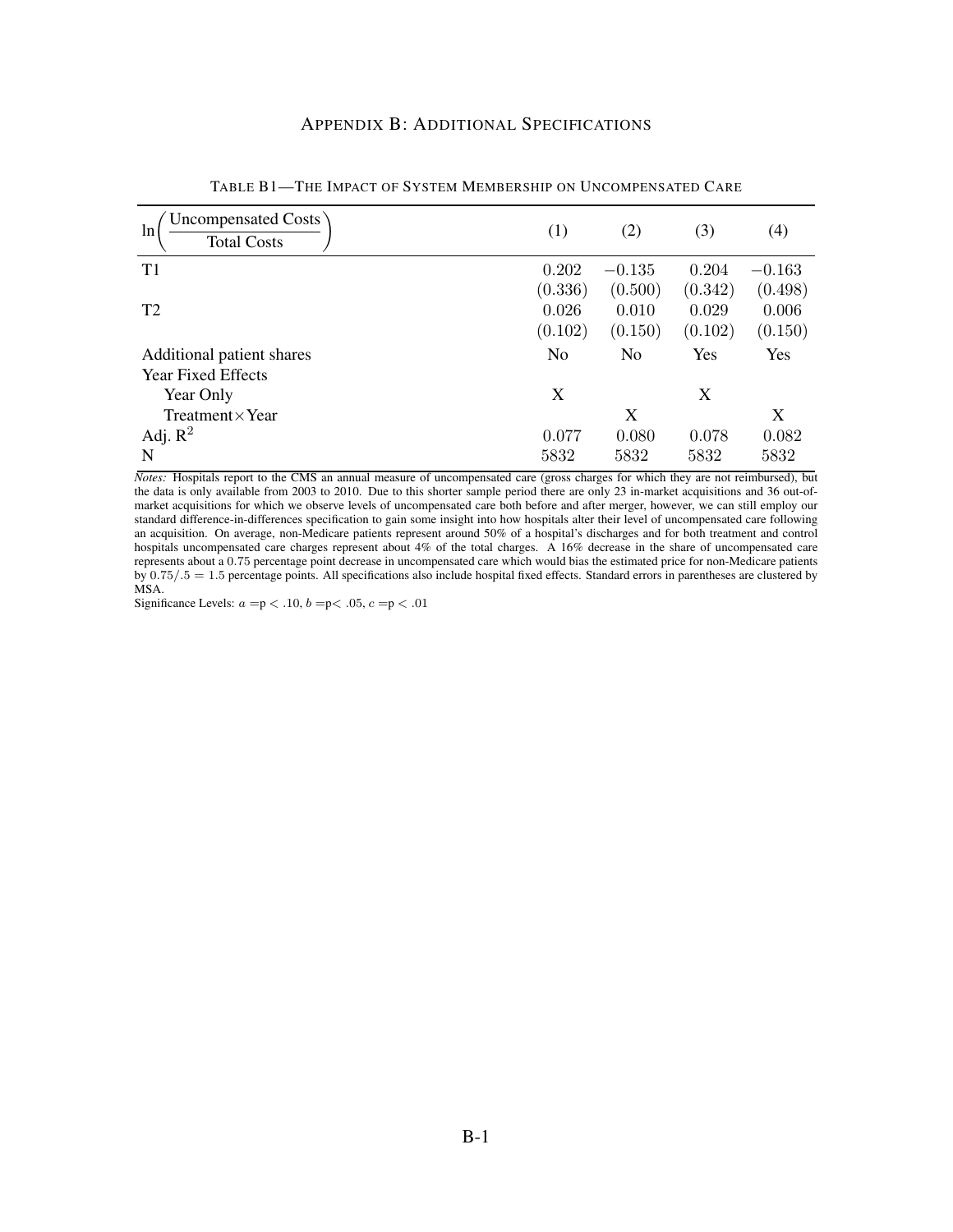## Appendix B: Additional Specifications

Table B1—The Impact of System Membership on Uncompensated Care

| $\ln\left(\frac{\text{Uncompensated Costs}}{\text{Total Costs}}\right)$ | (1) | (2) | (3) | (4) |
|---|---|---|---|---|
| T1 | 0.202 | −0.135 | 0.204 | −0.163 |
| | (0.336) | (0.500) | (0.342) | (0.498) |
| T2 | 0.026 | 0.010 | 0.029 | 0.006 |
| | (0.102) | (0.150) | (0.102) | (0.150) |
| Additional patient shares | No | No | Yes | Yes |
| Year Fixed Effects | | | | |
| Year Only | X | | X | |
| Treatment×Year | | X | | X |
| Adj. $R^2$ | 0.077 | 0.080 | 0.078 | 0.082 |
| N | 5832 | 5832 | 5832 | 5832 |

*Notes:* Hospitals report to the CMS an annual measure of uncompensated care (gross charges for which they are not reimbursed), but the data is only available from 2003 to 2010. Due to this shorter sample period there are only 23 in-market acquisitions and 36 out-of-market acquisitions for which we observe levels of uncompensated care both before and after merger, however, we can still employ our standard difference-in-differences specification to gain some insight into how hospitals alter their level of uncompensated care following an acquisition. On average, non-Medicare patients represent around 50% of a hospital's discharges and for both treatment and control hospitals uncompensated care charges represent about 4% of the total charges. A 16% decrease in the share of uncompensated care represents about a 0.75 percentage point decrease in uncompensated care which would bias the estimated price for non-Medicare patients by $0.75/.5 = 1.5$ percentage points. All specifications also include hospital fixed effects. Standard errors in parentheses are clustered by MSA.

Significance Levels: $a = p < .10$, $b = p < .05$, $c = p < .01$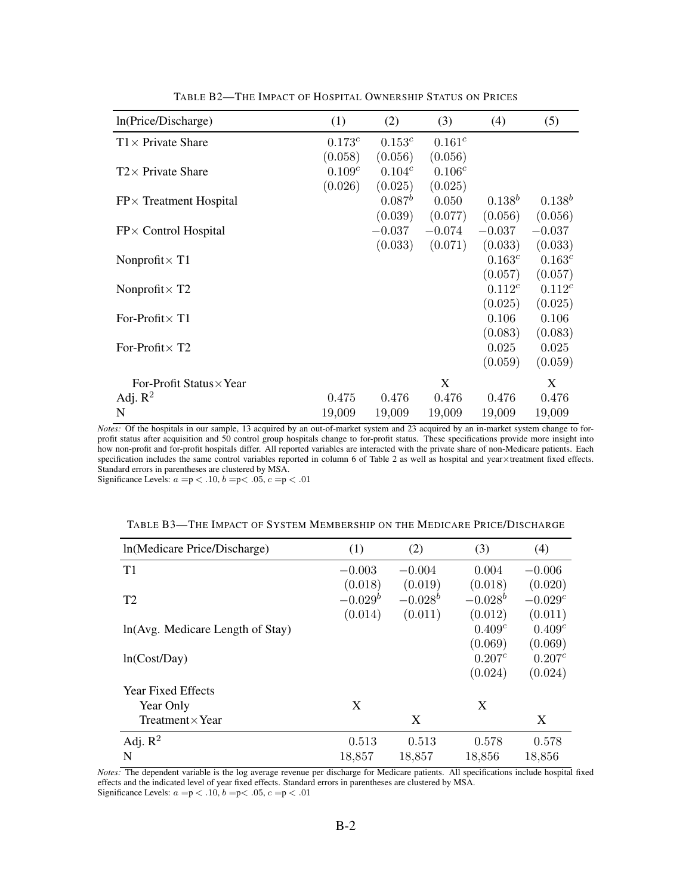TABLE B2—THE IMPACT OF HOSPITAL OWNERSHIP STATUS ON PRICES

| ln(Price/Discharge) | (1) | (2) | (3) | (4) | (5) |
|---|---|---|---|---|---|
| T1× Private Share | $0.173^c$ | $0.153^c$ | $0.161^c$ | | |
| | (0.058) | (0.056) | (0.056) | | |
| T2× Private Share | $0.109^c$ | $0.104^c$ | $0.106^c$ | | |
| | (0.026) | (0.025) | (0.025) | | |
| FP× Treatment Hospital | | $0.087^b$ | 0.050 | $0.138^b$ | $0.138^b$ |
| | | (0.039) | (0.077) | (0.056) | (0.056) |
| FP× Control Hospital | | −0.037 | −0.074 | −0.037 | −0.037 |
| | | (0.033) | (0.071) | (0.033) | (0.033) |
| Nonprofit× T1 | | | | $0.163^c$ | $0.163^c$ |
| | | | | (0.057) | (0.057) |
| Nonprofit× T2 | | | | $0.112^c$ | $0.112^c$ |
| | | | | (0.025) | (0.025) |
| For-Profit× T1 | | | | 0.106 | 0.106 |
| | | | | (0.083) | (0.083) |
| For-Profit× T2 | | | | 0.025 | 0.025 |
| | | | | (0.059) | (0.059) |
| For-Profit Status×Year | | | X | | X |
| Adj. $R^2$ | 0.475 | 0.476 | 0.476 | 0.476 | 0.476 |
| N | 19,009 | 19,009 | 19,009 | 19,009 | 19,009 |

*Notes:* Of the hospitals in our sample, 13 acquired by an out-of-market system and 23 acquired by an in-market system change to for-profit status after acquisition and 50 control group hospitals change to for-profit status. These specifications provide more insight into how non-profit and for-profit hospitals differ. All reported variables are interacted with the private share of non-Medicare patients. Each specification includes the same control variables reported in column 6 of Table 2 as well as hospital and year×treatment fixed effects. Standard errors in parentheses are clustered by MSA.
Significance Levels: $a = p < .10$, $b = p < .05$, $c = p < .01$

TABLE B3—THE IMPACT OF SYSTEM MEMBERSHIP ON THE MEDICARE PRICE/DISCHARGE

| ln(Medicare Price/Discharge) | (1) | (2) | (3) | (4) |
|---|---|---|---|---|
| T1 | −0.003 | −0.004 | 0.004 | −0.006 |
| | (0.018) | (0.019) | (0.018) | (0.020) |
| T2 | $-0.029^b$ | $-0.028^b$ | $-0.028^b$ | $-0.029^c$ |
| | (0.014) | (0.011) | (0.012) | (0.011) |
| ln(Avg. Medicare Length of Stay) | | | $0.409^c$ | $0.409^c$ |
| | | | (0.069) | (0.069) |
| ln(Cost/Day) | | | $0.207^c$ | $0.207^c$ |
| | | | (0.024) | (0.024) |
| Year Fixed Effects | | | | |
| Year Only | X | | X | |
| Treatment×Year | | X | | X |
| Adj. $R^2$ | 0.513 | 0.513 | 0.578 | 0.578 |
| N | 18,857 | 18,857 | 18,856 | 18,856 |

*Notes:* The dependent variable is the log average revenue per discharge for Medicare patients. All specifications include hospital fixed effects and the indicated level of year fixed effects. Standard errors in parentheses are clustered by MSA.
Significance Levels: $a = p < .10$, $b = p < .05$, $c = p < .01$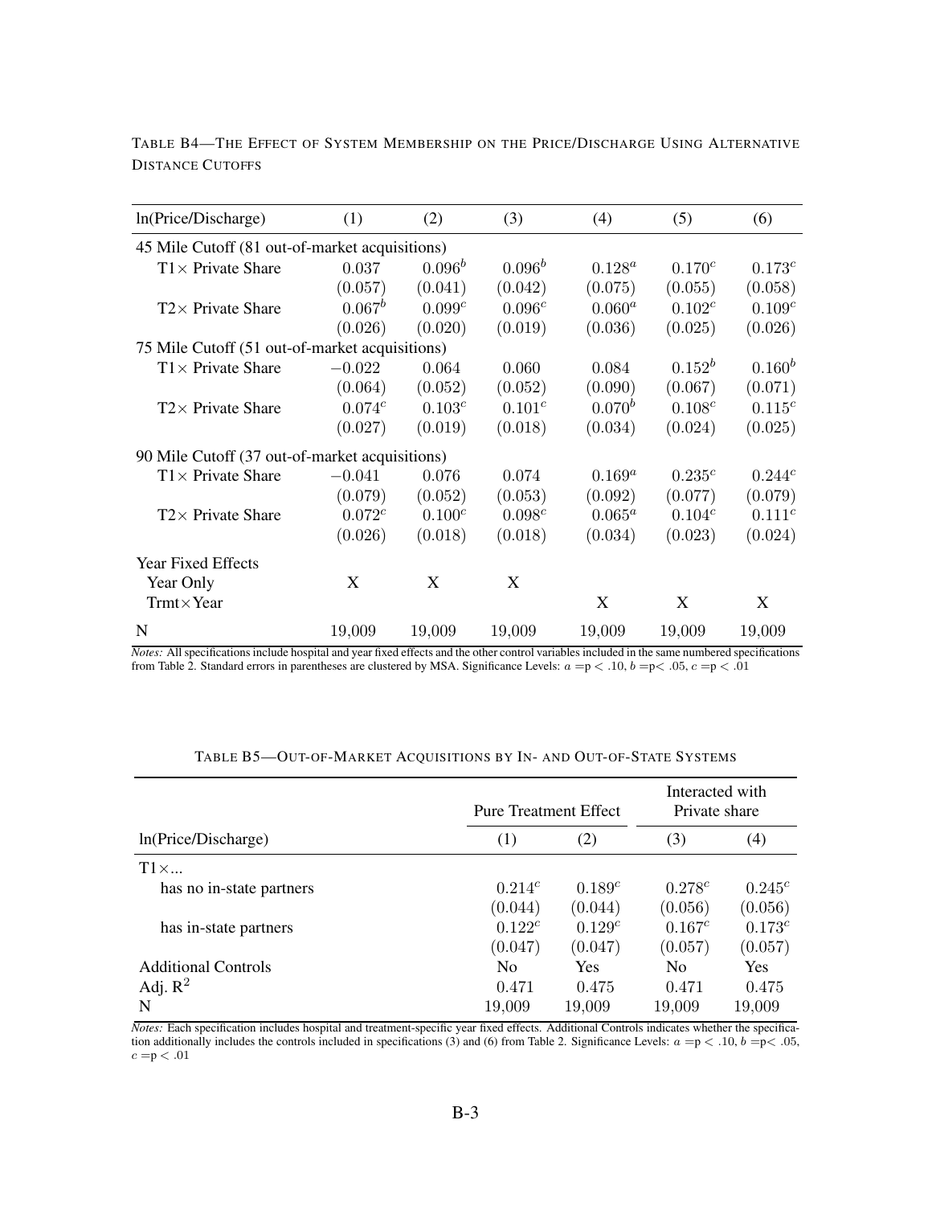TABLE B4—THE EFFECT OF SYSTEM MEMBERSHIP ON THE PRICE/DISCHARGE USING ALTERNATIVE DISTANCE CUTOFFS

| ln(Price/Discharge) | (1) | (2) | (3) | (4) | (5) | (6) |
|---|---|---|---|---|---|---|
| 45 Mile Cutoff (81 out-of-market acquisitions) | | | | | | |
| T1× Private Share | 0.037 | $0.096^b$ | $0.096^b$ | $0.128^a$ | $0.170^c$ | $0.173^c$ |
| | (0.057) | (0.041) | (0.042) | (0.075) | (0.055) | (0.058) |
| T2× Private Share | $0.067^b$ | $0.099^c$ | $0.096^c$ | $0.060^a$ | $0.102^c$ | $0.109^c$ |
| | (0.026) | (0.020) | (0.019) | (0.036) | (0.025) | (0.026) |
| 75 Mile Cutoff (51 out-of-market acquisitions) | | | | | | |
| T1× Private Share | −0.022 | 0.064 | 0.060 | 0.084 | $0.152^b$ | $0.160^b$ |
| | (0.064) | (0.052) | (0.052) | (0.090) | (0.067) | (0.071) |
| T2× Private Share | $0.074^c$ | $0.103^c$ | $0.101^c$ | $0.070^b$ | $0.108^c$ | $0.115^c$ |
| | (0.027) | (0.019) | (0.018) | (0.034) | (0.024) | (0.025) |
| 90 Mile Cutoff (37 out-of-market acquisitions) | | | | | | |
| T1× Private Share | −0.041 | 0.076 | 0.074 | $0.169^a$ | $0.235^c$ | $0.244^c$ |
| | (0.079) | (0.052) | (0.053) | (0.092) | (0.077) | (0.079) |
| T2× Private Share | $0.072^c$ | $0.100^c$ | $0.098^c$ | $0.065^a$ | $0.104^c$ | $0.111^c$ |
| | (0.026) | (0.018) | (0.018) | (0.034) | (0.023) | (0.024) |
| Year Fixed Effects | | | | | | |
| Year Only | X | X | X | | | |
| Trmt×Year | | | | X | X | X |
| N | 19,009 | 19,009 | 19,009 | 19,009 | 19,009 | 19,009 |

*Notes:* All specifications include hospital and year fixed effects and the other control variables included in the same numbered specifications from Table 2. Standard errors in parentheses are clustered by MSA. Significance Levels: $a$ =p < .10, $b$ =p< .05, $c$ =p < .01

TABLE B5—OUT-OF-MARKET ACQUISITIONS BY IN- AND OUT-OF-STATE SYSTEMS

| | Pure Treatment Effect | | Interacted with Private share | |
|---|---|---|---|---|
| ln(Price/Discharge) | (1) | (2) | (3) | (4) |
| T1×... | | | | |
| has no in-state partners | $0.214^c$ | $0.189^c$ | $0.278^c$ | $0.245^c$ |
| | (0.044) | (0.044) | (0.056) | (0.056) |
| has in-state partners | $0.122^c$ | $0.129^c$ | $0.167^c$ | $0.173^c$ |
| | (0.047) | (0.047) | (0.057) | (0.057) |
| Additional Controls | No | Yes | No | Yes |
| Adj. $R^2$ | 0.471 | 0.475 | 0.471 | 0.475 |
| N | 19,009 | 19,009 | 19,009 | 19,009 |

*Notes:* Each specification includes hospital and treatment-specific year fixed effects. Additional Controls indicates whether the specification additionally includes the controls included in specifications (3) and (6) from Table 2. Significance Levels: $a$ =p < .10, $b$ =p< .05, $c$ =p < .01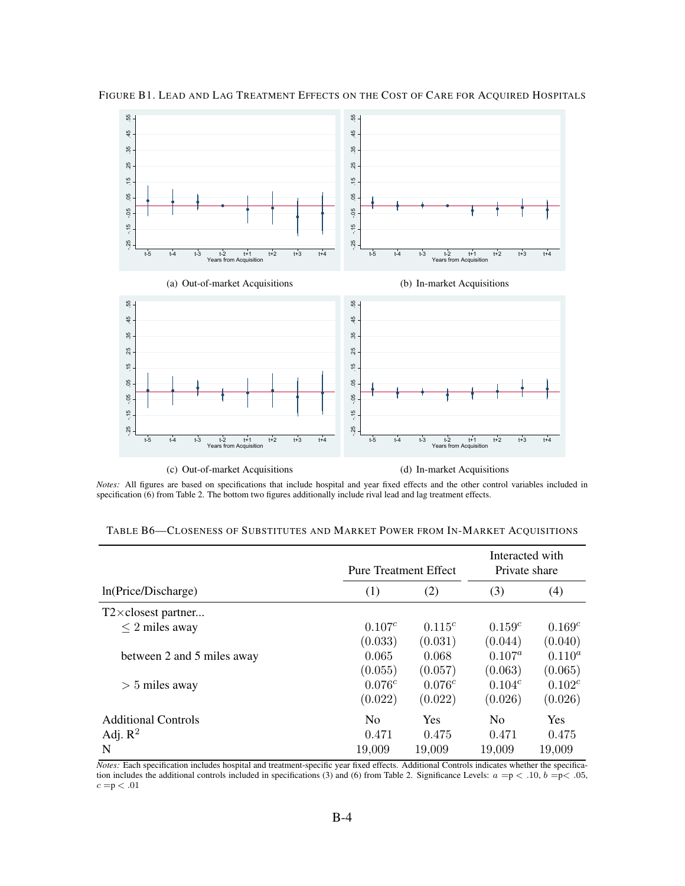FIGURE B1. LEAD AND LAG TREATMENT EFFECTS ON THE COST OF CARE FOR ACQUIRED HOSPITALS

(a) Out-of-market Acquisitions

(b) In-market Acquisitions

(c) Out-of-market Acquisitions

(d) In-market Acquisitions

*Notes:* All figures are based on specifications that include hospital and year fixed effects and the other control variables included in specification (6) from Table 2. The bottom two figures additionally include rival lead and lag treatment effects.

TABLE B6—CLOSENESS OF SUBSTITUTES AND MARKET POWER FROM IN-MARKET ACQUISITIONS

| | Pure Treatment Effect | | Interacted with Private share | |
|---|---|---|---|---|
| ln(Price/Discharge) | (1) | (2) | (3) | (4) |
| T2×closest partner... | | | | |
| $\leq$ 2 miles away | $0.107^c$ | $0.115^c$ | $0.159^c$ | $0.169^c$ |
| | (0.033) | (0.031) | (0.044) | (0.040) |
| between 2 and 5 miles away | 0.065 | 0.068 | $0.107^a$ | $0.110^a$ |
| | (0.055) | (0.057) | (0.063) | (0.065) |
| $>$ 5 miles away | $0.076^c$ | $0.076^c$ | $0.104^c$ | $0.102^c$ |
| | (0.022) | (0.022) | (0.026) | (0.026) |
| Additional Controls | No | Yes | No | Yes |
| Adj. $R^2$ | 0.471 | 0.475 | 0.471 | 0.475 |
| N | 19,009 | 19,009 | 19,009 | 19,009 |

*Notes:* Each specification includes hospital and treatment-specific year fixed effects. Additional Controls indicates whether the specification includes the additional controls included in specifications (3) and (6) from Table 2. Significance Levels: $a = p < .10$, $b = p < .05$, $c = p < .01$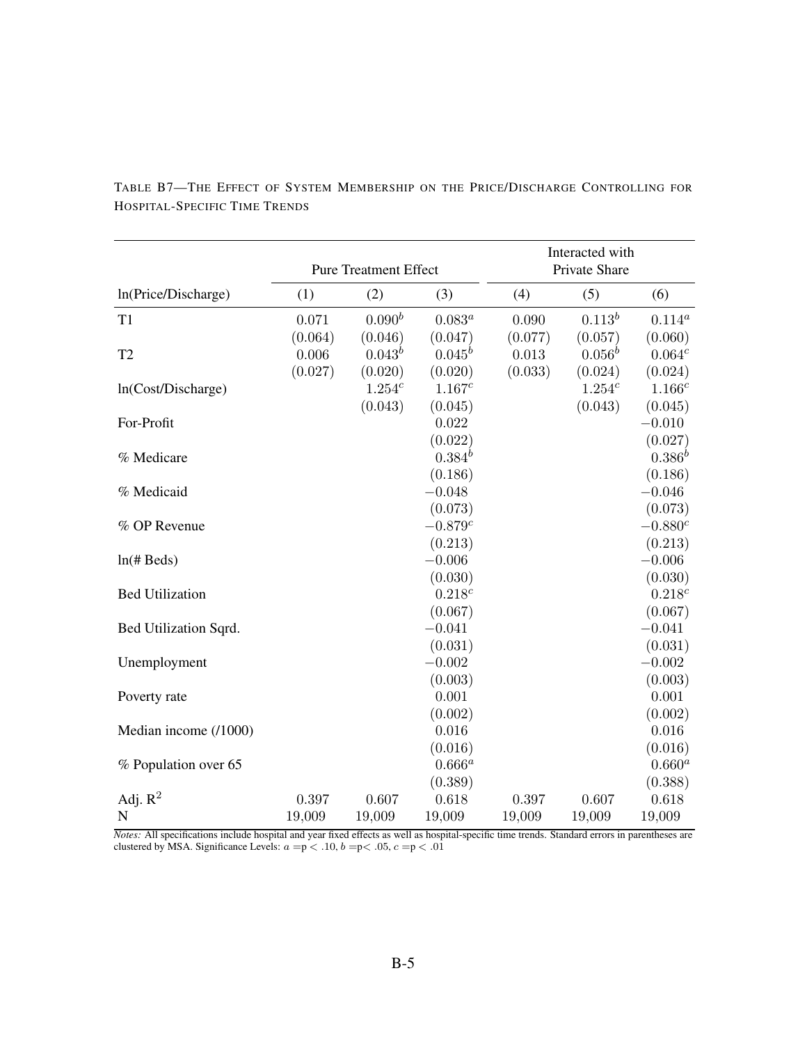TABLE B7—THE EFFECT OF SYSTEM MEMBERSHIP ON THE PRICE/DISCHARGE CONTROLLING FOR HOSPITAL-SPECIFIC TIME TRENDS

| | Pure Treatment Effect | | | Interacted with Private Share | | |
|---|---|---|---|---|---|---|
| ln(Price/Discharge) | (1) | (2) | (3) | (4) | (5) | (6) |
| T1 | 0.071 | $0.090^b$ | $0.083^a$ | 0.090 | $0.113^b$ | $0.114^a$ |
| | (0.064) | (0.046) | (0.047) | (0.077) | (0.057) | (0.060) |
| T2 | 0.006 | $0.043^b$ | $0.045^b$ | 0.013 | $0.056^b$ | $0.064^c$ |
| | (0.027) | (0.020) | (0.020) | (0.033) | (0.024) | (0.024) |
| ln(Cost/Discharge) | | $1.254^c$ | $1.167^c$ | | $1.254^c$ | $1.166^c$ |
| | | (0.043) | (0.045) | | (0.043) | (0.045) |
| For-Profit | | | 0.022 | | | −0.010 |
| | | | (0.022) | | | (0.027) |
| % Medicare | | | $0.384^b$ | | | $0.386^b$ |
| | | | (0.186) | | | (0.186) |
| % Medicaid | | | −0.048 | | | −0.046 |
| | | | (0.073) | | | (0.073) |
| % OP Revenue | | | $-0.879^c$ | | | $-0.880^c$ |
| | | | (0.213) | | | (0.213) |
| ln(# Beds) | | | −0.006 | | | −0.006 |
| | | | (0.030) | | | (0.030) |
| Bed Utilization | | | $0.218^c$ | | | $0.218^c$ |
| | | | (0.067) | | | (0.067) |
| Bed Utilization Sqrd. | | | −0.041 | | | −0.041 |
| | | | (0.031) | | | (0.031) |
| Unemployment | | | −0.002 | | | −0.002 |
| | | | (0.003) | | | (0.003) |
| Poverty rate | | | 0.001 | | | 0.001 |
| | | | (0.002) | | | (0.002) |
| Median income (/1000) | | | 0.016 | | | 0.016 |
| | | | (0.016) | | | (0.016) |
| % Population over 65 | | | $0.666^a$ | | | $0.660^a$ |
| | | | (0.389) | | | (0.388) |
| Adj. $R^2$ | 0.397 | 0.607 | 0.618 | 0.397 | 0.607 | 0.618 |
| N | 19,009 | 19,009 | 19,009 | 19,009 | 19,009 | 19,009 |

*Notes:* All specifications include hospital and year fixed effects as well as hospital-specific time trends. Standard errors in parentheses are clustered by MSA. Significance Levels: $a = p < .10$, $b = p < .05$, $c = p < .01$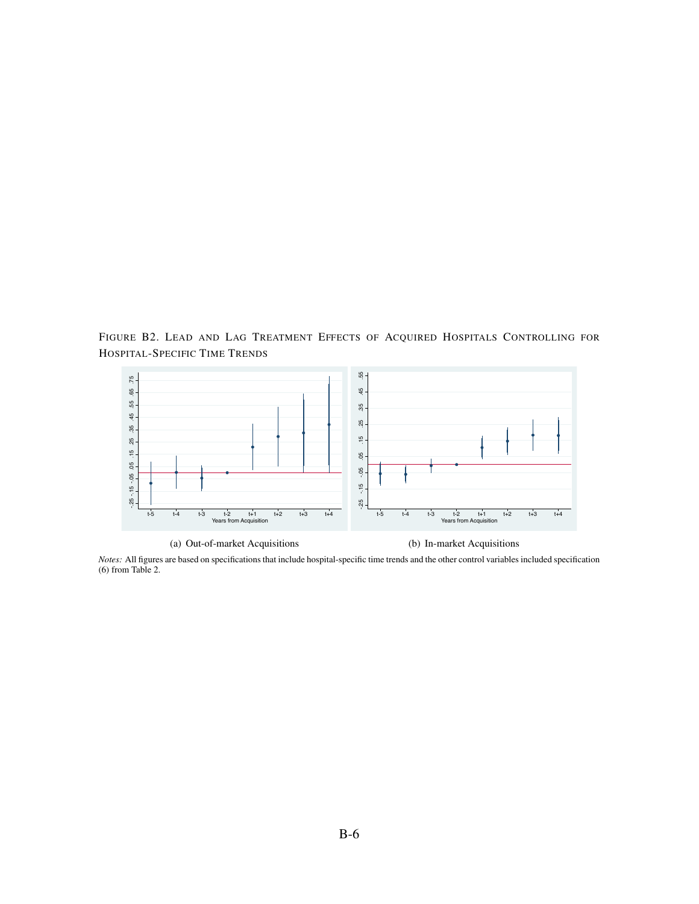FIGURE B2. LEAD AND LAG TREATMENT EFFECTS OF ACQUIRED HOSPITALS CONTROLLING FOR HOSPITAL-SPECIFIC TIME TRENDS

-.25 -.15 -.05 .05 .15 .25 .35 .45 .55 .65 .75

t-5 t-4 t-3 t-2 t+1 t+2 t+3 t+4

Years from Acquisition

(a) Out-of-market Acquisitions

-.25 -.15 -.05 .05 .15 .25 .35 .45 .55

t-5 t-4 t-3 t-2 t+1 t+2 t+3 t+4

Years from Acquisition

(b) In-market Acquisitions

*Notes:* All figures are based on specifications that include hospital-specific time trends and the other control variables included specification (6) from Table 2.